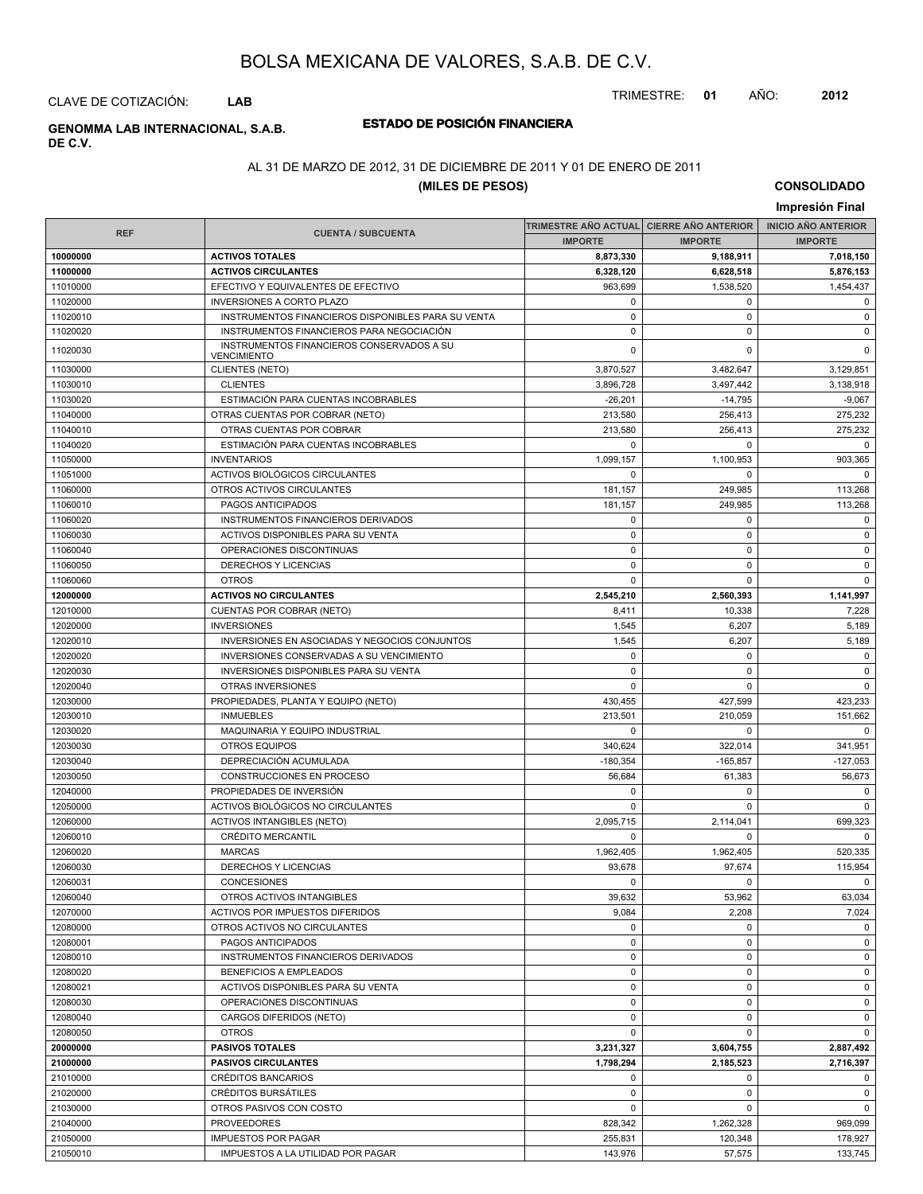# BOLSA MEXICANA DE VALORES, S.A.B. DE C.V.

CLAVE DE COTIZACIÓN: **LAB**

TRIMESTRE: **01** AÑO: **2012**

**GENOMMA LAB INTERNACIONAL, S.A.B. DE C.V.**

## ESTADO DE POSICIÓN FINANCIERA

AL 31 DE MARZO DE 2012, 31 DE DICIEMBRE DE 2011 Y 01 DE ENERO DE 2011

**(MILES DE PESOS)**

**CONSOLIDADO**

**Impresión Final**

| REF | CUENTA / SUBCUENTA | TRIMESTRE AÑO ACTUAL | CIERRE AÑO ANTERIOR | INICIO AÑO ANTERIOR |
|---|---|---|---|---|
| | | IMPORTE | IMPORTE | IMPORTE |
| **10000000** | **ACTIVOS TOTALES** | **8,873,330** | **9,188,911** | **7,018,150** |
| **11000000** | **ACTIVOS CIRCULANTES** | **6,328,120** | **6,628,518** | **5,876,153** |
| 11010000 | EFECTIVO Y EQUIVALENTES DE EFECTIVO | 963,699 | 1,538,520 | 1,454,437 |
| 11020000 | INVERSIONES A CORTO PLAZO | 0 | 0 | 0 |
| 11020010 | INSTRUMENTOS FINANCIEROS DISPONIBLES PARA SU VENTA | 0 | 0 | 0 |
| 11020020 | INSTRUMENTOS FINANCIEROS PARA NEGOCIACIÓN | 0 | 0 | 0 |
| 11020030 | INSTRUMENTOS FINANCIEROS CONSERVADOS A SU VENCIMIENTO | 0 | 0 | 0 |
| 11030000 | CLIENTES (NETO) | 3,870,527 | 3,482,647 | 3,129,851 |
| 11030010 | CLIENTES | 3,896,728 | 3,497,442 | 3,138,918 |
| 11030020 | ESTIMACIÓN PARA CUENTAS INCOBRABLES | -26,201 | -14,795 | -9,067 |
| 11040000 | OTRAS CUENTAS POR COBRAR (NETO) | 213,580 | 256,413 | 275,232 |
| 11040010 | OTRAS CUENTAS POR COBRAR | 213,580 | 256,413 | 275,232 |
| 11040020 | ESTIMACIÓN PARA CUENTAS INCOBRABLES | 0 | 0 | 0 |
| 11050000 | INVENTARIOS | 1,099,157 | 1,100,953 | 903,365 |
| 11051000 | ACTIVOS BIOLÓGICOS CIRCULANTES | 0 | 0 | 0 |
| 11060000 | OTROS ACTIVOS CIRCULANTES | 181,157 | 249,985 | 113,268 |
| 11060010 | PAGOS ANTICIPADOS | 181,157 | 249,985 | 113,268 |
| 11060020 | INSTRUMENTOS FINANCIEROS DERIVADOS | 0 | 0 | 0 |
| 11060030 | ACTIVOS DISPONIBLES PARA SU VENTA | 0 | 0 | 0 |
| 11060040 | OPERACIONES DISCONTINUAS | 0 | 0 | 0 |
| 11060050 | DERECHOS Y LICENCIAS | 0 | 0 | 0 |
| 11060060 | OTROS | 0 | 0 | 0 |
| **12000000** | **ACTIVOS NO CIRCULANTES** | **2,545,210** | **2,560,393** | **1,141,997** |
| 12010000 | CUENTAS POR COBRAR (NETO) | 8,411 | 10,338 | 7,228 |
| 12020000 | INVERSIONES | 1,545 | 6,207 | 5,189 |
| 12020010 | INVERSIONES EN ASOCIADAS Y NEGOCIOS CONJUNTOS | 1,545 | 6,207 | 5,189 |
| 12020020 | INVERSIONES CONSERVADAS A SU VENCIMIENTO | 0 | 0 | 0 |
| 12020030 | INVERSIONES DISPONIBLES PARA SU VENTA | 0 | 0 | 0 |
| 12020040 | OTRAS INVERSIONES | 0 | 0 | 0 |
| 12030000 | PROPIEDADES, PLANTA Y EQUIPO (NETO) | 430,455 | 427,599 | 423,233 |
| 12030010 | INMUEBLES | 213,501 | 210,059 | 151,662 |
| 12030020 | MAQUINARIA Y EQUIPO INDUSTRIAL | 0 | 0 | 0 |
| 12030030 | OTROS EQUIPOS | 340,624 | 322,014 | 341,951 |
| 12030040 | DEPRECIACIÓN ACUMULADA | -180,354 | -165,857 | -127,053 |
| 12030050 | CONSTRUCCIONES EN PROCESO | 56,684 | 61,383 | 56,673 |
| 12040000 | PROPIEDADES DE INVERSIÓN | 0 | 0 | 0 |
| 12050000 | ACTIVOS BIOLÓGICOS NO CIRCULANTES | 0 | 0 | 0 |
| 12060000 | ACTIVOS INTANGIBLES (NETO) | 2,095,715 | 2,114,041 | 699,323 |
| 12060010 | CRÉDITO MERCANTIL | 0 | 0 | 0 |
| 12060020 | MARCAS | 1,962,405 | 1,962,405 | 520,335 |
| 12060030 | DERECHOS Y LICENCIAS | 93,678 | 97,674 | 115,954 |
| 12060031 | CONCESIONES | 0 | 0 | 0 |
| 12060040 | OTROS ACTIVOS INTANGIBLES | 39,632 | 53,962 | 63,034 |
| 12070000 | ACTIVOS POR IMPUESTOS DIFERIDOS | 9,084 | 2,208 | 7,024 |
| 12080000 | OTROS ACTIVOS NO CIRCULANTES | 0 | 0 | 0 |
| 12080001 | PAGOS ANTICIPADOS | 0 | 0 | 0 |
| 12080010 | INSTRUMENTOS FINANCIEROS DERIVADOS | 0 | 0 | 0 |
| 12080020 | BENEFICIOS A EMPLEADOS | 0 | 0 | 0 |
| 12080021 | ACTIVOS DISPONIBLES PARA SU VENTA | 0 | 0 | 0 |
| 12080030 | OPERACIONES DISCONTINUAS | 0 | 0 | 0 |
| 12080040 | CARGOS DIFERIDOS (NETO) | 0 | 0 | 0 |
| 12080050 | OTROS | 0 | 0 | 0 |
| **20000000** | **PASIVOS TOTALES** | **3,231,327** | **3,604,755** | **2,887,492** |
| **21000000** | **PASIVOS CIRCULANTES** | **1,798,294** | **2,185,523** | **2,716,397** |
| 21010000 | CRÉDITOS BANCARIOS | 0 | 0 | 0 |
| 21020000 | CRÉDITOS BURSÁTILES | 0 | 0 | 0 |
| 21030000 | OTROS PASIVOS CON COSTO | 0 | 0 | 0 |
| 21040000 | PROVEEDORES | 828,342 | 1,262,328 | 969,099 |
| 21050000 | IMPUESTOS POR PAGAR | 255,831 | 120,348 | 178,927 |
| 21050010 | IMPUESTOS A LA UTILIDAD POR PAGAR | 143,976 | 57,575 | 133,745 |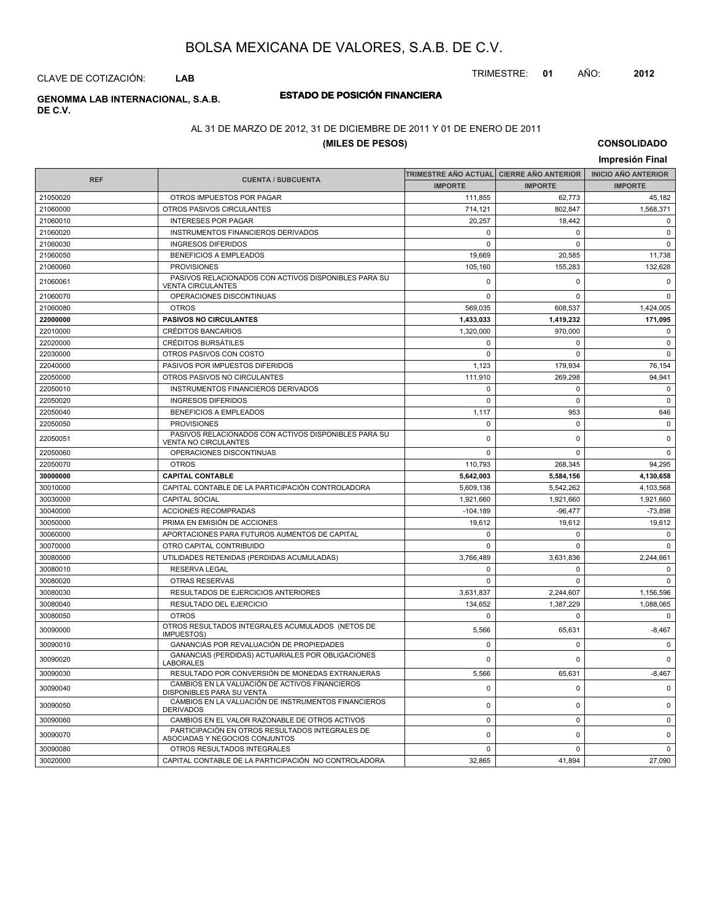# BOLSA MEXICANA DE VALORES, S.A.B. DE C.V.

CLAVE DE COTIZACIÓN: **LAB**

TRIMESTRE: **01** AÑO: **2012**

**GENOMMA LAB INTERNACIONAL, S.A.B. DE C.V.**

## ESTADO DE POSICIÓN FINANCIERA

AL 31 DE MARZO DE 2012, 31 DE DICIEMBRE DE 2011 Y 01 DE ENERO DE 2011

**(MILES DE PESOS)**

**CONSOLIDADO**

**Impresión Final**

| REF | CUENTA / SUBCUENTA | TRIMESTRE AÑO ACTUAL | CIERRE AÑO ANTERIOR | INICIO AÑO ANTERIOR |
|---|---|---|---|---|
| | | IMPORTE | IMPORTE | IMPORTE |
| 21050020 | OTROS IMPUESTOS POR PAGAR | 111,855 | 62,773 | 45,182 |
| 21060000 | OTROS PASIVOS CIRCULANTES | 714,121 | 802,847 | 1,568,371 |
| 21060010 | INTERESES POR PAGAR | 20,257 | 18,442 | 0 |
| 21060020 | INSTRUMENTOS FINANCIEROS DERIVADOS | 0 | 0 | 0 |
| 21060030 | INGRESOS DIFERIDOS | 0 | 0 | 0 |
| 21060050 | BENEFICIOS A EMPLEADOS | 19,669 | 20,585 | 11,738 |
| 21060060 | PROVISIONES | 105,160 | 155,283 | 132,628 |
| 21060061 | PASIVOS RELACIONADOS CON ACTIVOS DISPONIBLES PARA SU VENTA CIRCULANTES | 0 | 0 | 0 |
| 21060070 | OPERACIONES DISCONTINUAS | 0 | 0 | 0 |
| 21060080 | OTROS | 569,035 | 608,537 | 1,424,005 |
| **22000000** | **PASIVOS NO CIRCULANTES** | **1,433,033** | **1,419,232** | **171,095** |
| 22010000 | CRÉDITOS BANCARIOS | 1,320,000 | 970,000 | 0 |
| 22020000 | CRÉDITOS BURSÁTILES | 0 | 0 | 0 |
| 22030000 | OTROS PASIVOS CON COSTO | 0 | 0 | 0 |
| 22040000 | PASIVOS POR IMPUESTOS DIFERIDOS | 1,123 | 179,934 | 76,154 |
| 22050000 | OTROS PASIVOS NO CIRCULANTES | 111,910 | 269,298 | 94,941 |
| 22050010 | INSTRUMENTOS FINANCIEROS DERIVADOS | 0 | 0 | 0 |
| 22050020 | INGRESOS DIFERIDOS | 0 | 0 | 0 |
| 22050040 | BENEFICIOS A EMPLEADOS | 1,117 | 953 | 646 |
| 22050050 | PROVISIONES | 0 | 0 | 0 |
| 22050051 | PASIVOS RELACIONADOS CON ACTIVOS DISPONIBLES PARA SU VENTA NO CIRCULANTES | 0 | 0 | 0 |
| 22050060 | OPERACIONES DISCONTINUAS | 0 | 0 | 0 |
| 22050070 | OTROS | 110,793 | 268,345 | 94,295 |
| **30000000** | **CAPITAL CONTABLE** | **5,642,003** | **5,584,156** | **4,130,658** |
| 30010000 | CAPITAL CONTABLE DE LA PARTICIPACIÓN CONTROLADORA | 5,609,138 | 5,542,262 | 4,103,568 |
| 30030000 | CAPITAL SOCIAL | 1,921,660 | 1,921,660 | 1,921,660 |
| 30040000 | ACCIONES RECOMPRADAS | -104,189 | -96,477 | -73,898 |
| 30050000 | PRIMA EN EMISIÓN DE ACCIONES | 19,612 | 19,612 | 19,612 |
| 30060000 | APORTACIONES PARA FUTUROS AUMENTOS DE CAPITAL | 0 | 0 | 0 |
| 30070000 | OTRO CAPITAL CONTRIBUIDO | 0 | 0 | 0 |
| 30080000 | UTILIDADES RETENIDAS (PERDIDAS ACUMULADAS) | 3,766,489 | 3,631,836 | 2,244,661 |
| 30080010 | RESERVA LEGAL | 0 | 0 | 0 |
| 30080020 | OTRAS RESERVAS | 0 | 0 | 0 |
| 30080030 | RESULTADOS DE EJERCICIOS ANTERIORES | 3,631,837 | 2,244,607 | 1,156,596 |
| 30080040 | RESULTADO DEL EJERCICIO | 134,652 | 1,387,229 | 1,088,065 |
| 30080050 | OTROS | 0 | 0 | 0 |
| 30090000 | OTROS RESULTADOS INTEGRALES ACUMULADOS (NETOS DE IMPUESTOS) | 5,566 | 65,631 | -8,467 |
| 30090010 | GANANCIAS POR REVALUACIÓN DE PROPIEDADES | 0 | 0 | 0 |
| 30090020 | GANANCIAS (PERDIDAS) ACTUARIALES POR OBLIGACIONES LABORALES | 0 | 0 | 0 |
| 30090030 | RESULTADO POR CONVERSIÓN DE MONEDAS EXTRANJERAS | 5,566 | 65,631 | -8,467 |
| 30090040 | CAMBIOS EN LA VALUACIÓN DE ACTIVOS FINANCIEROS DISPONIBLES PARA SU VENTA | 0 | 0 | 0 |
| 30090050 | CAMBIOS EN LA VALUACIÓN DE INSTRUMENTOS FINANCIEROS DERIVADOS | 0 | 0 | 0 |
| 30090060 | CAMBIOS EN EL VALOR RAZONABLE DE OTROS ACTIVOS | 0 | 0 | 0 |
| 30090070 | PARTICIPACIÓN EN OTROS RESULTADOS INTEGRALES DE ASOCIADAS Y NEGOCIOS CONJUNTOS | 0 | 0 | 0 |
| 30090080 | OTROS RESULTADOS INTEGRALES | 0 | 0 | 0 |
| 30020000 | CAPITAL CONTABLE DE LA PARTICIPACIÓN NO CONTROLADORA | 32,865 | 41,894 | 27,090 |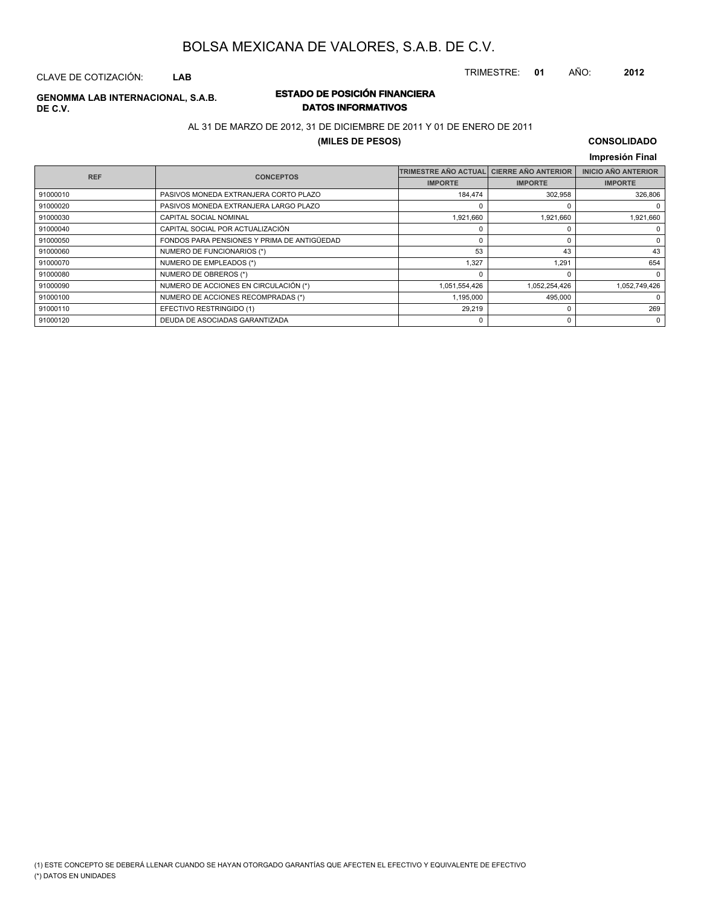# BOLSA MEXICANA DE VALORES, S.A.B. DE C.V.

CLAVE DE COTIZACIÓN: **LAB**

TRIMESTRE: **01** AÑO: **2012**

**GENOMMA LAB INTERNACIONAL, S.A.B. DE C.V.**

## ESTADO DE POSICIÓN FINANCIERA
### DATOS INFORMATIVOS

AL 31 DE MARZO DE 2012, 31 DE DICIEMBRE DE 2011 Y 01 DE ENERO DE 2011

**(MILES DE PESOS)**

**CONSOLIDADO**

**Impresión Final**

| REF | CONCEPTOS | TRIMESTRE AÑO ACTUAL | CIERRE AÑO ANTERIOR | INICIO AÑO ANTERIOR |
|---|---|---|---|---|
| | | IMPORTE | IMPORTE | IMPORTE |
| 91000010 | PASIVOS MONEDA EXTRANJERA CORTO PLAZO | 184,474 | 302,958 | 326,806 |
| 91000020 | PASIVOS MONEDA EXTRANJERA LARGO PLAZO | 0 | 0 | 0 |
| 91000030 | CAPITAL SOCIAL NOMINAL | 1,921,660 | 1,921,660 | 1,921,660 |
| 91000040 | CAPITAL SOCIAL POR ACTUALIZACIÓN | 0 | 0 | 0 |
| 91000050 | FONDOS PARA PENSIONES Y PRIMA DE ANTIGÜEDAD | 0 | 0 | 0 |
| 91000060 | NUMERO DE FUNCIONARIOS (*) | 53 | 43 | 43 |
| 91000070 | NUMERO DE EMPLEADOS (*) | 1,327 | 1,291 | 654 |
| 91000080 | NUMERO DE OBREROS (*) | 0 | 0 | 0 |
| 91000090 | NUMERO DE ACCIONES EN CIRCULACIÓN (*) | 1,051,554,426 | 1,052,254,426 | 1,052,749,426 |
| 91000100 | NUMERO DE ACCIONES RECOMPRADAS (*) | 1,195,000 | 495,000 | 0 |
| 91000110 | EFECTIVO RESTRINGIDO (1) | 29,219 | 0 | 269 |
| 91000120 | DEUDA DE ASOCIADAS GARANTIZADA | 0 | 0 | 0 |

(1) ESTE CONCEPTO SE DEBERÁ LLENAR CUANDO SE HAYAN OTORGADO GARANTÍAS QUE AFECTEN EL EFECTIVO Y EQUIVALENTE DE EFECTIVO

(*) DATOS EN UNIDADES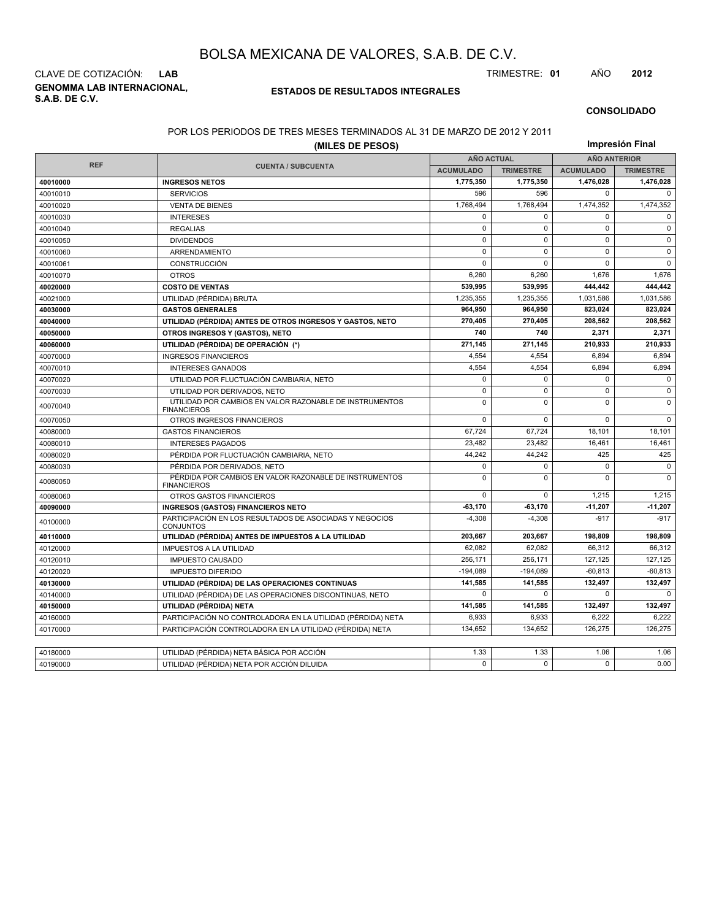# BOLSA MEXICANA DE VALORES, S.A.B. DE C.V.

CLAVE DE COTIZACIÓN: **LAB**

TRIMESTRE: **01** AÑO **2012**

**GENOMMA LAB INTERNACIONAL, S.A.B. DE C.V.**

## ESTADOS DE RESULTADOS INTEGRALES

**CONSOLIDADO**

POR LOS PERIODOS DE TRES MESES TERMINADOS AL 31 DE MARZO DE 2012 Y 2011

**(MILES DE PESOS)**

**Impresión Final**

| REF | CUENTA / SUBCUENTA | AÑO ACTUAL | | AÑO ANTERIOR | |
|---|---|---|---|---|---|
| | | ACUMULADO | TRIMESTRE | ACUMULADO | TRIMESTRE |
| **40010000** | **INGRESOS NETOS** | **1,775,350** | **1,775,350** | **1,476,028** | **1,476,028** |
| 40010010 | SERVICIOS | 596 | 596 | 0 | 0 |
| 40010020 | VENTA DE BIENES | 1,768,494 | 1,768,494 | 1,474,352 | 1,474,352 |
| 40010030 | INTERESES | 0 | 0 | 0 | 0 |
| 40010040 | REGALIAS | 0 | 0 | 0 | 0 |
| 40010050 | DIVIDENDOS | 0 | 0 | 0 | 0 |
| 40010060 | ARRENDAMIENTO | 0 | 0 | 0 | 0 |
| 40010061 | CONSTRUCCIÓN | 0 | 0 | 0 | 0 |
| 40010070 | OTROS | 6,260 | 6,260 | 1,676 | 1,676 |
| **40020000** | **COSTO DE VENTAS** | **539,995** | **539,995** | **444,442** | **444,442** |
| 40021000 | UTILIDAD (PÉRDIDA) BRUTA | 1,235,355 | 1,235,355 | 1,031,586 | 1,031,586 |
| **40030000** | **GASTOS GENERALES** | **964,950** | **964,950** | **823,024** | **823,024** |
| **40040000** | **UTILIDAD (PÉRDIDA) ANTES DE OTROS INGRESOS Y GASTOS, NETO** | **270,405** | **270,405** | **208,562** | **208,562** |
| **40050000** | **OTROS INGRESOS Y (GASTOS), NETO** | **740** | **740** | **2,371** | **2,371** |
| **40060000** | **UTILIDAD (PÉRDIDA) DE OPERACIÓN (*)** | **271,145** | **271,145** | **210,933** | **210,933** |
| 40070000 | INGRESOS FINANCIEROS | 4,554 | 4,554 | 6,894 | 6,894 |
| 40070010 | INTERESES GANADOS | 4,554 | 4,554 | 6,894 | 6,894 |
| 40070020 | UTILIDAD POR FLUCTUACIÓN CAMBIARIA, NETO | 0 | 0 | 0 | 0 |
| 40070030 | UTILIDAD POR DERIVADOS, NETO | 0 | 0 | 0 | 0 |
| 40070040 | UTILIDAD POR CAMBIOS EN VALOR RAZONABLE DE INSTRUMENTOS FINANCIEROS | 0 | 0 | 0 | 0 |
| 40070050 | OTROS INGRESOS FINANCIEROS | 0 | 0 | 0 | 0 |
| 40080000 | GASTOS FINANCIEROS | 67,724 | 67,724 | 18,101 | 18,101 |
| 40080010 | INTERESES PAGADOS | 23,482 | 23,482 | 16,461 | 16,461 |
| 40080020 | PÉRDIDA POR FLUCTUACIÓN CAMBIARIA, NETO | 44,242 | 44,242 | 425 | 425 |
| 40080030 | PÉRDIDA POR DERIVADOS, NETO | 0 | 0 | 0 | 0 |
| 40080050 | PÉRDIDA POR CAMBIOS EN VALOR RAZONABLE DE INSTRUMENTOS FINANCIEROS | 0 | 0 | 0 | 0 |
| 40080060 | OTROS GASTOS FINANCIEROS | 0 | 0 | 1,215 | 1,215 |
| **40090000** | **INGRESOS (GASTOS) FINANCIEROS NETO** | **-63,170** | **-63,170** | **-11,207** | **-11,207** |
| 40100000 | PARTICIPACIÓN EN LOS RESULTADOS DE ASOCIADAS Y NEGOCIOS CONJUNTOS | -4,308 | -4,308 | -917 | -917 |
| **40110000** | **UTILIDAD (PÉRDIDA) ANTES DE IMPUESTOS A LA UTILIDAD** | **203,667** | **203,667** | **198,809** | **198,809** |
| 40120000 | IMPUESTOS A LA UTILIDAD | 62,082 | 62,082 | 66,312 | 66,312 |
| 40120010 | IMPUESTO CAUSADO | 256,171 | 256,171 | 127,125 | 127,125 |
| 40120020 | IMPUESTO DIFERIDO | -194,089 | -194,089 | -60,813 | -60,813 |
| **40130000** | **UTILIDAD (PÉRDIDA) DE LAS OPERACIONES CONTINUAS** | **141,585** | **141,585** | **132,497** | **132,497** |
| 40140000 | UTILIDAD (PÉRDIDA) DE LAS OPERACIONES DISCONTINUAS, NETO | 0 | 0 | 0 | 0 |
| **40150000** | **UTILIDAD (PÉRDIDA) NETA** | **141,585** | **141,585** | **132,497** | **132,497** |
| 40160000 | PARTICIPACIÓN NO CONTROLADORA EN LA UTILIDAD (PÉRDIDA) NETA | 6,933 | 6,933 | 6,222 | 6,222 |
| 40170000 | PARTICIPACIÓN CONTROLADORA EN LA UTILIDAD (PÉRDIDA) NETA | 134,652 | 134,652 | 126,275 | 126,275 |

| | | | | | |
|---|---|---|---|---|---|
| 40180000 | UTILIDAD (PÉRDIDA) NETA BÁSICA POR ACCIÓN | 1.33 | 1.33 | 1.06 | 1.06 |
| 40190000 | UTILIDAD (PÉRDIDA) NETA POR ACCIÓN DILUIDA | 0 | 0 | 0 | 0.00 |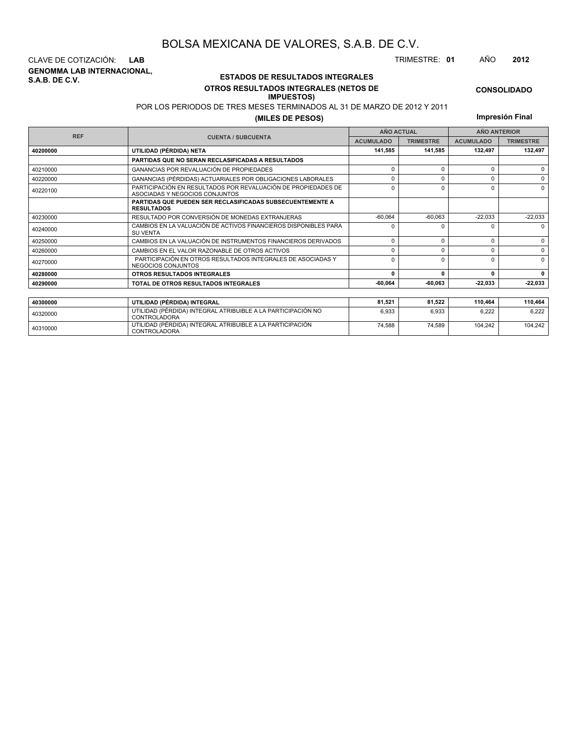# BOLSA MEXICANA DE VALORES, S.A.B. DE C.V.

CLAVE DE COTIZACIÓN: **LAB**

TRIMESTRE: **01** AÑO **2012**

**GENOMMA LAB INTERNACIONAL, S.A.B. DE C.V.**

## ESTADOS DE RESULTADOS INTEGRALES

### OTROS RESULTADOS INTEGRALES (NETOS DE IMPUESTOS)

**CONSOLIDADO**

POR LOS PERIODOS DE TRES MESES TERMINADOS AL 31 DE MARZO DE 2012 Y 2011

**(MILES DE PESOS)**

**Impresión Final**

| REF | CUENTA / SUBCUENTA | AÑO ACTUAL | | AÑO ANTERIOR | |
|---|---|---|---|---|---|
| | | ACUMULADO | TRIMESTRE | ACUMULADO | TRIMESTRE |
| **40200000** | **UTILIDAD (PÉRDIDA) NETA** | **141,585** | **141,585** | **132,497** | **132,497** |
| | **PARTIDAS QUE NO SERAN RECLASIFICADAS A RESULTADOS** | | | | |
| 40210000 | GANANCIAS POR REVALUACIÓN DE PROPIEDADES | 0 | 0 | 0 | 0 |
| 40220000 | GANANCIAS (PÉRDIDAS) ACTUARIALES POR OBLIGACIONES LABORALES | 0 | 0 | 0 | 0 |
| 40220100 | PARTICIPACIÓN EN RESULTADOS POR REVALUACIÓN DE PROPIEDADES DE ASOCIADAS Y NEGOCIOS CONJUNTOS | 0 | 0 | 0 | 0 |
| | **PARTIDAS QUE PUEDEN SER RECLASIFICADAS SUBSECUENTEMENTE A RESULTADOS** | | | | |
| 40230000 | RESULTADO POR CONVERSIÓN DE MONEDAS EXTRANJERAS | -60,064 | -60,063 | -22,033 | -22,033 |
| 40240000 | CAMBIOS EN LA VALUACIÓN DE ACTIVOS FINANCIEROS DISPONIBLES PARA SU VENTA | 0 | 0 | 0 | 0 |
| 40250000 | CAMBIOS EN LA VALUACIÓN DE INSTRUMENTOS FINANCIEROS DERIVADOS | 0 | 0 | 0 | 0 |
| 40260000 | CAMBIOS EN EL VALOR RAZONABLE DE OTROS ACTIVOS | 0 | 0 | 0 | 0 |
| 40270000 | PARTICIPACIÓN EN OTROS RESULTADOS INTEGRALES DE ASOCIADAS Y NEGOCIOS CONJUNTOS | 0 | 0 | 0 | 0 |
| **40280000** | **OTROS RESULTADOS INTEGRALES** | **0** | **0** | **0** | **0** |
| **40290000** | **TOTAL DE OTROS RESULTADOS INTEGRALES** | **-60,064** | **-60,063** | **-22,033** | **-22,033** |

| REF | CUENTA / SUBCUENTA | ACUMULADO | TRIMESTRE | ACUMULADO | TRIMESTRE |
|---|---|---|---|---|---|
| **40300000** | **UTILIDAD (PÉRDIDA) INTEGRAL** | **81,521** | **81,522** | **110,464** | **110,464** |
| 40320000 | UTILIDAD (PÉRDIDA) INTEGRAL ATRIBUIBLE A LA PARTICIPACIÓN NO CONTROLADORA | 6,933 | 6,933 | 6,222 | 6,222 |
| 40310000 | UTILIDAD (PÉRDIDA) INTEGRAL ATRIBUIBLE A LA PARTICIPACIÓN CONTROLADORA | 74,588 | 74,589 | 104,242 | 104,242 |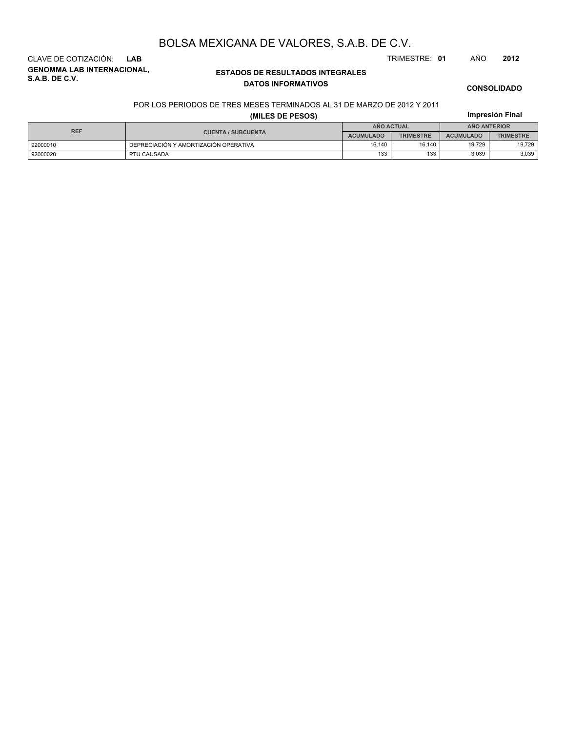# BOLSA MEXICANA DE VALORES, S.A.B. DE C.V.

CLAVE DE COTIZACIÓN: **LAB**

TRIMESTRE: **01** AÑO **2012**

**GENOMMA LAB INTERNACIONAL, S.A.B. DE C.V.**

**ESTADOS DE RESULTADOS INTEGRALES**
**DATOS INFORMATIVOS**

**CONSOLIDADO**

POR LOS PERIODOS DE TRES MESES TERMINADOS AL 31 DE MARZO DE 2012 Y 2011

**(MILES DE PESOS)**

**Impresión Final**

| REF | CUENTA / SUBCUENTA | AÑO ACTUAL | | AÑO ANTERIOR | |
|---|---|---|---|---|---|
| | | ACUMULADO | TRIMESTRE | ACUMULADO | TRIMESTRE |
| 92000010 | DEPRECIACIÓN Y AMORTIZACIÓN OPERATIVA | 16,140 | 16,140 | 19,729 | 19,729 |
| 92000020 | PTU CAUSADA | 133 | 133 | 3,039 | 3,039 |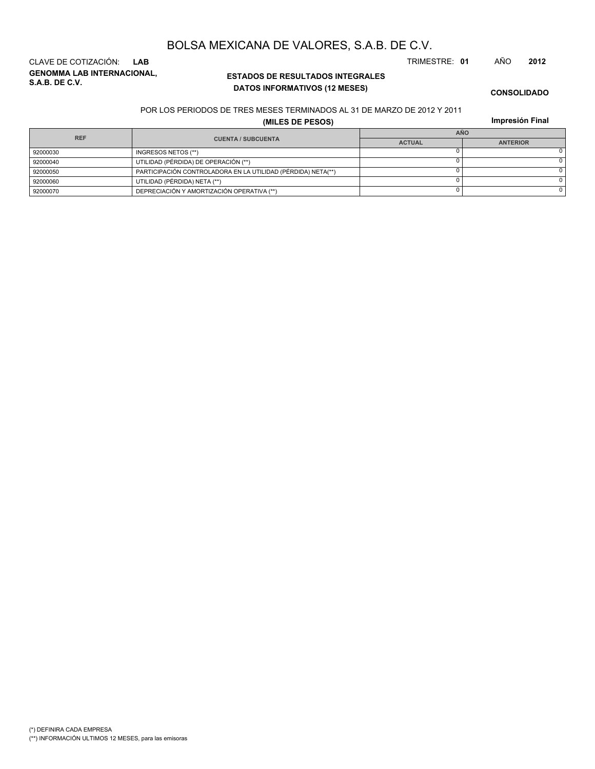# BOLSA MEXICANA DE VALORES, S.A.B. DE C.V.

CLAVE DE COTIZACIÓN: **LAB**

TRIMESTRE: **01** AÑO **2012**

**GENOMMA LAB INTERNACIONAL, S.A.B. DE C.V.**

**ESTADOS DE RESULTADOS INTEGRALES**
**DATOS INFORMATIVOS (12 MESES)**

**CONSOLIDADO**

POR LOS PERIODOS DE TRES MESES TERMINADOS AL 31 DE MARZO DE 2012 Y 2011

**(MILES DE PESOS)**

**Impresión Final**

| REF | CUENTA / SUBCUENTA | AÑO | |
|---|---|---|---|
| | | ACTUAL | ANTERIOR |
| 92000030 | INGRESOS NETOS (**) | 0 | 0 |
| 92000040 | UTILIDAD (PÉRDIDA) DE OPERACIÓN (**) | 0 | 0 |
| 92000050 | PARTICIPACIÓN CONTROLADORA EN LA UTILIDAD (PÉRDIDA) NETA(**) | 0 | 0 |
| 92000060 | UTILIDAD (PÉRDIDA) NETA (**) | 0 | 0 |
| 92000070 | DEPRECIACIÓN Y AMORTIZACIÓN OPERATIVA (**) | 0 | 0 |

(*) DEFINIRA CADA EMPRESA

(**) INFORMACIÓN ULTIMOS 12 MESES, para las emisoras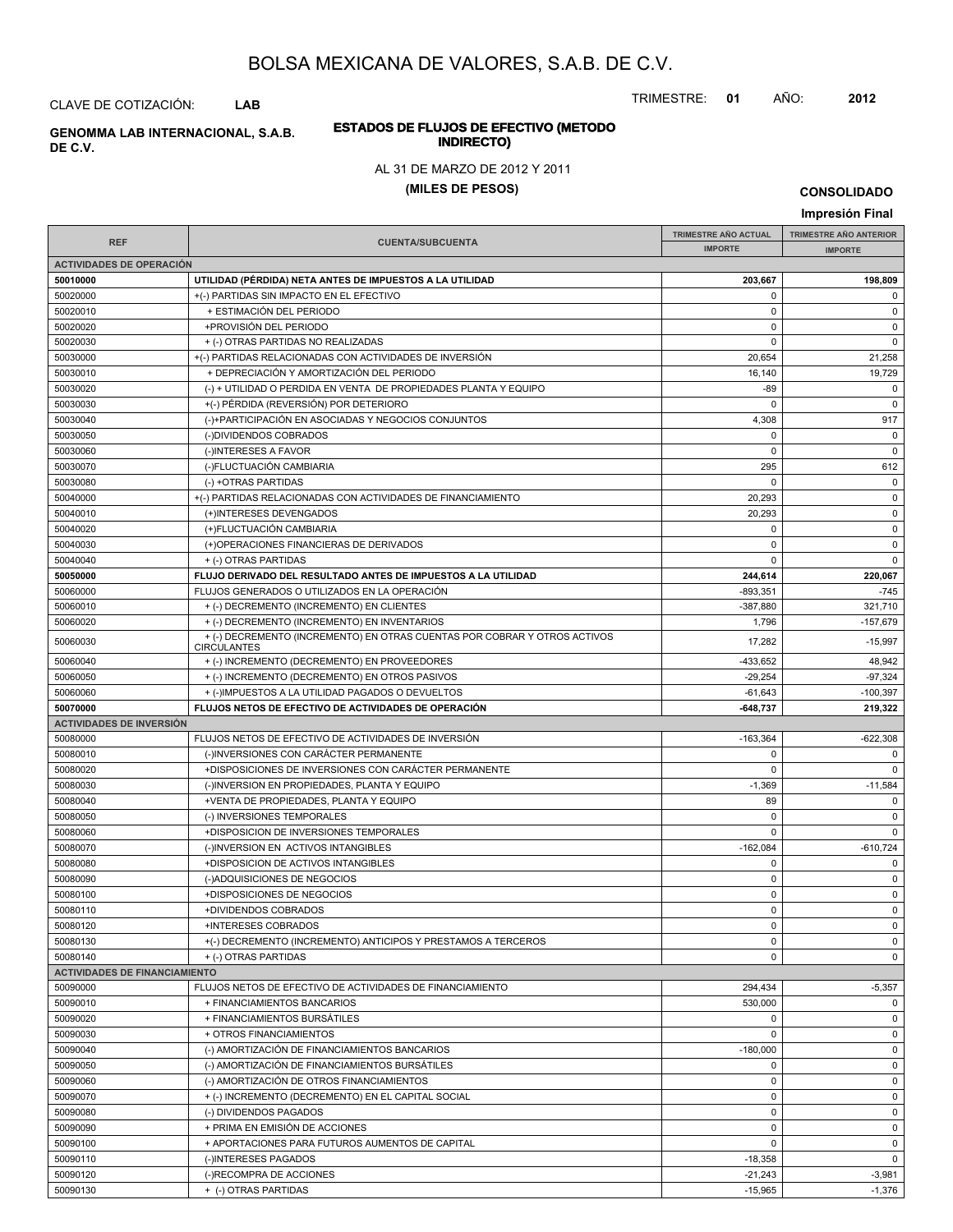# BOLSA MEXICANA DE VALORES, S.A.B. DE C.V.

CLAVE DE COTIZACIÓN: **LAB**

TRIMESTRE: **01** AÑO: **2012**

**GENOMMA LAB INTERNACIONAL, S.A.B. DE C.V.**

## ESTADOS DE FLUJOS DE EFECTIVO (METODO INDIRECTO)

AL 31 DE MARZO DE 2012 Y 2011

**(MILES DE PESOS)**

**CONSOLIDADO**

**Impresión Final**

| REF | CUENTA/SUBCUENTA | TRIMESTRE AÑO ACTUAL IMPORTE | TRIMESTRE AÑO ANTERIOR IMPORTE |
|---|---|---|---|
| **ACTIVIDADES DE OPERACIÓN** | | | |
| **50010000** | **UTILIDAD (PÉRDIDA) NETA ANTES DE IMPUESTOS A LA UTILIDAD** | **203,667** | **198,809** |
| 50020000 | +(-) PARTIDAS SIN IMPACTO EN EL EFECTIVO | 0 | 0 |
| 50020010 | + ESTIMACIÓN DEL PERIODO | 0 | 0 |
| 50020020 | +PROVISIÓN DEL PERIODO | 0 | 0 |
| 50020030 | + (-) OTRAS PARTIDAS NO REALIZADAS | 0 | 0 |
| 50030000 | +(-) PARTIDAS RELACIONADAS CON ACTIVIDADES DE INVERSIÓN | 20,654 | 21,258 |
| 50030010 | + DEPRECIACIÓN Y AMORTIZACIÓN DEL PERIODO | 16,140 | 19,729 |
| 50030020 | (-) + UTILIDAD O PERDIDA EN VENTA DE PROPIEDADES PLANTA Y EQUIPO | -89 | 0 |
| 50030030 | +(-) PÉRDIDA (REVERSIÓN) POR DETERIORO | 0 | 0 |
| 50030040 | (-)+PARTICIPACIÓN EN ASOCIADAS Y NEGOCIOS CONJUNTOS | 4,308 | 917 |
| 50030050 | (-)DIVIDENDOS COBRADOS | 0 | 0 |
| 50030060 | (-)INTERESES A FAVOR | 0 | 0 |
| 50030070 | (-)FLUCTUACIÓN CAMBIARIA | 295 | 612 |
| 50030080 | (-) +OTRAS PARTIDAS | 0 | 0 |
| 50040000 | +(-) PARTIDAS RELACIONADAS CON ACTIVIDADES DE FINANCIAMIENTO | 20,293 | 0 |
| 50040010 | (+)INTERESES DEVENGADOS | 20,293 | 0 |
| 50040020 | (+)FLUCTUACIÓN CAMBIARIA | 0 | 0 |
| 50040030 | (+)OPERACIONES FINANCIERAS DE DERIVADOS | 0 | 0 |
| 50040040 | + (-) OTRAS PARTIDAS | 0 | 0 |
| **50050000** | **FLUJO DERIVADO DEL RESULTADO ANTES DE IMPUESTOS A LA UTILIDAD** | **244,614** | **220,067** |
| 50060000 | FLUJOS GENERADOS O UTILIZADOS EN LA OPERACIÓN | -893,351 | -745 |
| 50060010 | + (-) DECREMENTO (INCREMENTO) EN CLIENTES | -387,880 | 321,710 |
| 50060020 | + (-) DECREMENTO (INCREMENTO) EN INVENTARIOS | 1,796 | -157,679 |
| 50060030 | + (-) DECREMENTO (INCREMENTO) EN OTRAS CUENTAS POR COBRAR Y OTROS ACTIVOS CIRCULANTES | 17,282 | -15,997 |
| 50060040 | + (-) INCREMENTO (DECREMENTO) EN PROVEEDORES | -433,652 | 48,942 |
| 50060050 | + (-) INCREMENTO (DECREMENTO) EN OTROS PASIVOS | -29,254 | -97,324 |
| 50060060 | + (-)IMPUESTOS A LA UTILIDAD PAGADOS O DEVUELTOS | -61,643 | -100,397 |
| **50070000** | **FLUJOS NETOS DE EFECTIVO DE ACTIVIDADES DE OPERACIÓN** | **-648,737** | **219,322** |
| **ACTIVIDADES DE INVERSIÓN** | | | |
| 50080000 | FLUJOS NETOS DE EFECTIVO DE ACTIVIDADES DE INVERSIÓN | -163,364 | -622,308 |
| 50080010 | (-)INVERSIONES CON CARÁCTER PERMANENTE | 0 | 0 |
| 50080020 | +DISPOSICIONES DE INVERSIONES CON CARÁCTER PERMANENTE | 0 | 0 |
| 50080030 | (-)INVERSION EN PROPIEDADES, PLANTA Y EQUIPO | -1,369 | -11,584 |
| 50080040 | +VENTA DE PROPIEDADES, PLANTA Y EQUIPO | 89 | 0 |
| 50080050 | (-) INVERSIONES TEMPORALES | 0 | 0 |
| 50080060 | +DISPOSICION DE INVERSIONES TEMPORALES | 0 | 0 |
| 50080070 | (-)INVERSION EN ACTIVOS INTANGIBLES | -162,084 | -610,724 |
| 50080080 | +DISPOSICION DE ACTIVOS INTANGIBLES | 0 | 0 |
| 50080090 | (-)ADQUISICIONES DE NEGOCIOS | 0 | 0 |
| 50080100 | +DISPOSICIONES DE NEGOCIOS | 0 | 0 |
| 50080110 | +DIVIDENDOS COBRADOS | 0 | 0 |
| 50080120 | +INTERESES COBRADOS | 0 | 0 |
| 50080130 | +(-) DECREMENTO (INCREMENTO) ANTICIPOS Y PRESTAMOS A TERCEROS | 0 | 0 |
| 50080140 | + (-) OTRAS PARTIDAS | 0 | 0 |
| **ACTIVIDADES DE FINANCIAMIENTO** | | | |
| 50090000 | FLUJOS NETOS DE EFECTIVO DE ACTIVIDADES DE FINANCIAMIENTO | 294,434 | -5,357 |
| 50090010 | + FINANCIAMIENTOS BANCARIOS | 530,000 | 0 |
| 50090020 | + FINANCIAMIENTOS BURSÁTILES | 0 | 0 |
| 50090030 | + OTROS FINANCIAMIENTOS | 0 | 0 |
| 50090040 | (-) AMORTIZACIÓN DE FINANCIAMIENTOS BANCARIOS | -180,000 | 0 |
| 50090050 | (-) AMORTIZACIÓN DE FINANCIAMIENTOS BURSÁTILES | 0 | 0 |
| 50090060 | (-) AMORTIZACIÓN DE OTROS FINANCIAMIENTOS | 0 | 0 |
| 50090070 | + (-) INCREMENTO (DECREMENTO) EN EL CAPITAL SOCIAL | 0 | 0 |
| 50090080 | (-) DIVIDENDOS PAGADOS | 0 | 0 |
| 50090090 | + PRIMA EN EMISIÓN DE ACCIONES | 0 | 0 |
| 50090100 | + APORTACIONES PARA FUTUROS AUMENTOS DE CAPITAL | 0 | 0 |
| 50090110 | (-)INTERESES PAGADOS | -18,358 | 0 |
| 50090120 | (-)RECOMPRA DE ACCIONES | -21,243 | -3,981 |
| 50090130 | + (-) OTRAS PARTIDAS | -15,965 | -1,376 |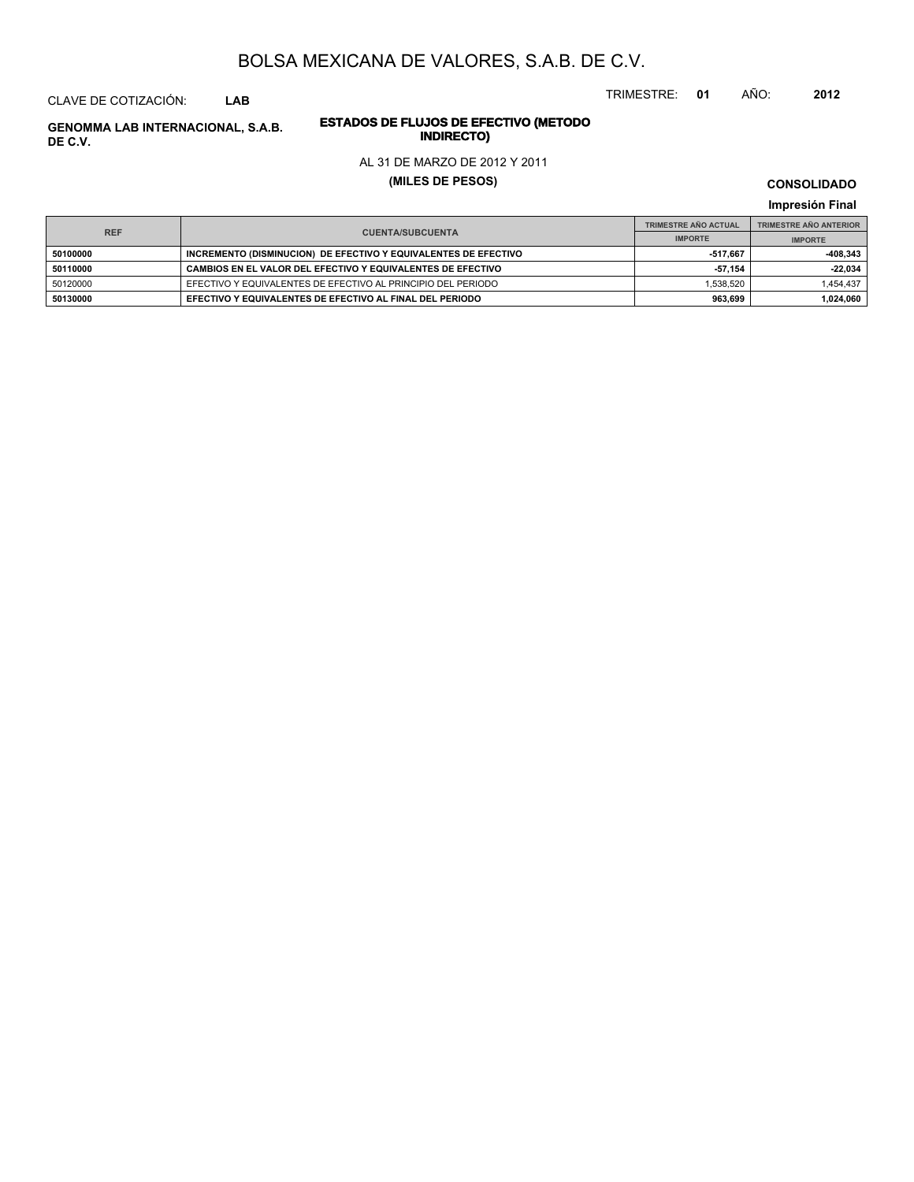# BOLSA MEXICANA DE VALORES, S.A.B. DE C.V.

CLAVE DE COTIZACIÓN: **LAB**

TRIMESTRE: **01** AÑO: **2012**

**GENOMMA LAB INTERNACIONAL, S.A.B. DE C.V.**

**ESTADOS DE FLUJOS DE EFECTIVO (METODO INDIRECTO)**

AL 31 DE MARZO DE 2012 Y 2011

**(MILES DE PESOS)**

**CONSOLIDADO**

**Impresión Final**

| REF | CUENTA/SUBCUENTA | TRIMESTRE AÑO ACTUAL | TRIMESTRE AÑO ANTERIOR |
|---|---|---|---|
| | | IMPORTE | IMPORTE |
| **50100000** | **INCREMENTO (DISMINUCION) DE EFECTIVO Y EQUIVALENTES DE EFECTIVO** | **-517,667** | **-408,343** |
| **50110000** | **CAMBIOS EN EL VALOR DEL EFECTIVO Y EQUIVALENTES DE EFECTIVO** | **-57,154** | **-22,034** |
| 50120000 | EFECTIVO Y EQUIVALENTES DE EFECTIVO AL PRINCIPIO DEL PERIODO | 1,538,520 | 1,454,437 |
| **50130000** | **EFECTIVO Y EQUIVALENTES DE EFECTIVO AL FINAL DEL PERIODO** | **963,699** | **1,024,060** |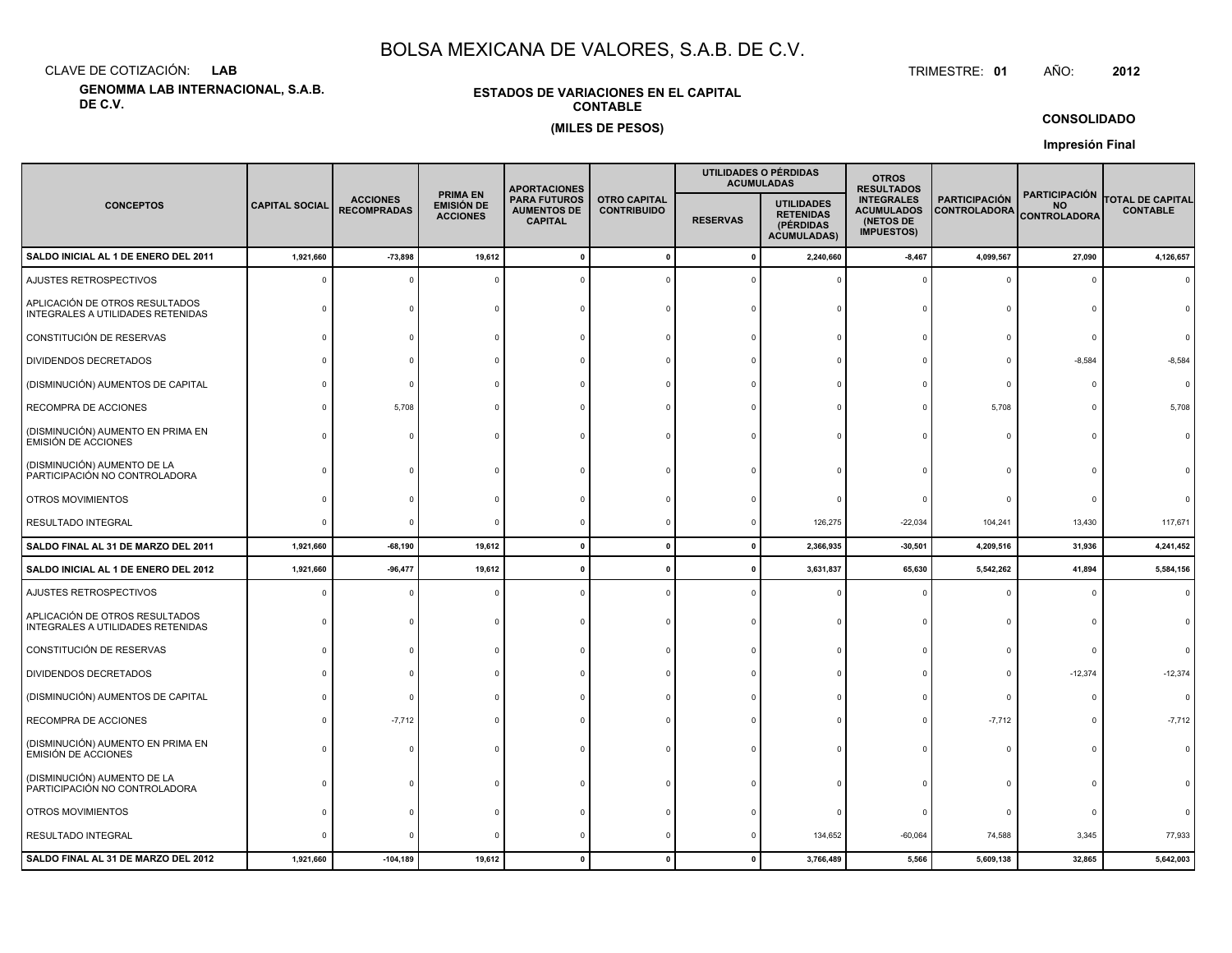# BOLSA MEXICANA DE VALORES, S.A.B. DE C.V.

CLAVE DE COTIZACIÓN: **LAB**

TRIMESTRE: **01** AÑO: **2012**

**GENOMMA LAB INTERNACIONAL, S.A.B. DE C.V.**

**ESTADOS DE VARIACIONES EN EL CAPITAL CONTABLE**

**(MILES DE PESOS)**

**CONSOLIDADO**

**Impresión Final**

| CONCEPTOS | CAPITAL SOCIAL | ACCIONES RECOMPRADAS | PRIMA EN EMISIÓN DE ACCIONES | APORTACIONES PARA FUTUROS AUMENTOS DE CAPITAL | OTRO CAPITAL CONTRIBUIDO | UTILIDADES O PÉRDIDAS ACUMULADAS | | OTROS RESULTADOS INTEGRALES ACUMULADOS (NETOS DE IMPUESTOS) | PARTICIPACIÓN CONTROLADORA | PARTICIPACIÓN NO CONTROLADORA | TOTAL DE CAPITAL CONTABLE |
|---|---|---|---|---|---|---|---|---|---|---|---|
| | | | | | | RESERVAS | UTILIDADES RETENIDAS (PÉRDIDAS ACUMULADAS) | | | | |
| **SALDO INICIAL AL 1 DE ENERO DEL 2011** | **1,921,660** | **-73,898** | **19,612** | **0** | **0** | **0** | **2,240,660** | **-8,467** | **4,099,567** | **27,090** | **4,126,657** |
| AJUSTES RETROSPECTIVOS | 0 | 0 | 0 | 0 | 0 | 0 | 0 | 0 | 0 | 0 | 0 |
| APLICACIÓN DE OTROS RESULTADOS INTEGRALES A UTILIDADES RETENIDAS | 0 | 0 | 0 | 0 | 0 | 0 | 0 | 0 | 0 | 0 | 0 |
| CONSTITUCIÓN DE RESERVAS | 0 | 0 | 0 | 0 | 0 | 0 | 0 | 0 | 0 | 0 | 0 |
| DIVIDENDOS DECRETADOS | 0 | 0 | 0 | 0 | 0 | 0 | 0 | 0 | 0 | -8,584 | -8,584 |
| (DISMINUCIÓN) AUMENTOS DE CAPITAL | 0 | 0 | 0 | 0 | 0 | 0 | 0 | 0 | 0 | 0 | 0 |
| RECOMPRA DE ACCIONES | 0 | 5,708 | 0 | 0 | 0 | 0 | 0 | 0 | 5,708 | 0 | 5,708 |
| (DISMINUCIÓN) AUMENTO EN PRIMA EN EMISIÓN DE ACCIONES | 0 | 0 | 0 | 0 | 0 | 0 | 0 | 0 | 0 | 0 | 0 |
| (DISMINUCIÓN) AUMENTO DE LA PARTICIPACIÓN NO CONTROLADORA | 0 | 0 | 0 | 0 | 0 | 0 | 0 | 0 | 0 | 0 | 0 |
| OTROS MOVIMIENTOS | 0 | 0 | 0 | 0 | 0 | 0 | 0 | 0 | 0 | 0 | 0 |
| RESULTADO INTEGRAL | 0 | 0 | 0 | 0 | 0 | 0 | 126,275 | -22,034 | 104,241 | 13,430 | 117,671 |
| **SALDO FINAL AL 31 DE MARZO DEL 2011** | **1,921,660** | **-68,190** | **19,612** | **0** | **0** | **0** | **2,366,935** | **-30,501** | **4,209,516** | **31,936** | **4,241,452** |
| **SALDO INICIAL AL 1 DE ENERO DEL 2012** | **1,921,660** | **-96,477** | **19,612** | **0** | **0** | **0** | **3,631,837** | **65,630** | **5,542,262** | **41,894** | **5,584,156** |
| AJUSTES RETROSPECTIVOS | 0 | 0 | 0 | 0 | 0 | 0 | 0 | 0 | 0 | 0 | 0 |
| APLICACIÓN DE OTROS RESULTADOS INTEGRALES A UTILIDADES RETENIDAS | 0 | 0 | 0 | 0 | 0 | 0 | 0 | 0 | 0 | 0 | 0 |
| CONSTITUCIÓN DE RESERVAS | 0 | 0 | 0 | 0 | 0 | 0 | 0 | 0 | 0 | 0 | 0 |
| DIVIDENDOS DECRETADOS | 0 | 0 | 0 | 0 | 0 | 0 | 0 | 0 | 0 | -12,374 | -12,374 |
| (DISMINUCIÓN) AUMENTOS DE CAPITAL | 0 | 0 | 0 | 0 | 0 | 0 | 0 | 0 | 0 | 0 | 0 |
| RECOMPRA DE ACCIONES | 0 | -7,712 | 0 | 0 | 0 | 0 | 0 | 0 | -7,712 | 0 | -7,712 |
| (DISMINUCIÓN) AUMENTO EN PRIMA EN EMISIÓN DE ACCIONES | 0 | 0 | 0 | 0 | 0 | 0 | 0 | 0 | 0 | 0 | 0 |
| (DISMINUCIÓN) AUMENTO DE LA PARTICIPACIÓN NO CONTROLADORA | 0 | 0 | 0 | 0 | 0 | 0 | 0 | 0 | 0 | 0 | 0 |
| OTROS MOVIMIENTOS | 0 | 0 | 0 | 0 | 0 | 0 | 0 | 0 | 0 | 0 | 0 |
| RESULTADO INTEGRAL | 0 | 0 | 0 | 0 | 0 | 0 | 134,652 | -60,064 | 74,588 | 3,345 | 77,933 |
| **SALDO FINAL AL 31 DE MARZO DEL 2012** | **1,921,660** | **-104,189** | **19,612** | **0** | **0** | **0** | **3,766,489** | **5,566** | **5,609,138** | **32,865** | **5,642,003** |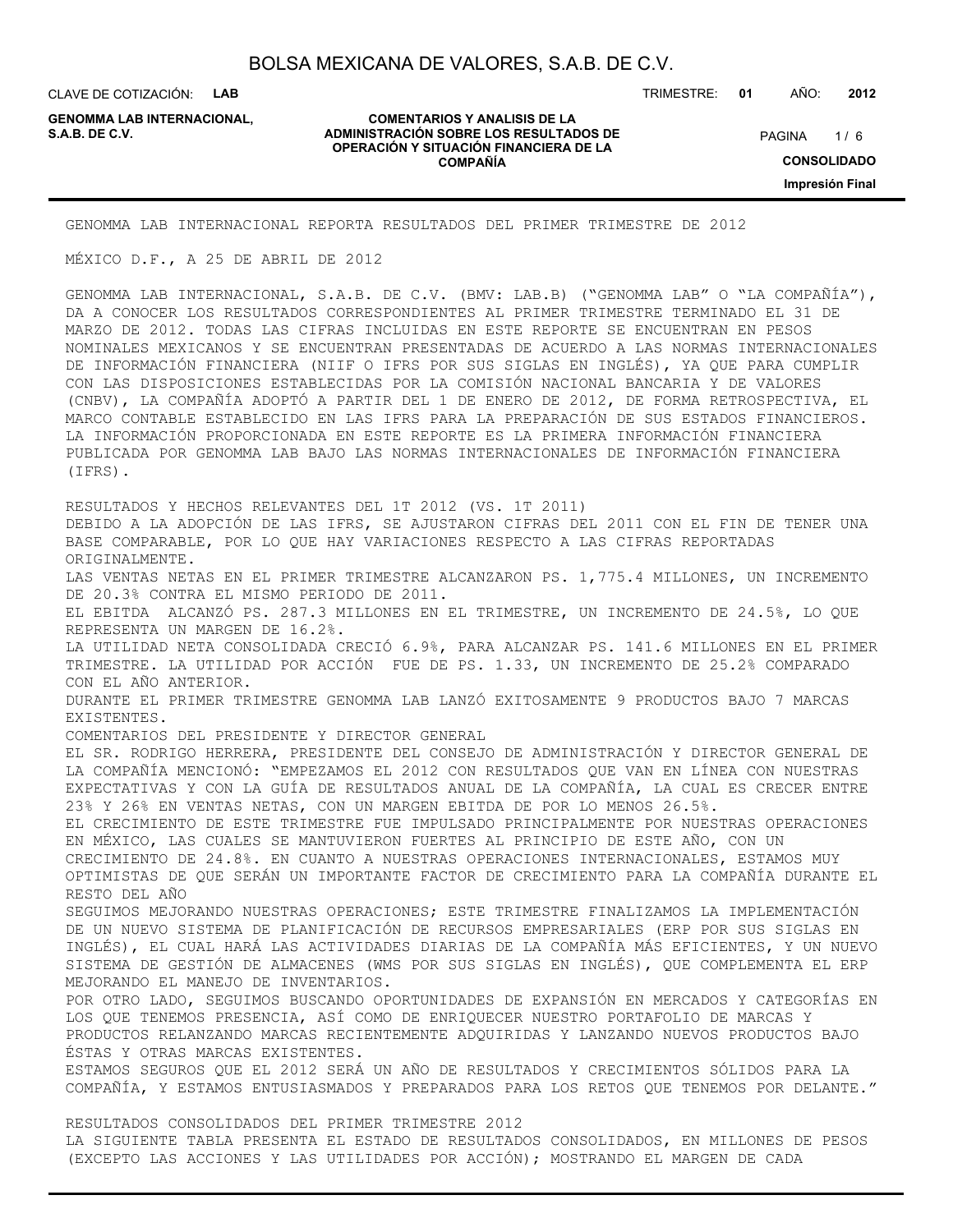GENOMMA LAB INTERNACIONAL REPORTA RESULTADOS DEL PRIMER TRIMESTRE DE 2012

MÉXICO D.F., A 25 DE ABRIL DE 2012

GENOMMA LAB INTERNACIONAL, S.A.B. DE C.V. (BMV: LAB.B) ("GENOMMA LAB" O "LA COMPAÑÍA"), DA A CONOCER LOS RESULTADOS CORRESPONDIENTES AL PRIMER TRIMESTRE TERMINADO EL 31 DE MARZO DE 2012. TODAS LAS CIFRAS INCLUIDAS EN ESTE REPORTE SE ENCUENTRAN EN PESOS NOMINALES MEXICANOS Y SE ENCUENTRAN PRESENTADAS DE ACUERDO A LAS NORMAS INTERNACIONALES DE INFORMACIÓN FINANCIERA (NIIF O IFRS POR SUS SIGLAS EN INGLÉS), YA QUE PARA CUMPLIR CON LAS DISPOSICIONES ESTABLECIDAS POR LA COMISIÓN NACIONAL BANCARIA Y DE VALORES (CNBV), LA COMPAÑÍA ADOPTÓ A PARTIR DEL 1 DE ENERO DE 2012, DE FORMA RETROSPECTIVA, EL MARCO CONTABLE ESTABLECIDO EN LAS IFRS PARA LA PREPARACIÓN DE SUS ESTADOS FINANCIEROS. LA INFORMACIÓN PROPORCIONADA EN ESTE REPORTE ES LA PRIMERA INFORMACIÓN FINANCIERA PUBLICADA POR GENOMMA LAB BAJO LAS NORMAS INTERNACIONALES DE INFORMACIÓN FINANCIERA (IFRS).

RESULTADOS Y HECHOS RELEVANTES DEL 1T 2012 (VS. 1T 2011)

DEBIDO A LA ADOPCIÓN DE LAS IFRS, SE AJUSTARON CIFRAS DEL 2011 CON EL FIN DE TENER UNA BASE COMPARABLE, POR LO QUE HAY VARIACIONES RESPECTO A LAS CIFRAS REPORTADAS ORIGINALMENTE.

LAS VENTAS NETAS EN EL PRIMER TRIMESTRE ALCANZARON PS. 1,775.4 MILLONES, UN INCREMENTO DE 20.3% CONTRA EL MISMO PERIODO DE 2011.

EL EBITDA ALCANZÓ PS. 287.3 MILLONES EN EL TRIMESTRE, UN INCREMENTO DE 24.5%, LO QUE REPRESENTA UN MARGEN DE 16.2%.

LA UTILIDAD NETA CONSOLIDADA CRECIÓ 6.9%, PARA ALCANZAR PS. 141.6 MILLONES EN EL PRIMER TRIMESTRE. LA UTILIDAD POR ACCIÓN FUE DE PS. 1.33, UN INCREMENTO DE 25.2% COMPARADO CON EL AÑO ANTERIOR.

DURANTE EL PRIMER TRIMESTRE GENOMMA LAB LANZÓ EXITOSAMENTE 9 PRODUCTOS BAJO 7 MARCAS EXISTENTES.

COMENTARIOS DEL PRESIDENTE Y DIRECTOR GENERAL

EL SR. RODRIGO HERRERA, PRESIDENTE DEL CONSEJO DE ADMINISTRACIÓN Y DIRECTOR GENERAL DE LA COMPAÑÍA MENCIONÓ: "EMPEZAMOS EL 2012 CON RESULTADOS QUE VAN EN LÍNEA CON NUESTRAS EXPECTATIVAS Y CON LA GUÍA DE RESULTADOS ANUAL DE LA COMPAÑÍA, LA CUAL ES CRECER ENTRE 23% Y 26% EN VENTAS NETAS, CON UN MARGEN EBITDA DE POR LO MENOS 26.5%.

EL CRECIMIENTO DE ESTE TRIMESTRE FUE IMPULSADO PRINCIPALMENTE POR NUESTRAS OPERACIONES EN MÉXICO, LAS CUALES SE MANTUVIERON FUERTES AL PRINCIPIO DE ESTE AÑO, CON UN CRECIMIENTO DE 24.8%. EN CUANTO A NUESTRAS OPERACIONES INTERNACIONALES, ESTAMOS MUY OPTIMISTAS DE QUE SERÁN UN IMPORTANTE FACTOR DE CRECIMIENTO PARA LA COMPAÑÍA DURANTE EL RESTO DEL AÑO

SEGUIMOS MEJORANDO NUESTRAS OPERACIONES; ESTE TRIMESTRE FINALIZAMOS LA IMPLEMENTACIÓN DE UN NUEVO SISTEMA DE PLANIFICACIÓN DE RECURSOS EMPRESARIALES (ERP POR SUS SIGLAS EN INGLÉS), EL CUAL HARÁ LAS ACTIVIDADES DIARIAS DE LA COMPAÑÍA MÁS EFICIENTES, Y UN NUEVO SISTEMA DE GESTIÓN DE ALMACENES (WMS POR SUS SIGLAS EN INGLÉS), QUE COMPLEMENTA EL ERP MEJORANDO EL MANEJO DE INVENTARIOS.

POR OTRO LADO, SEGUIMOS BUSCANDO OPORTUNIDADES DE EXPANSIÓN EN MERCADOS Y CATEGORÍAS EN LOS QUE TENEMOS PRESENCIA, ASÍ COMO DE ENRIQUECER NUESTRO PORTAFOLIO DE MARCAS Y PRODUCTOS RELANZANDO MARCAS RECIENTEMENTE ADQUIRIDAS Y LANZANDO NUEVOS PRODUCTOS BAJO ÉSTAS Y OTRAS MARCAS EXISTENTES.

ESTAMOS SEGUROS QUE EL 2012 SERÁ UN AÑO DE RESULTADOS Y CRECIMIENTOS SÓLIDOS PARA LA COMPAÑÍA, Y ESTAMOS ENTUSIASMADOS Y PREPARADOS PARA LOS RETOS QUE TENEMOS POR DELANTE."

RESULTADOS CONSOLIDADOS DEL PRIMER TRIMESTRE 2012

LA SIGUIENTE TABLA PRESENTA EL ESTADO DE RESULTADOS CONSOLIDADOS, EN MILLONES DE PESOS (EXCEPTO LAS ACCIONES Y LAS UTILIDADES POR ACCIÓN); MOSTRANDO EL MARGEN DE CADA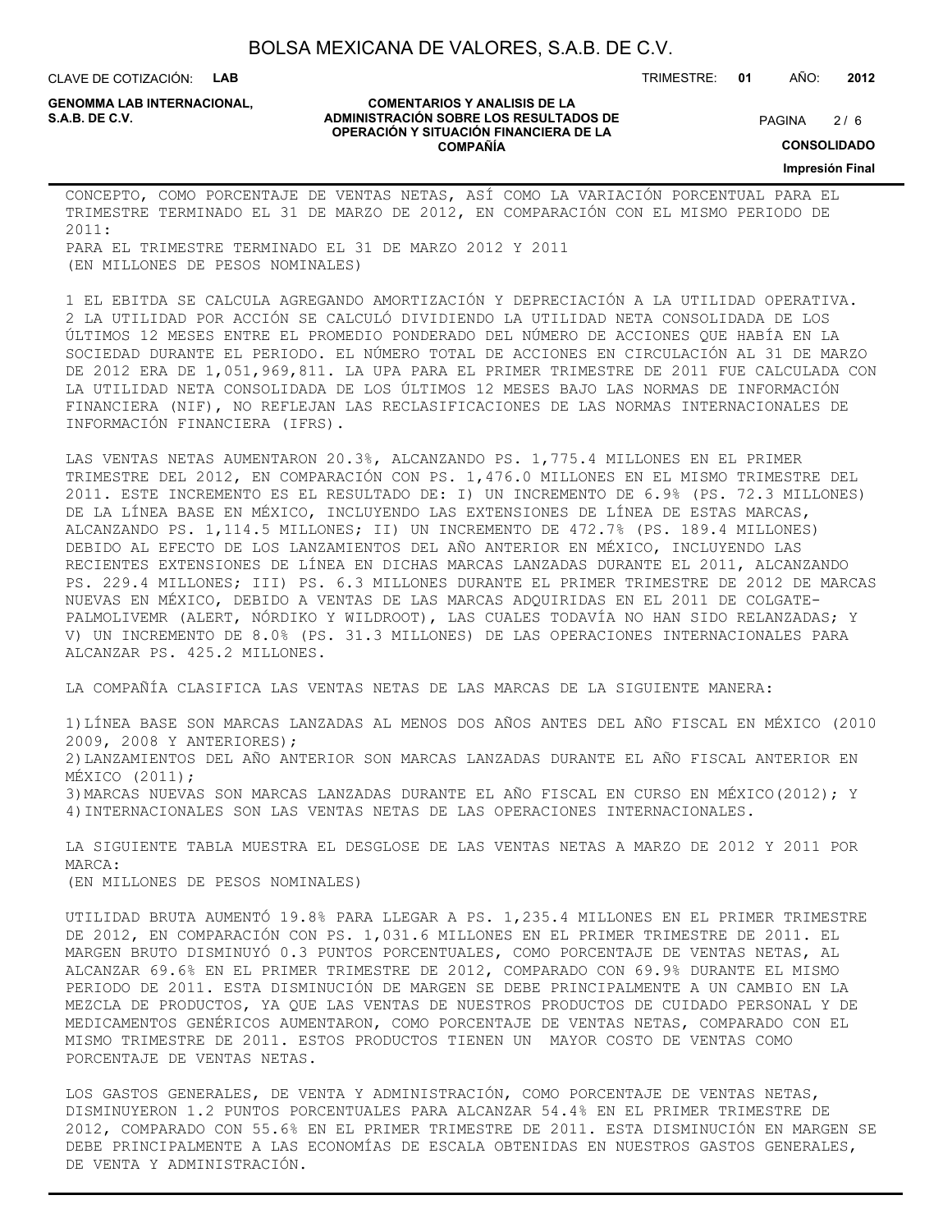CONCEPTO, COMO PORCENTAJE DE VENTAS NETAS, ASÍ COMO LA VARIACIÓN PORCENTUAL PARA EL TRIMESTRE TERMINADO EL 31 DE MARZO DE 2012, EN COMPARACIÓN CON EL MISMO PERIODO DE 2011:

PARA EL TRIMESTRE TERMINADO EL 31 DE MARZO 2012 Y 2011

(EN MILLONES DE PESOS NOMINALES)

1 EL EBITDA SE CALCULA AGREGANDO AMORTIZACIÓN Y DEPRECIACIÓN A LA UTILIDAD OPERATIVA.

2 LA UTILIDAD POR ACCIÓN SE CALCULÓ DIVIDIENDO LA UTILIDAD NETA CONSOLIDADA DE LOS ÚLTIMOS 12 MESES ENTRE EL PROMEDIO PONDERADO DEL NÚMERO DE ACCIONES QUE HABÍA EN LA SOCIEDAD DURANTE EL PERIODO. EL NÚMERO TOTAL DE ACCIONES EN CIRCULACIÓN AL 31 DE MARZO DE 2012 ERA DE 1,051,969,811. LA UPA PARA EL PRIMER TRIMESTRE DE 2011 FUE CALCULADA CON LA UTILIDAD NETA CONSOLIDADA DE LOS ÚLTIMOS 12 MESES BAJO LAS NORMAS DE INFORMACIÓN FINANCIERA (NIF), NO REFLEJAN LAS RECLASIFICACIONES DE LAS NORMAS INTERNACIONALES DE INFORMACIÓN FINANCIERA (IFRS).

LAS VENTAS NETAS AUMENTARON 20.3%, ALCANZANDO PS. 1,775.4 MILLONES EN EL PRIMER TRIMESTRE DEL 2012, EN COMPARACIÓN CON PS. 1,476.0 MILLONES EN EL MISMO TRIMESTRE DEL 2011. ESTE INCREMENTO ES EL RESULTADO DE: I) UN INCREMENTO DE 6.9% (PS. 72.3 MILLONES) DE LA LÍNEA BASE EN MÉXICO, INCLUYENDO LAS EXTENSIONES DE LÍNEA DE ESTAS MARCAS, ALCANZANDO PS. 1,114.5 MILLONES; II) UN INCREMENTO DE 472.7% (PS. 189.4 MILLONES) DEBIDO AL EFECTO DE LOS LANZAMIENTOS DEL AÑO ANTERIOR EN MÉXICO, INCLUYENDO LAS RECIENTES EXTENSIONES DE LÍNEA EN DICHAS MARCAS LANZADAS DURANTE EL 2011, ALCANZANDO PS. 229.4 MILLONES; III) PS. 6.3 MILLONES DURANTE EL PRIMER TRIMESTRE DE 2012 DE MARCAS NUEVAS EN MÉXICO, DEBIDO A VENTAS DE LAS MARCAS ADQUIRIDAS EN EL 2011 DE COLGATE-PALMOLIVEMR (ALERT, NÓRDIKO Y WILDROOT), LAS CUALES TODAVÍA NO HAN SIDO RELANZADAS; Y V) UN INCREMENTO DE 8.0% (PS. 31.3 MILLONES) DE LAS OPERACIONES INTERNACIONALES PARA ALCANZAR PS. 425.2 MILLONES.

LA COMPAÑÍA CLASIFICA LAS VENTAS NETAS DE LAS MARCAS DE LA SIGUIENTE MANERA:

1)LÍNEA BASE SON MARCAS LANZADAS AL MENOS DOS AÑOS ANTES DEL AÑO FISCAL EN MÉXICO (2010 2009, 2008 Y ANTERIORES);
2)LANZAMIENTOS DEL AÑO ANTERIOR SON MARCAS LANZADAS DURANTE EL AÑO FISCAL ANTERIOR EN MÉXICO (2011);
3)MARCAS NUEVAS SON MARCAS LANZADAS DURANTE EL AÑO FISCAL EN CURSO EN MÉXICO(2012); Y
4)INTERNACIONALES SON LAS VENTAS NETAS DE LAS OPERACIONES INTERNACIONALES.

LA SIGUIENTE TABLA MUESTRA EL DESGLOSE DE LAS VENTAS NETAS A MARZO DE 2012 Y 2011 POR MARCA:

(EN MILLONES DE PESOS NOMINALES)

UTILIDAD BRUTA AUMENTÓ 19.8% PARA LLEGAR A PS. 1,235.4 MILLONES EN EL PRIMER TRIMESTRE DE 2012, EN COMPARACIÓN CON PS. 1,031.6 MILLONES EN EL PRIMER TRIMESTRE DE 2011. EL MARGEN BRUTO DISMINUYÓ 0.3 PUNTOS PORCENTUALES, COMO PORCENTAJE DE VENTAS NETAS, AL ALCANZAR 69.6% EN EL PRIMER TRIMESTRE DE 2012, COMPARADO CON 69.9% DURANTE EL MISMO PERIODO DE 2011. ESTA DISMINUCIÓN DE MARGEN SE DEBE PRINCIPALMENTE A UN CAMBIO EN LA MEZCLA DE PRODUCTOS, YA QUE LAS VENTAS DE NUESTROS PRODUCTOS DE CUIDADO PERSONAL Y DE MEDICAMENTOS GENÉRICOS AUMENTARON, COMO PORCENTAJE DE VENTAS NETAS, COMPARADO CON EL MISMO TRIMESTRE DE 2011. ESTOS PRODUCTOS TIENEN UN MAYOR COSTO DE VENTAS COMO PORCENTAJE DE VENTAS NETAS.

LOS GASTOS GENERALES, DE VENTA Y ADMINISTRACIÓN, COMO PORCENTAJE DE VENTAS NETAS, DISMINUYERON 1.2 PUNTOS PORCENTUALES PARA ALCANZAR 54.4% EN EL PRIMER TRIMESTRE DE 2012, COMPARADO CON 55.6% EN EL PRIMER TRIMESTRE DE 2011. ESTA DISMINUCIÓN EN MARGEN SE DEBE PRINCIPALMENTE A LAS ECONOMÍAS DE ESCALA OBTENIDAS EN NUESTROS GASTOS GENERALES, DE VENTA Y ADMINISTRACIÓN.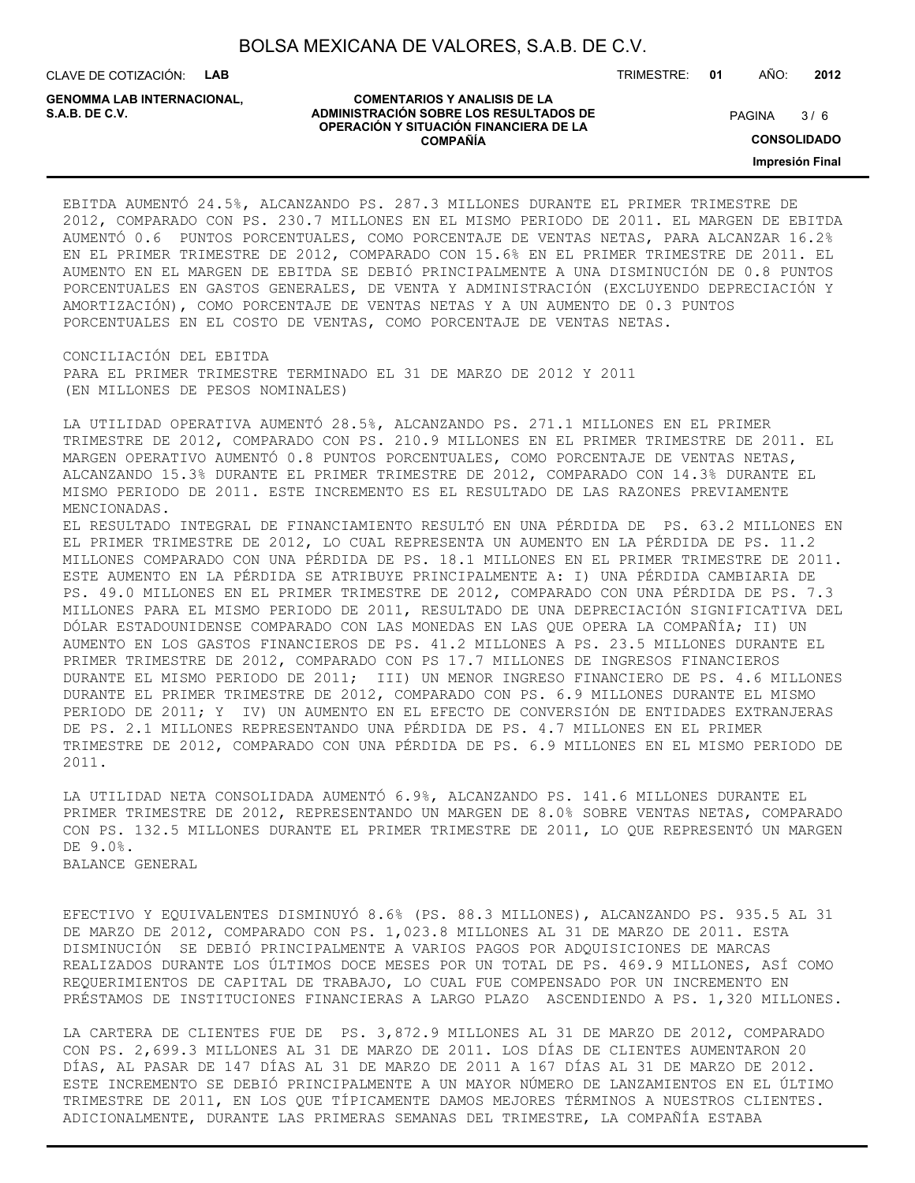EBITDA AUMENTÓ 24.5%, ALCANZANDO PS. 287.3 MILLONES DURANTE EL PRIMER TRIMESTRE DE 2012, COMPARADO CON PS. 230.7 MILLONES EN EL MISMO PERIODO DE 2011. EL MARGEN DE EBITDA AUMENTÓ 0.6 PUNTOS PORCENTUALES, COMO PORCENTAJE DE VENTAS NETAS, PARA ALCANZAR 16.2% EN EL PRIMER TRIMESTRE DE 2012, COMPARADO CON 15.6% EN EL PRIMER TRIMESTRE DE 2011. EL AUMENTO EN EL MARGEN DE EBITDA SE DEBIÓ PRINCIPALMENTE A UNA DISMINUCIÓN DE 0.8 PUNTOS PORCENTUALES EN GASTOS GENERALES, DE VENTA Y ADMINISTRACIÓN (EXCLUYENDO DEPRECIACIÓN Y AMORTIZACIÓN), COMO PORCENTAJE DE VENTAS NETAS Y A UN AUMENTO DE 0.3 PUNTOS PORCENTUALES EN EL COSTO DE VENTAS, COMO PORCENTAJE DE VENTAS NETAS.

CONCILIACIÓN DEL EBITDA
PARA EL PRIMER TRIMESTRE TERMINADO EL 31 DE MARZO DE 2012 Y 2011
(EN MILLONES DE PESOS NOMINALES)

LA UTILIDAD OPERATIVA AUMENTÓ 28.5%, ALCANZANDO PS. 271.1 MILLONES EN EL PRIMER TRIMESTRE DE 2012, COMPARADO CON PS. 210.9 MILLONES EN EL PRIMER TRIMESTRE DE 2011. EL MARGEN OPERATIVO AUMENTÓ 0.8 PUNTOS PORCENTUALES, COMO PORCENTAJE DE VENTAS NETAS, ALCANZANDO 15.3% DURANTE EL PRIMER TRIMESTRE DE 2012, COMPARADO CON 14.3% DURANTE EL MISMO PERIODO DE 2011. ESTE INCREMENTO ES EL RESULTADO DE LAS RAZONES PREVIAMENTE MENCIONADAS.
EL RESULTADO INTEGRAL DE FINANCIAMIENTO RESULTÓ EN UNA PÉRDIDA DE PS. 63.2 MILLONES EN EL PRIMER TRIMESTRE DE 2012, LO CUAL REPRESENTA UN AUMENTO EN LA PÉRDIDA DE PS. 11.2 MILLONES COMPARADO CON UNA PÉRDIDA DE PS. 18.1 MILLONES EN EL PRIMER TRIMESTRE DE 2011. ESTE AUMENTO EN LA PÉRDIDA SE ATRIBUYE PRINCIPALMENTE A: I) UNA PÉRDIDA CAMBIARIA DE PS. 49.0 MILLONES EN EL PRIMER TRIMESTRE DE 2012, COMPARADO CON UNA PÉRDIDA DE PS. 7.3 MILLONES PARA EL MISMO PERIODO DE 2011, RESULTADO DE UNA DEPRECIACIÓN SIGNIFICATIVA DEL DÓLAR ESTADOUNIDENSE COMPARADO CON LAS MONEDAS EN LAS QUE OPERA LA COMPAÑÍA; II) UN AUMENTO EN LOS GASTOS FINANCIEROS DE PS. 41.2 MILLONES A PS. 23.5 MILLONES DURANTE EL PRIMER TRIMESTRE DE 2012, COMPARADO CON PS 17.7 MILLONES DE INGRESOS FINANCIEROS DURANTE EL MISMO PERIODO DE 2011; III) UN MENOR INGRESO FINANCIERO DE PS. 4.6 MILLONES DURANTE EL PRIMER TRIMESTRE DE 2012, COMPARADO CON PS. 6.9 MILLONES DURANTE EL MISMO PERIODO DE 2011; Y IV) UN AUMENTO EN EL EFECTO DE CONVERSIÓN DE ENTIDADES EXTRANJERAS DE PS. 2.1 MILLONES REPRESENTANDO UNA PÉRDIDA DE PS. 4.7 MILLONES EN EL PRIMER TRIMESTRE DE 2012, COMPARADO CON UNA PÉRDIDA DE PS. 6.9 MILLONES EN EL MISMO PERIODO DE 2011.

LA UTILIDAD NETA CONSOLIDADA AUMENTÓ 6.9%, ALCANZANDO PS. 141.6 MILLONES DURANTE EL PRIMER TRIMESTRE DE 2012, REPRESENTANDO UN MARGEN DE 8.0% SOBRE VENTAS NETAS, COMPARADO CON PS. 132.5 MILLONES DURANTE EL PRIMER TRIMESTRE DE 2011, LO QUE REPRESENTÓ UN MARGEN DE 9.0%.
BALANCE GENERAL

EFECTIVO Y EQUIVALENTES DISMINUYÓ 8.6% (PS. 88.3 MILLONES), ALCANZANDO PS. 935.5 AL 31 DE MARZO DE 2012, COMPARADO CON PS. 1,023.8 MILLONES AL 31 DE MARZO DE 2011. ESTA DISMINUCIÓN SE DEBIÓ PRINCIPALMENTE A VARIOS PAGOS POR ADQUISICIONES DE MARCAS REALIZADOS DURANTE LOS ÚLTIMOS DOCE MESES POR UN TOTAL DE PS. 469.9 MILLONES, ASÍ COMO REQUERIMIENTOS DE CAPITAL DE TRABAJO, LO CUAL FUE COMPENSADO POR UN INCREMENTO EN PRÉSTAMOS DE INSTITUCIONES FINANCIERAS A LARGO PLAZO ASCENDIENDO A PS. 1,320 MILLONES.

LA CARTERA DE CLIENTES FUE DE PS. 3,872.9 MILLONES AL 31 DE MARZO DE 2012, COMPARADO CON PS. 2,699.3 MILLONES AL 31 DE MARZO DE 2011. LOS DÍAS DE CLIENTES AUMENTARON 20 DÍAS, AL PASAR DE 147 DÍAS AL 31 DE MARZO DE 2011 A 167 DÍAS AL 31 DE MARZO DE 2012. ESTE INCREMENTO SE DEBIÓ PRINCIPALMENTE A UN MAYOR NÚMERO DE LANZAMIENTOS EN EL ÚLTIMO TRIMESTRE DE 2011, EN LOS QUE TÍPICAMENTE DAMOS MEJORES TÉRMINOS A NUESTROS CLIENTES. ADICIONALMENTE, DURANTE LAS PRIMERAS SEMANAS DEL TRIMESTRE, LA COMPAÑÍA ESTABA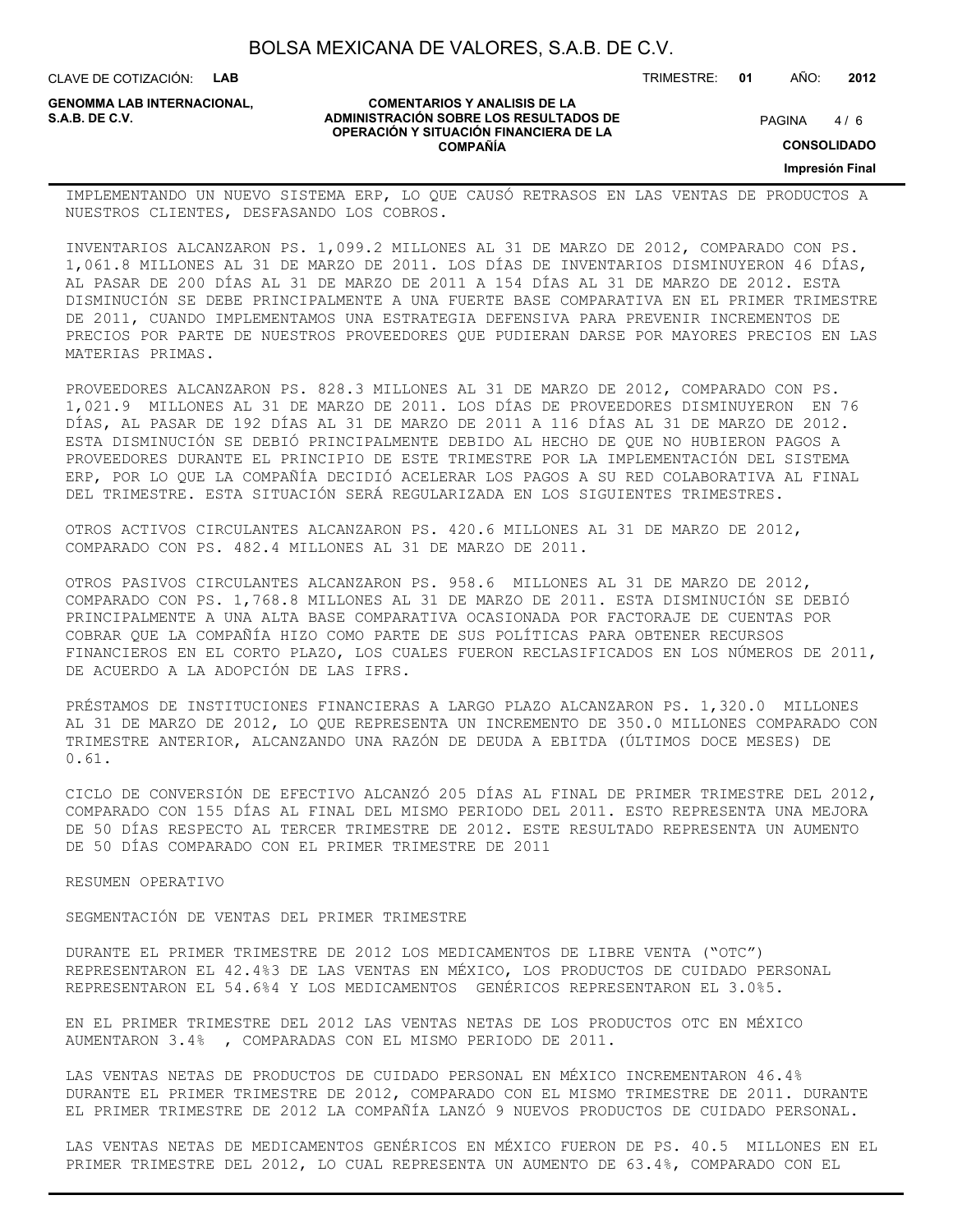IMPLEMENTANDO UN NUEVO SISTEMA ERP, LO QUE CAUSÓ RETRASOS EN LAS VENTAS DE PRODUCTOS A NUESTROS CLIENTES, DESFASANDO LOS COBROS.

INVENTARIOS ALCANZARON PS. 1,099.2 MILLONES AL 31 DE MARZO DE 2012, COMPARADO CON PS. 1,061.8 MILLONES AL 31 DE MARZO DE 2011. LOS DÍAS DE INVENTARIOS DISMINUYERON 46 DÍAS, AL PASAR DE 200 DÍAS AL 31 DE MARZO DE 2011 A 154 DÍAS AL 31 DE MARZO DE 2012. ESTA DISMINUCIÓN SE DEBE PRINCIPALMENTE A UNA FUERTE BASE COMPARATIVA EN EL PRIMER TRIMESTRE DE 2011, CUANDO IMPLEMENTAMOS UNA ESTRATEGIA DEFENSIVA PARA PREVENIR INCREMENTOS DE PRECIOS POR PARTE DE NUESTROS PROVEEDORES QUE PUDIERAN DARSE POR MAYORES PRECIOS EN LAS MATERIAS PRIMAS.

PROVEEDORES ALCANZARON PS. 828.3 MILLONES AL 31 DE MARZO DE 2012, COMPARADO CON PS. 1,021.9 MILLONES AL 31 DE MARZO DE 2011. LOS DÍAS DE PROVEEDORES DISMINUYERON EN 76 DÍAS, AL PASAR DE 192 DÍAS AL 31 DE MARZO DE 2011 A 116 DÍAS AL 31 DE MARZO DE 2012. ESTA DISMINUCIÓN SE DEBIÓ PRINCIPALMENTE DEBIDO AL HECHO DE QUE NO HUBIERON PAGOS A PROVEEDORES DURANTE EL PRINCIPIO DE ESTE TRIMESTRE POR LA IMPLEMENTACIÓN DEL SISTEMA ERP, POR LO QUE LA COMPAÑÍA DECIDIÓ ACELERAR LOS PAGOS A SU RED COLABORATIVA AL FINAL DEL TRIMESTRE. ESTA SITUACIÓN SERÁ REGULARIZADA EN LOS SIGUIENTES TRIMESTRES.

OTROS ACTIVOS CIRCULANTES ALCANZARON PS. 420.6 MILLONES AL 31 DE MARZO DE 2012, COMPARADO CON PS. 482.4 MILLONES AL 31 DE MARZO DE 2011.

OTROS PASIVOS CIRCULANTES ALCANZARON PS. 958.6 MILLONES AL 31 DE MARZO DE 2012, COMPARADO CON PS. 1,768.8 MILLONES AL 31 DE MARZO DE 2011. ESTA DISMINUCIÓN SE DEBIÓ PRINCIPALMENTE A UNA ALTA BASE COMPARATIVA OCASIONADA POR FACTORAJE DE CUENTAS POR COBRAR QUE LA COMPAÑÍA HIZO COMO PARTE DE SUS POLÍTICAS PARA OBTENER RECURSOS FINANCIEROS EN EL CORTO PLAZO, LOS CUALES FUERON RECLASIFICADOS EN LOS NÚMEROS DE 2011, DE ACUERDO A LA ADOPCIÓN DE LAS IFRS.

PRÉSTAMOS DE INSTITUCIONES FINANCIERAS A LARGO PLAZO ALCANZARON PS. 1,320.0 MILLONES AL 31 DE MARZO DE 2012, LO QUE REPRESENTA UN INCREMENTO DE 350.0 MILLONES COMPARADO CON TRIMESTRE ANTERIOR, ALCANZANDO UNA RAZÓN DE DEUDA A EBITDA (ÚLTIMOS DOCE MESES) DE 0.61.

CICLO DE CONVERSIÓN DE EFECTIVO ALCANZÓ 205 DÍAS AL FINAL DE PRIMER TRIMESTRE DEL 2012, COMPARADO CON 155 DÍAS AL FINAL DEL MISMO PERIODO DEL 2011. ESTO REPRESENTA UNA MEJORA DE 50 DÍAS RESPECTO AL TERCER TRIMESTRE DE 2012. ESTE RESULTADO REPRESENTA UN AUMENTO DE 50 DÍAS COMPARADO CON EL PRIMER TRIMESTRE DE 2011

RESUMEN OPERATIVO

SEGMENTACIÓN DE VENTAS DEL PRIMER TRIMESTRE

DURANTE EL PRIMER TRIMESTRE DE 2012 LOS MEDICAMENTOS DE LIBRE VENTA ("OTC") REPRESENTARON EL 42.4%3 DE LAS VENTAS EN MÉXICO, LOS PRODUCTOS DE CUIDADO PERSONAL REPRESENTARON EL 54.6%4 Y LOS MEDICAMENTOS GENÉRICOS REPRESENTARON EL 3.0%5.

EN EL PRIMER TRIMESTRE DEL 2012 LAS VENTAS NETAS DE LOS PRODUCTOS OTC EN MÉXICO AUMENTARON 3.4% , COMPARADAS CON EL MISMO PERIODO DE 2011.

LAS VENTAS NETAS DE PRODUCTOS DE CUIDADO PERSONAL EN MÉXICO INCREMENTARON 46.4% DURANTE EL PRIMER TRIMESTRE DE 2012, COMPARADO CON EL MISMO TRIMESTRE DE 2011. DURANTE EL PRIMER TRIMESTRE DE 2012 LA COMPAÑÍA LANZÓ 9 NUEVOS PRODUCTOS DE CUIDADO PERSONAL.

LAS VENTAS NETAS DE MEDICAMENTOS GENÉRICOS EN MÉXICO FUERON DE PS. 40.5 MILLONES EN EL PRIMER TRIMESTRE DEL 2012, LO CUAL REPRESENTA UN AUMENTO DE 63.4%, COMPARADO CON EL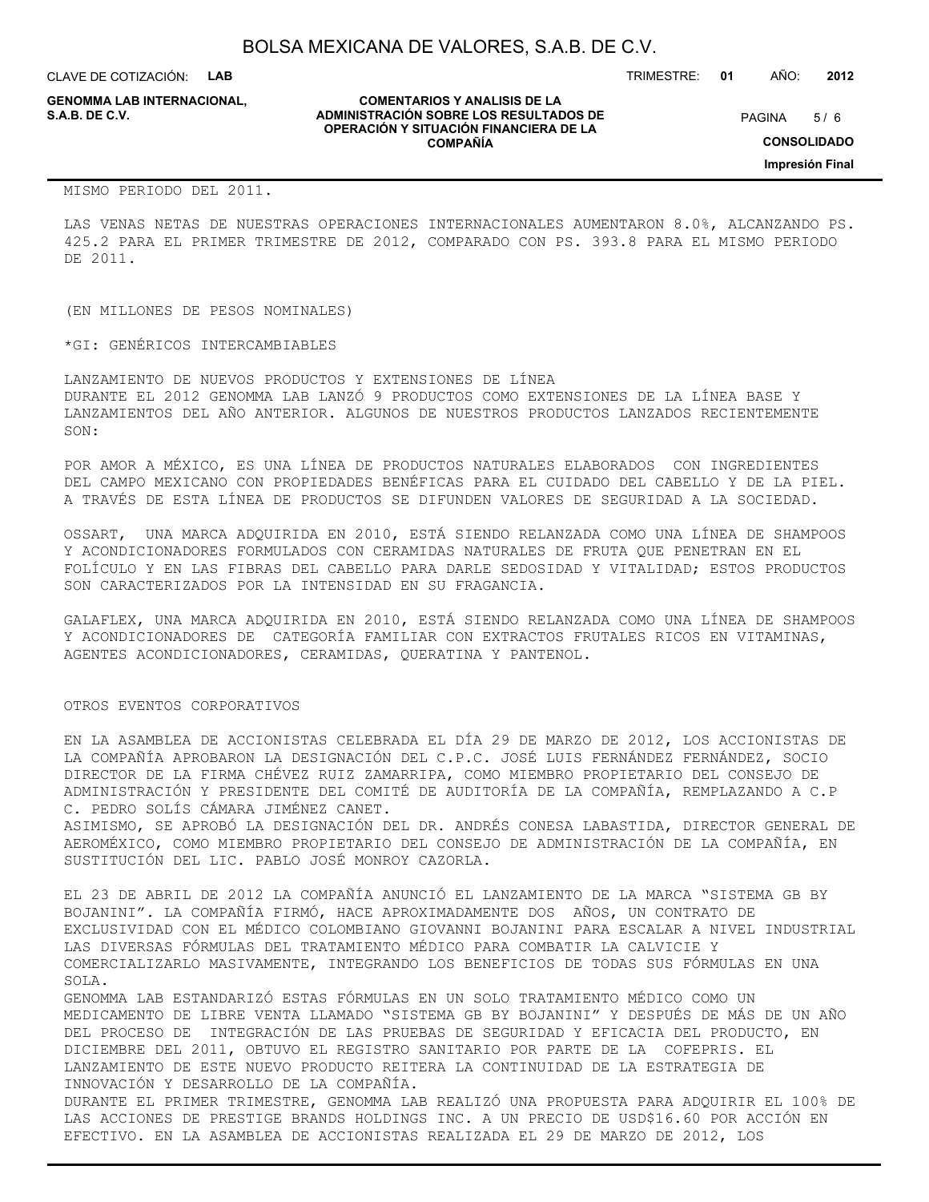MISMO PERIODO DEL 2011.

LAS VENAS NETAS DE NUESTRAS OPERACIONES INTERNACIONALES AUMENTARON 8.0%, ALCANZANDO PS. 425.2 PARA EL PRIMER TRIMESTRE DE 2012, COMPARADO CON PS. 393.8 PARA EL MISMO PERIODO DE 2011.

(EN MILLONES DE PESOS NOMINALES)

*GI: GENÉRICOS INTERCAMBIABLES

LANZAMIENTO DE NUEVOS PRODUCTOS Y EXTENSIONES DE LÍNEA
DURANTE EL 2012 GENOMMA LAB LANZÓ 9 PRODUCTOS COMO EXTENSIONES DE LA LÍNEA BASE Y LANZAMIENTOS DEL AÑO ANTERIOR. ALGUNOS DE NUESTROS PRODUCTOS LANZADOS RECIENTEMENTE SON:

POR AMOR A MÉXICO, ES UNA LÍNEA DE PRODUCTOS NATURALES ELABORADOS CON INGREDIENTES DEL CAMPO MEXICANO CON PROPIEDADES BENÉFICAS PARA EL CUIDADO DEL CABELLO Y DE LA PIEL. A TRAVÉS DE ESTA LÍNEA DE PRODUCTOS SE DIFUNDEN VALORES DE SEGURIDAD A LA SOCIEDAD.

OSSART, UNA MARCA ADQUIRIDA EN 2010, ESTÁ SIENDO RELANZADA COMO UNA LÍNEA DE SHAMPOOS Y ACONDICIONADORES FORMULADOS CON CERAMIDAS NATURALES DE FRUTA QUE PENETRAN EN EL FOLÍCULO Y EN LAS FIBRAS DEL CABELLO PARA DARLE SEDOSIDAD Y VITALIDAD; ESTOS PRODUCTOS SON CARACTERIZADOS POR LA INTENSIDAD EN SU FRAGANCIA.

GALAFLEX, UNA MARCA ADQUIRIDA EN 2010, ESTÁ SIENDO RELANZADA COMO UNA LÍNEA DE SHAMPOOS Y ACONDICIONADORES DE CATEGORÍA FAMILIAR CON EXTRACTOS FRUTALES RICOS EN VITAMINAS, AGENTES ACONDICIONADORES, CERAMIDAS, QUERATINA Y PANTENOL.

OTROS EVENTOS CORPORATIVOS

EN LA ASAMBLEA DE ACCIONISTAS CELEBRADA EL DÍA 29 DE MARZO DE 2012, LOS ACCIONISTAS DE LA COMPAÑÍA APROBARON LA DESIGNACIÓN DEL C.P.C. JOSÉ LUIS FERNÁNDEZ FERNÁNDEZ, SOCIO DIRECTOR DE LA FIRMA CHÉVEZ RUIZ ZAMARRIPA, COMO MIEMBRO PROPIETARIO DEL CONSEJO DE ADMINISTRACIÓN Y PRESIDENTE DEL COMITÉ DE AUDITORÍA DE LA COMPAÑÍA, REMPLAZANDO A C.P C. PEDRO SOLÍS CÁMARA JIMÉNEZ CANET.
ASIMISMO, SE APROBÓ LA DESIGNACIÓN DEL DR. ANDRÉS CONESA LABASTIDA, DIRECTOR GENERAL DE AEROMÉXICO, COMO MIEMBRO PROPIETARIO DEL CONSEJO DE ADMINISTRACIÓN DE LA COMPAÑÍA, EN SUSTITUCIÓN DEL LIC. PABLO JOSÉ MONROY CAZORLA.

EL 23 DE ABRIL DE 2012 LA COMPAÑÍA ANUNCIÓ EL LANZAMIENTO DE LA MARCA "SISTEMA GB BY BOJANINI". LA COMPAÑÍA FIRMÓ, HACE APROXIMADAMENTE DOS AÑOS, UN CONTRATO DE EXCLUSIVIDAD CON EL MÉDICO COLOMBIANO GIOVANNI BOJANINI PARA ESCALAR A NIVEL INDUSTRIAL LAS DIVERSAS FÓRMULAS DEL TRATAMIENTO MÉDICO PARA COMBATIR LA CALVICIE Y COMERCIALIZARLO MASIVAMENTE, INTEGRANDO LOS BENEFICIOS DE TODAS SUS FÓRMULAS EN UNA SOLA.
GENOMMA LAB ESTANDARIZÓ ESTAS FÓRMULAS EN UN SOLO TRATAMIENTO MÉDICO COMO UN MEDICAMENTO DE LIBRE VENTA LLAMADO "SISTEMA GB BY BOJANINI" Y DESPUÉS DE MÁS DE UN AÑO DEL PROCESO DE INTEGRACIÓN DE LAS PRUEBAS DE SEGURIDAD Y EFICACIA DEL PRODUCTO, EN DICIEMBRE DEL 2011, OBTUVO EL REGISTRO SANITARIO POR PARTE DE LA COFEPRIS. EL LANZAMIENTO DE ESTE NUEVO PRODUCTO REITERA LA CONTINUIDAD DE LA ESTRATEGIA DE INNOVACIÓN Y DESARROLLO DE LA COMPAÑÍA.
DURANTE EL PRIMER TRIMESTRE, GENOMMA LAB REALIZÓ UNA PROPUESTA PARA ADQUIRIR EL 100% DE LAS ACCIONES DE PRESTIGE BRANDS HOLDINGS INC. A UN PRECIO DE USD$16.60 POR ACCIÓN EN EFECTIVO. EN LA ASAMBLEA DE ACCIONISTAS REALIZADA EL 29 DE MARZO DE 2012, LOS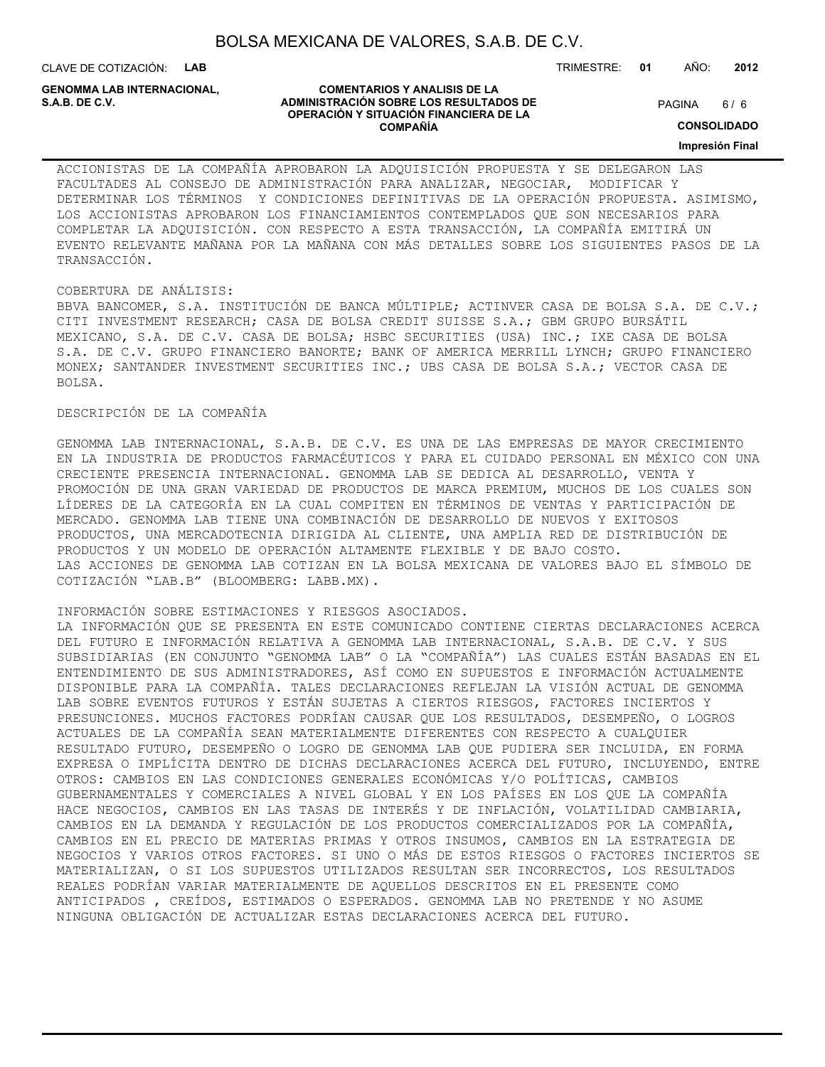ACCIONISTAS DE LA COMPAÑÍA APROBARON LA ADQUISICIÓN PROPUESTA Y SE DELEGARON LAS FACULTADES AL CONSEJO DE ADMINISTRACIÓN PARA ANALIZAR, NEGOCIAR, MODIFICAR Y DETERMINAR LOS TÉRMINOS Y CONDICIONES DEFINITIVAS DE LA OPERACIÓN PROPUESTA. ASIMISMO, LOS ACCIONISTAS APROBARON LOS FINANCIAMIENTOS CONTEMPLADOS QUE SON NECESARIOS PARA COMPLETAR LA ADQUISICIÓN. CON RESPECTO A ESTA TRANSACCIÓN, LA COMPAÑÍA EMITIRÁ UN EVENTO RELEVANTE MAÑANA POR LA MAÑANA CON MÁS DETALLES SOBRE LOS SIGUIENTES PASOS DE LA TRANSACCIÓN.

COBERTURA DE ANÁLISIS:
BBVA BANCOMER, S.A. INSTITUCIÓN DE BANCA MÚLTIPLE; ACTINVER CASA DE BOLSA S.A. DE C.V.; CITI INVESTMENT RESEARCH; CASA DE BOLSA CREDIT SUISSE S.A.; GBM GRUPO BURSÁTIL MEXICANO, S.A. DE C.V. CASA DE BOLSA; HSBC SECURITIES (USA) INC.; IXE CASA DE BOLSA S.A. DE C.V. GRUPO FINANCIERO BANORTE; BANK OF AMERICA MERRILL LYNCH; GRUPO FINANCIERO MONEX; SANTANDER INVESTMENT SECURITIES INC.; UBS CASA DE BOLSA S.A.; VECTOR CASA DE BOLSA.

DESCRIPCIÓN DE LA COMPAÑÍA

GENOMMA LAB INTERNACIONAL, S.A.B. DE C.V. ES UNA DE LAS EMPRESAS DE MAYOR CRECIMIENTO EN LA INDUSTRIA DE PRODUCTOS FARMACÉUTICOS Y PARA EL CUIDADO PERSONAL EN MÉXICO CON UNA CRECIENTE PRESENCIA INTERNACIONAL. GENOMMA LAB SE DEDICA AL DESARROLLO, VENTA Y PROMOCIÓN DE UNA GRAN VARIEDAD DE PRODUCTOS DE MARCA PREMIUM, MUCHOS DE LOS CUALES SON LÍDERES DE LA CATEGORÍA EN LA CUAL COMPITEN EN TÉRMINOS DE VENTAS Y PARTICIPACIÓN DE MERCADO. GENOMMA LAB TIENE UNA COMBINACIÓN DE DESARROLLO DE NUEVOS Y EXITOSOS PRODUCTOS, UNA MERCADOTECNIA DIRIGIDA AL CLIENTE, UNA AMPLIA RED DE DISTRIBUCIÓN DE PRODUCTOS Y UN MODELO DE OPERACIÓN ALTAMENTE FLEXIBLE Y DE BAJO COSTO.
LAS ACCIONES DE GENOMMA LAB COTIZAN EN LA BOLSA MEXICANA DE VALORES BAJO EL SÍMBOLO DE COTIZACIÓN "LAB.B" (BLOOMBERG: LABB.MX).

INFORMACIÓN SOBRE ESTIMACIONES Y RIESGOS ASOCIADOS.
LA INFORMACIÓN QUE SE PRESENTA EN ESTE COMUNICADO CONTIENE CIERTAS DECLARACIONES ACERCA DEL FUTURO E INFORMACIÓN RELATIVA A GENOMMA LAB INTERNACIONAL, S.A.B. DE C.V. Y SUS SUBSIDIARIAS (EN CONJUNTO "GENOMMA LAB" O LA "COMPAÑÍA") LAS CUALES ESTÁN BASADAS EN EL ENTENDIMIENTO DE SUS ADMINISTRADORES, ASÍ COMO EN SUPUESTOS E INFORMACIÓN ACTUALMENTE DISPONIBLE PARA LA COMPAÑÍA. TALES DECLARACIONES REFLEJAN LA VISIÓN ACTUAL DE GENOMMA LAB SOBRE EVENTOS FUTUROS Y ESTÁN SUJETAS A CIERTOS RIESGOS, FACTORES INCIERTOS Y PRESUNCIONES. MUCHOS FACTORES PODRÍAN CAUSAR QUE LOS RESULTADOS, DESEMPEÑO, O LOGROS ACTUALES DE LA COMPAÑÍA SEAN MATERIALMENTE DIFERENTES CON RESPECTO A CUALQUIER RESULTADO FUTURO, DESEMPEÑO O LOGRO DE GENOMMA LAB QUE PUDIERA SER INCLUIDA, EN FORMA EXPRESA O IMPLÍCITA DENTRO DE DICHAS DECLARACIONES ACERCA DEL FUTURO, INCLUYENDO, ENTRE OTROS: CAMBIOS EN LAS CONDICIONES GENERALES ECONÓMICAS Y/O POLÍTICAS, CAMBIOS GUBERNAMENTALES Y COMERCIALES A NIVEL GLOBAL Y EN LOS PAÍSES EN LOS QUE LA COMPAÑÍA HACE NEGOCIOS, CAMBIOS EN LAS TASAS DE INTERÉS Y DE INFLACIÓN, VOLATILIDAD CAMBIARIA, CAMBIOS EN LA DEMANDA Y REGULACIÓN DE LOS PRODUCTOS COMERCIALIZADOS POR LA COMPAÑÍA, CAMBIOS EN EL PRECIO DE MATERIAS PRIMAS Y OTROS INSUMOS, CAMBIOS EN LA ESTRATEGIA DE NEGOCIOS Y VARIOS OTROS FACTORES. SI UNO O MÁS DE ESTOS RIESGOS O FACTORES INCIERTOS SE MATERIALIZAN, O SI LOS SUPUESTOS UTILIZADOS RESULTAN SER INCORRECTOS, LOS RESULTADOS REALES PODRÍAN VARIAR MATERIALMENTE DE AQUELLOS DESCRITOS EN EL PRESENTE COMO ANTICIPADOS , CREÍDOS, ESTIMADOS O ESPERADOS. GENOMMA LAB NO PRETENDE Y NO ASUME NINGUNA OBLIGACIÓN DE ACTUALIZAR ESTAS DECLARACIONES ACERCA DEL FUTURO.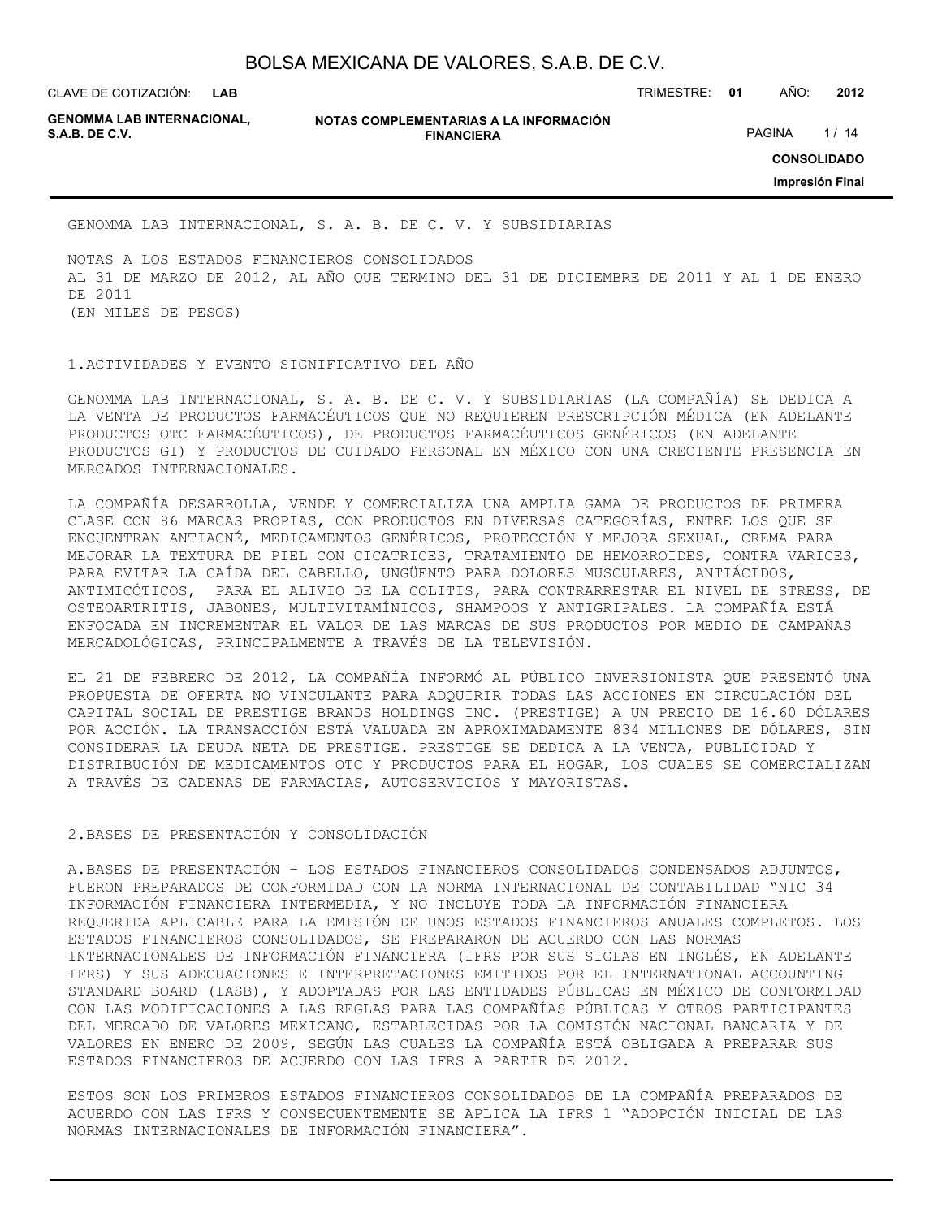GENOMMA LAB INTERNACIONAL, S. A. B. DE C. V. Y SUBSIDIARIAS

NOTAS A LOS ESTADOS FINANCIEROS CONSOLIDADOS
AL 31 DE MARZO DE 2012, AL AÑO QUE TERMINO DEL 31 DE DICIEMBRE DE 2011 Y AL 1 DE ENERO DE 2011
(EN MILES DE PESOS)

## 1.ACTIVIDADES Y EVENTO SIGNIFICATIVO DEL AÑO

GENOMMA LAB INTERNACIONAL, S. A. B. DE C. V. Y SUBSIDIARIAS (LA COMPAÑÍA) SE DEDICA A LA VENTA DE PRODUCTOS FARMACÉUTICOS QUE NO REQUIEREN PRESCRIPCIÓN MÉDICA (EN ADELANTE PRODUCTOS OTC FARMACÉUTICOS), DE PRODUCTOS FARMACÉUTICOS GENÉRICOS (EN ADELANTE PRODUCTOS GI) Y PRODUCTOS DE CUIDADO PERSONAL EN MÉXICO CON UNA CRECIENTE PRESENCIA EN MERCADOS INTERNACIONALES.

LA COMPAÑÍA DESARROLLA, VENDE Y COMERCIALIZA UNA AMPLIA GAMA DE PRODUCTOS DE PRIMERA CLASE CON 86 MARCAS PROPIAS, CON PRODUCTOS EN DIVERSAS CATEGORÍAS, ENTRE LOS QUE SE ENCUENTRAN ANTIACNÉ, MEDICAMENTOS GENÉRICOS, PROTECCIÓN Y MEJORA SEXUAL, CREMA PARA MEJORAR LA TEXTURA DE PIEL CON CICATRICES, TRATAMIENTO DE HEMORROIDES, CONTRA VARICES, PARA EVITAR LA CAÍDA DEL CABELLO, UNGÜENTO PARA DOLORES MUSCULARES, ANTIÁCIDOS, ANTIMICÓTICOS, PARA EL ALIVIO DE LA COLITIS, PARA CONTRARRESTAR EL NIVEL DE STRESS, DE OSTEOARTRITIS, JABONES, MULTIVITAMÍNICOS, SHAMPOOS Y ANTIGRIPALES. LA COMPAÑÍA ESTÁ ENFOCADA EN INCREMENTAR EL VALOR DE LAS MARCAS DE SUS PRODUCTOS POR MEDIO DE CAMPAÑAS MERCADOLÓGICAS, PRINCIPALMENTE A TRAVÉS DE LA TELEVISIÓN.

EL 21 DE FEBRERO DE 2012, LA COMPAÑÍA INFORMÓ AL PÚBLICO INVERSIONISTA QUE PRESENTÓ UNA PROPUESTA DE OFERTA NO VINCULANTE PARA ADQUIRIR TODAS LAS ACCIONES EN CIRCULACIÓN DEL CAPITAL SOCIAL DE PRESTIGE BRANDS HOLDINGS INC. (PRESTIGE) A UN PRECIO DE 16.60 DÓLARES POR ACCIÓN. LA TRANSACCIÓN ESTÁ VALUADA EN APROXIMADAMENTE 834 MILLONES DE DÓLARES, SIN CONSIDERAR LA DEUDA NETA DE PRESTIGE. PRESTIGE SE DEDICA A LA VENTA, PUBLICIDAD Y DISTRIBUCIÓN DE MEDICAMENTOS OTC Y PRODUCTOS PARA EL HOGAR, LOS CUALES SE COMERCIALIZAN A TRAVÉS DE CADENAS DE FARMACIAS, AUTOSERVICIOS Y MAYORISTAS.

## 2.BASES DE PRESENTACIÓN Y CONSOLIDACIÓN

A.BASES DE PRESENTACIÓN - LOS ESTADOS FINANCIEROS CONSOLIDADOS CONDENSADOS ADJUNTOS, FUERON PREPARADOS DE CONFORMIDAD CON LA NORMA INTERNACIONAL DE CONTABILIDAD "NIC 34 INFORMACIÓN FINANCIERA INTERMEDIA, Y NO INCLUYE TODA LA INFORMACIÓN FINANCIERA REQUERIDA APLICABLE PARA LA EMISIÓN DE UNOS ESTADOS FINANCIEROS ANUALES COMPLETOS. LOS ESTADOS FINANCIEROS CONSOLIDADOS, SE PREPARARON DE ACUERDO CON LAS NORMAS INTERNACIONALES DE INFORMACIÓN FINANCIERA (IFRS POR SUS SIGLAS EN INGLÉS, EN ADELANTE IFRS) Y SUS ADECUACIONES E INTERPRETACIONES EMITIDOS POR EL INTERNATIONAL ACCOUNTING STANDARD BOARD (IASB), Y ADOPTADAS POR LAS ENTIDADES PÚBLICAS EN MÉXICO DE CONFORMIDAD CON LAS MODIFICACIONES A LAS REGLAS PARA LAS COMPAÑÍAS PÚBLICAS Y OTROS PARTICIPANTES DEL MERCADO DE VALORES MEXICANO, ESTABLECIDAS POR LA COMISIÓN NACIONAL BANCARIA Y DE VALORES EN ENERO DE 2009, SEGÚN LAS CUALES LA COMPAÑÍA ESTÁ OBLIGADA A PREPARAR SUS ESTADOS FINANCIEROS DE ACUERDO CON LAS IFRS A PARTIR DE 2012.

ESTOS SON LOS PRIMEROS ESTADOS FINANCIEROS CONSOLIDADOS DE LA COMPAÑÍA PREPARADOS DE ACUERDO CON LAS IFRS Y CONSECUENTEMENTE SE APLICA LA IFRS 1 "ADOPCIÓN INICIAL DE LAS NORMAS INTERNACIONALES DE INFORMACIÓN FINANCIERA".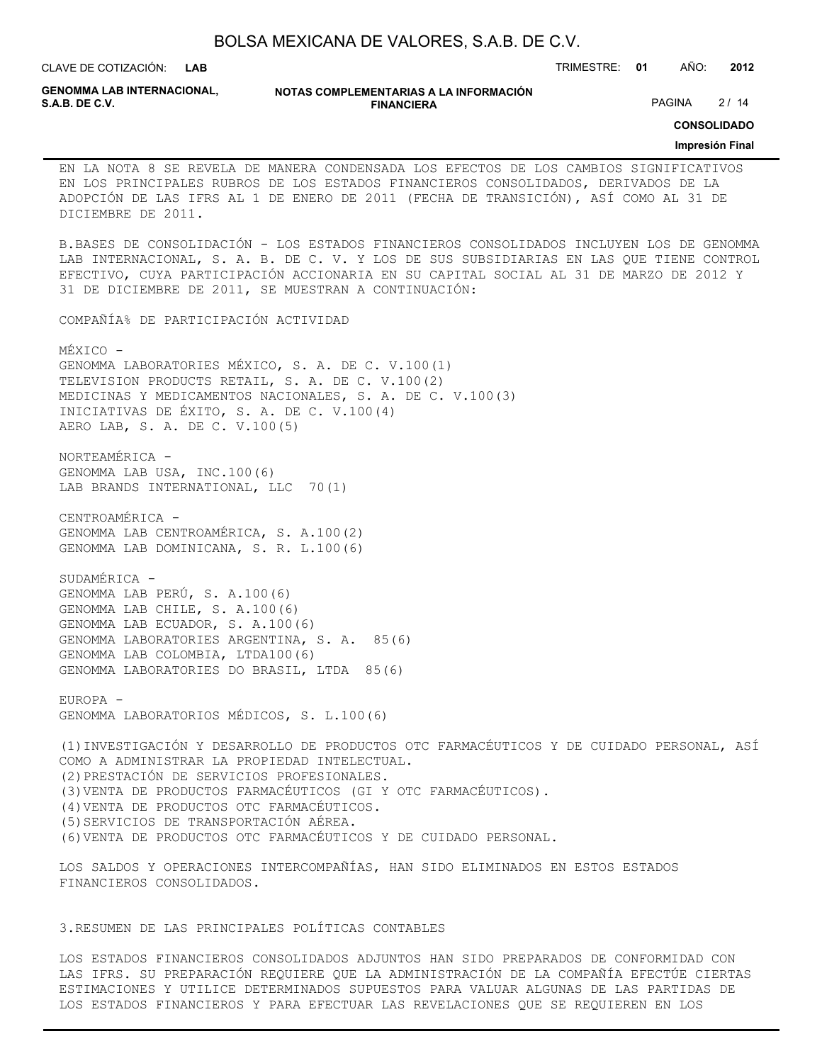EN LA NOTA 8 SE REVELA DE MANERA CONDENSADA LOS EFECTOS DE LOS CAMBIOS SIGNIFICATIVOS EN LOS PRINCIPALES RUBROS DE LOS ESTADOS FINANCIEROS CONSOLIDADOS, DERIVADOS DE LA ADOPCIÓN DE LAS IFRS AL 1 DE ENERO DE 2011 (FECHA DE TRANSICIÓN), ASÍ COMO AL 31 DE DICIEMBRE DE 2011.

B.BASES DE CONSOLIDACIÓN - LOS ESTADOS FINANCIEROS CONSOLIDADOS INCLUYEN LOS DE GENOMMA LAB INTERNACIONAL, S. A. B. DE C. V. Y LOS DE SUS SUBSIDIARIAS EN LAS QUE TIENE CONTROL EFECTIVO, CUYA PARTICIPACIÓN ACCIONARIA EN SU CAPITAL SOCIAL AL 31 DE MARZO DE 2012 Y 31 DE DICIEMBRE DE 2011, SE MUESTRAN A CONTINUACIÓN:

| COMPAÑÍA | % DE PARTICIPACIÓN | ACTIVIDAD |
|---|---|---|
| MÉXICO - | | |
| GENOMMA LABORATORIES MÉXICO, S. A. DE C. V. | 100 | (1) |
| TELEVISION PRODUCTS RETAIL, S. A. DE C. V. | 100 | (2) |
| MEDICINAS Y MEDICAMENTOS NACIONALES, S. A. DE C. V. | 100 | (3) |
| INICIATIVAS DE ÉXITO, S. A. DE C. V. | 100 | (4) |
| AERO LAB, S. A. DE C. V. | 100 | (5) |
| NORTEAMÉRICA - | | |
| GENOMMA LAB USA, INC. | 100 | (6) |
| LAB BRANDS INTERNATIONAL, LLC | 70 | (1) |
| CENTROAMÉRICA - | | |
| GENOMMA LAB CENTROAMÉRICA, S. A. | 100 | (2) |
| GENOMMA LAB DOMINICANA, S. R. L. | 100 | (6) |
| SUDAMÉRICA - | | |
| GENOMMA LAB PERÚ, S. A. | 100 | (6) |
| GENOMMA LAB CHILE, S. A. | 100 | (6) |
| GENOMMA LAB ECUADOR, S. A. | 100 | (6) |
| GENOMMA LABORATORIES ARGENTINA, S. A. | 85 | (6) |
| GENOMMA LAB COLOMBIA, LTDA | 100 | (6) |
| GENOMMA LABORATORIES DO BRASIL, LTDA | 85 | (6) |
| EUROPA - | | |
| GENOMMA LABORATORIOS MÉDICOS, S. L. | 100 | (6) |

(1) INVESTIGACIÓN Y DESARROLLO DE PRODUCTOS OTC FARMACÉUTICOS Y DE CUIDADO PERSONAL, ASÍ COMO A ADMINISTRAR LA PROPIEDAD INTELECTUAL.
(2) PRESTACIÓN DE SERVICIOS PROFESIONALES.
(3) VENTA DE PRODUCTOS FARMACÉUTICOS (GI Y OTC FARMACÉUTICOS).
(4) VENTA DE PRODUCTOS OTC FARMACÉUTICOS.
(5) SERVICIOS DE TRANSPORTACIÓN AÉREA.
(6) VENTA DE PRODUCTOS OTC FARMACÉUTICOS Y DE CUIDADO PERSONAL.

LOS SALDOS Y OPERACIONES INTERCOMPAÑÍAS, HAN SIDO ELIMINADOS EN ESTOS ESTADOS FINANCIEROS CONSOLIDADOS.

## 3.RESUMEN DE LAS PRINCIPALES POLÍTICAS CONTABLES

LOS ESTADOS FINANCIEROS CONSOLIDADOS ADJUNTOS HAN SIDO PREPARADOS DE CONFORMIDAD CON LAS IFRS. SU PREPARACIÓN REQUIERE QUE LA ADMINISTRACIÓN DE LA COMPAÑÍA EFECTÚE CIERTAS ESTIMACIONES Y UTILICE DETERMINADOS SUPUESTOS PARA VALUAR ALGUNAS DE LAS PARTIDAS DE LOS ESTADOS FINANCIEROS Y PARA EFECTUAR LAS REVELACIONES QUE SE REQUIEREN EN LOS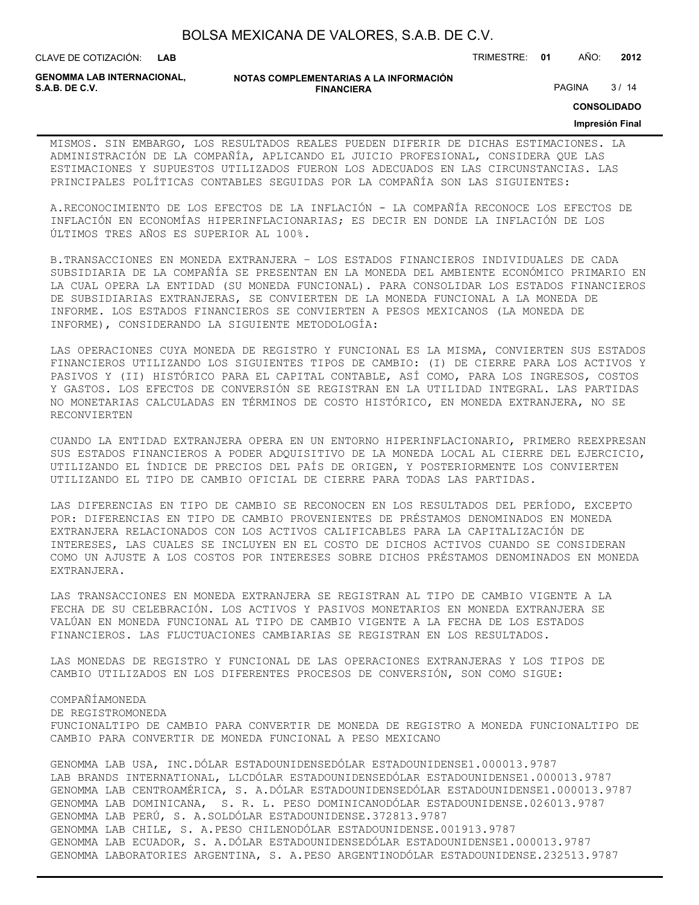MISMOS. SIN EMBARGO, LOS RESULTADOS REALES PUEDEN DIFERIR DE DICHAS ESTIMACIONES. LA ADMINISTRACIÓN DE LA COMPAÑÍA, APLICANDO EL JUICIO PROFESIONAL, CONSIDERA QUE LAS ESTIMACIONES Y SUPUESTOS UTILIZADOS FUERON LOS ADECUADOS EN LAS CIRCUNSTANCIAS. LAS PRINCIPALES POLÍTICAS CONTABLES SEGUIDAS POR LA COMPAÑÍA SON LAS SIGUIENTES:

A.RECONOCIMIENTO DE LOS EFECTOS DE LA INFLACIÓN - LA COMPAÑÍA RECONOCE LOS EFECTOS DE INFLACIÓN EN ECONOMÍAS HIPERINFLACIONARIAS; ES DECIR EN DONDE LA INFLACIÓN DE LOS ÚLTIMOS TRES AÑOS ES SUPERIOR AL 100%.

B.TRANSACCIONES EN MONEDA EXTRANJERA – LOS ESTADOS FINANCIEROS INDIVIDUALES DE CADA SUBSIDIARIA DE LA COMPAÑÍA SE PRESENTAN EN LA MONEDA DEL AMBIENTE ECONÓMICO PRIMARIO EN LA CUAL OPERA LA ENTIDAD (SU MONEDA FUNCIONAL). PARA CONSOLIDAR LOS ESTADOS FINANCIEROS DE SUBSIDIARIAS EXTRANJERAS, SE CONVIERTEN DE LA MONEDA FUNCIONAL A LA MONEDA DE INFORME. LOS ESTADOS FINANCIEROS SE CONVIERTEN A PESOS MEXICANOS (LA MONEDA DE INFORME), CONSIDERANDO LA SIGUIENTE METODOLOGÍA:

LAS OPERACIONES CUYA MONEDA DE REGISTRO Y FUNCIONAL ES LA MISMA, CONVIERTEN SUS ESTADOS FINANCIEROS UTILIZANDO LOS SIGUIENTES TIPOS DE CAMBIO: (I) DE CIERRE PARA LOS ACTIVOS Y PASIVOS Y (II) HISTÓRICO PARA EL CAPITAL CONTABLE, ASÍ COMO, PARA LOS INGRESOS, COSTOS Y GASTOS. LOS EFECTOS DE CONVERSIÓN SE REGISTRAN EN LA UTILIDAD INTEGRAL. LAS PARTIDAS NO MONETARIAS CALCULADAS EN TÉRMINOS DE COSTO HISTÓRICO, EN MONEDA EXTRANJERA, NO SE RECONVIERTEN

CUANDO LA ENTIDAD EXTRANJERA OPERA EN UN ENTORNO HIPERINFLACIONARIO, PRIMERO REEXPRESAN SUS ESTADOS FINANCIEROS A PODER ADQUISITIVO DE LA MONEDA LOCAL AL CIERRE DEL EJERCICIO, UTILIZANDO EL ÍNDICE DE PRECIOS DEL PAÍS DE ORIGEN, Y POSTERIORMENTE LOS CONVIERTEN UTILIZANDO EL TIPO DE CAMBIO OFICIAL DE CIERRE PARA TODAS LAS PARTIDAS.

LAS DIFERENCIAS EN TIPO DE CAMBIO SE RECONOCEN EN LOS RESULTADOS DEL PERÍODO, EXCEPTO POR: DIFERENCIAS EN TIPO DE CAMBIO PROVENIENTES DE PRÉSTAMOS DENOMINADOS EN MONEDA EXTRANJERA RELACIONADOS CON LOS ACTIVOS CALIFICABLES PARA LA CAPITALIZACIÓN DE INTERESES, LAS CUALES SE INCLUYEN EN EL COSTO DE DICHOS ACTIVOS CUANDO SE CONSIDERAN COMO UN AJUSTE A LOS COSTOS POR INTERESES SOBRE DICHOS PRÉSTAMOS DENOMINADOS EN MONEDA EXTRANJERA.

LAS TRANSACCIONES EN MONEDA EXTRANJERA SE REGISTRAN AL TIPO DE CAMBIO VIGENTE A LA FECHA DE SU CELEBRACIÓN. LOS ACTIVOS Y PASIVOS MONETARIOS EN MONEDA EXTRANJERA SE VALÚAN EN MONEDA FUNCIONAL AL TIPO DE CAMBIO VIGENTE A LA FECHA DE LOS ESTADOS FINANCIEROS. LAS FLUCTUACIONES CAMBIARIAS SE REGISTRAN EN LOS RESULTADOS.

LAS MONEDAS DE REGISTRO Y FUNCIONAL DE LAS OPERACIONES EXTRANJERAS Y LOS TIPOS DE CAMBIO UTILIZADOS EN LOS DIFERENTES PROCESOS DE CONVERSIÓN, SON COMO SIGUE:

| COMPAÑÍA | MONEDA DE REGISTRO | MONEDA FUNCIONAL | TIPO DE CAMBIO PARA CONVERTIR DE MONEDA DE REGISTRO A MONEDA FUNCIONAL | TIPO DE CAMBIO PARA CONVERTIR DE MONEDA FUNCIONAL A PESO MEXICANO |
|---|---|---|---|---|
| GENOMMA LAB USA, INC. | DÓLAR ESTADOUNIDENSE | DÓLAR ESTADOUNIDENSE | 1.0000 | 13.9787 |
| LAB BRANDS INTERNATIONAL, LLC | DÓLAR ESTADOUNIDENSE | DÓLAR ESTADOUNIDENSE | 1.0000 | 13.9787 |
| GENOMMA LAB CENTROAMÉRICA, S. A. | DÓLAR ESTADOUNIDENSE | DÓLAR ESTADOUNIDENSE | 1.0000 | 13.9787 |
| GENOMMA LAB DOMINICANA, S. R. L. | PESO DOMINICANO | DÓLAR ESTADOUNIDENSE | .0260 | 13.9787 |
| GENOMMA LAB PERÚ, S. A. | SOL | DÓLAR ESTADOUNIDENSE | .3728 | 13.9787 |
| GENOMMA LAB CHILE, S. A. | PESO CHILENO | DÓLAR ESTADOUNIDENSE | .0019 | 13.9787 |
| GENOMMA LAB ECUADOR, S. A. | DÓLAR ESTADOUNIDENSE | DÓLAR ESTADOUNIDENSE | 1.0000 | 13.9787 |
| GENOMMA LABORATORIES ARGENTINA, S. A. | PESO ARGENTINO | DÓLAR ESTADOUNIDENSE | .2325 | 13.9787 |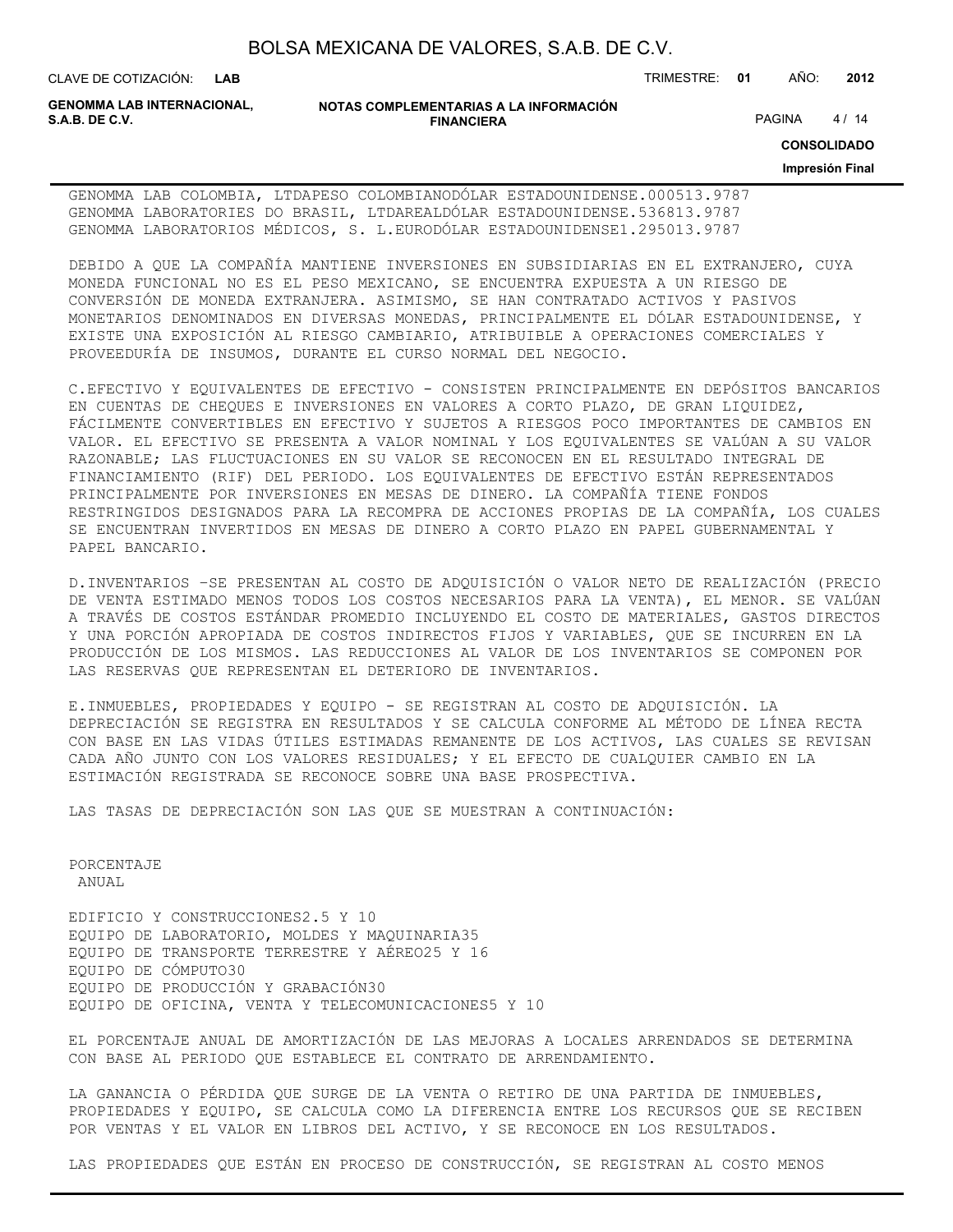GENOMMA LAB COLOMBIA, LTDAPESO COLOMBIANODÓLAR ESTADOUNIDENSE.000513.9787
GENOMMA LABORATORIES DO BRASIL, LTDAREALDÓLAR ESTADOUNIDENSE.536813.9787
GENOMMA LABORATORIOS MÉDICOS, S. L.EURODÓLAR ESTADOUNIDENSE1.295013.9787

DEBIDO A QUE LA COMPAÑÍA MANTIENE INVERSIONES EN SUBSIDIARIAS EN EL EXTRANJERO, CUYA MONEDA FUNCIONAL NO ES EL PESO MEXICANO, SE ENCUENTRA EXPUESTA A UN RIESGO DE CONVERSIÓN DE MONEDA EXTRANJERA. ASIMISMO, SE HAN CONTRATADO ACTIVOS Y PASIVOS MONETARIOS DENOMINADOS EN DIVERSAS MONEDAS, PRINCIPALMENTE EL DÓLAR ESTADOUNIDENSE, Y EXISTE UNA EXPOSICIÓN AL RIESGO CAMBIARIO, ATRIBUIBLE A OPERACIONES COMERCIALES Y PROVEEDURÍA DE INSUMOS, DURANTE EL CURSO NORMAL DEL NEGOCIO.

C.EFECTIVO Y EQUIVALENTES DE EFECTIVO - CONSISTEN PRINCIPALMENTE EN DEPÓSITOS BANCARIOS EN CUENTAS DE CHEQUES E INVERSIONES EN VALORES A CORTO PLAZO, DE GRAN LIQUIDEZ, FÁCILMENTE CONVERTIBLES EN EFECTIVO Y SUJETOS A RIESGOS POCO IMPORTANTES DE CAMBIOS EN VALOR. EL EFECTIVO SE PRESENTA A VALOR NOMINAL Y LOS EQUIVALENTES SE VALÚAN A SU VALOR RAZONABLE; LAS FLUCTUACIONES EN SU VALOR SE RECONOCEN EN EL RESULTADO INTEGRAL DE FINANCIAMIENTO (RIF) DEL PERIODO. LOS EQUIVALENTES DE EFECTIVO ESTÁN REPRESENTADOS PRINCIPALMENTE POR INVERSIONES EN MESAS DE DINERO. LA COMPAÑÍA TIENE FONDOS RESTRINGIDOS DESIGNADOS PARA LA RECOMPRA DE ACCIONES PROPIAS DE LA COMPAÑÍA, LOS CUALES SE ENCUENTRAN INVERTIDOS EN MESAS DE DINERO A CORTO PLAZO EN PAPEL GUBERNAMENTAL Y PAPEL BANCARIO.

D.INVENTARIOS –SE PRESENTAN AL COSTO DE ADQUISICIÓN O VALOR NETO DE REALIZACIÓN (PRECIO DE VENTA ESTIMADO MENOS TODOS LOS COSTOS NECESARIOS PARA LA VENTA), EL MENOR. SE VALÚAN A TRAVÉS DE COSTOS ESTÁNDAR PROMEDIO INCLUYENDO EL COSTO DE MATERIALES, GASTOS DIRECTOS Y UNA PORCIÓN APROPIADA DE COSTOS INDIRECTOS FIJOS Y VARIABLES, QUE SE INCURREN EN LA PRODUCCIÓN DE LOS MISMOS. LAS REDUCCIONES AL VALOR DE LOS INVENTARIOS SE COMPONEN POR LAS RESERVAS QUE REPRESENTAN EL DETERIORO DE INVENTARIOS.

E.INMUEBLES, PROPIEDADES Y EQUIPO - SE REGISTRAN AL COSTO DE ADQUISICIÓN. LA DEPRECIACIÓN SE REGISTRA EN RESULTADOS Y SE CALCULA CONFORME AL MÉTODO DE LÍNEA RECTA CON BASE EN LAS VIDAS ÚTILES ESTIMADAS REMANENTE DE LOS ACTIVOS, LAS CUALES SE REVISAN CADA AÑO JUNTO CON LOS VALORES RESIDUALES; Y EL EFECTO DE CUALQUIER CAMBIO EN LA ESTIMACIÓN REGISTRADA SE RECONOCE SOBRE UNA BASE PROSPECTIVA.

LAS TASAS DE DEPRECIACIÓN SON LAS QUE SE MUESTRAN A CONTINUACIÓN:

PORCENTAJE
ANUAL

EDIFICIO Y CONSTRUCCIONES2.5 Y 10
EQUIPO DE LABORATORIO, MOLDES Y MAQUINARIA35
EQUIPO DE TRANSPORTE TERRESTRE Y AÉREO25 Y 16
EQUIPO DE CÓMPUTO30
EQUIPO DE PRODUCCIÓN Y GRABACIÓN30
EQUIPO DE OFICINA, VENTA Y TELECOMUNICACIONES5 Y 10

EL PORCENTAJE ANUAL DE AMORTIZACIÓN DE LAS MEJORAS A LOCALES ARRENDADOS SE DETERMINA CON BASE AL PERIODO QUE ESTABLECE EL CONTRATO DE ARRENDAMIENTO.

LA GANANCIA O PÉRDIDA QUE SURGE DE LA VENTA O RETIRO DE UNA PARTIDA DE INMUEBLES, PROPIEDADES Y EQUIPO, SE CALCULA COMO LA DIFERENCIA ENTRE LOS RECURSOS QUE SE RECIBEN POR VENTAS Y EL VALOR EN LIBROS DEL ACTIVO, Y SE RECONOCE EN LOS RESULTADOS.

LAS PROPIEDADES QUE ESTÁN EN PROCESO DE CONSTRUCCIÓN, SE REGISTRAN AL COSTO MENOS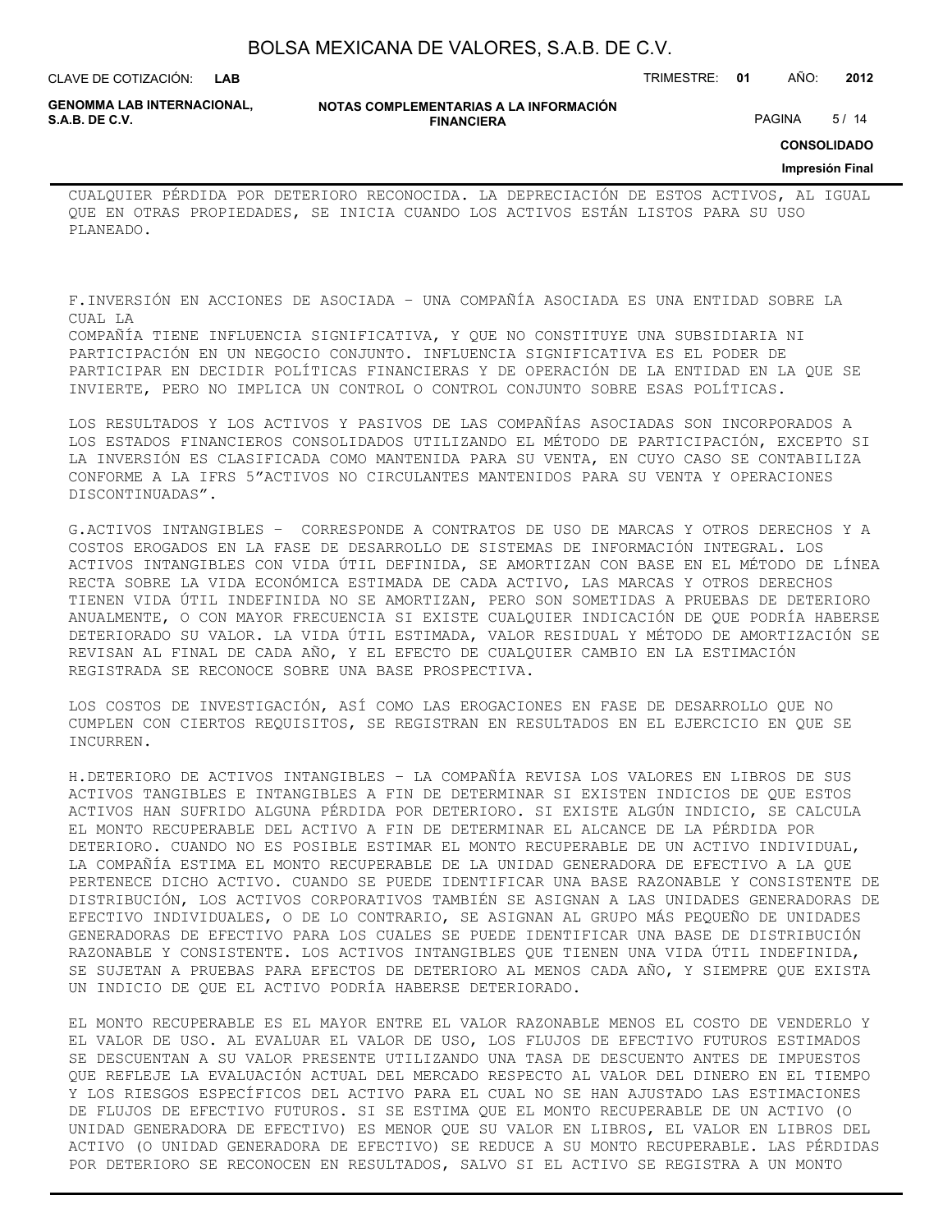CUALQUIER PÉRDIDA POR DETERIORO RECONOCIDA. LA DEPRECIACIÓN DE ESTOS ACTIVOS, AL IGUAL QUE EN OTRAS PROPIEDADES, SE INICIA CUANDO LOS ACTIVOS ESTÁN LISTOS PARA SU USO PLANEADO.

F.INVERSIÓN EN ACCIONES DE ASOCIADA – UNA COMPAÑÍA ASOCIADA ES UNA ENTIDAD SOBRE LA CUAL LA
COMPAÑÍA TIENE INFLUENCIA SIGNIFICATIVA, Y QUE NO CONSTITUYE UNA SUBSIDIARIA NI PARTICIPACIÓN EN UN NEGOCIO CONJUNTO. INFLUENCIA SIGNIFICATIVA ES EL PODER DE PARTICIPAR EN DECIDIR POLÍTICAS FINANCIERAS Y DE OPERACIÓN DE LA ENTIDAD EN LA QUE SE INVIERTE, PERO NO IMPLICA UN CONTROL O CONTROL CONJUNTO SOBRE ESAS POLÍTICAS.

LOS RESULTADOS Y LOS ACTIVOS Y PASIVOS DE LAS COMPAÑÍAS ASOCIADAS SON INCORPORADOS A LOS ESTADOS FINANCIEROS CONSOLIDADOS UTILIZANDO EL MÉTODO DE PARTICIPACIÓN, EXCEPTO SI LA INVERSIÓN ES CLASIFICADA COMO MANTENIDA PARA SU VENTA, EN CUYO CASO SE CONTABILIZA CONFORME A LA IFRS 5"ACTIVOS NO CIRCULANTES MANTENIDOS PARA SU VENTA Y OPERACIONES DISCONTINUADAS".

G.ACTIVOS INTANGIBLES – CORRESPONDE A CONTRATOS DE USO DE MARCAS Y OTROS DERECHOS Y A COSTOS EROGADOS EN LA FASE DE DESARROLLO DE SISTEMAS DE INFORMACIÓN INTEGRAL. LOS ACTIVOS INTANGIBLES CON VIDA ÚTIL DEFINIDA, SE AMORTIZAN CON BASE EN EL MÉTODO DE LÍNEA RECTA SOBRE LA VIDA ECONÓMICA ESTIMADA DE CADA ACTIVO, LAS MARCAS Y OTROS DERECHOS TIENEN VIDA ÚTIL INDEFINIDA NO SE AMORTIZAN, PERO SON SOMETIDAS A PRUEBAS DE DETERIORO ANUALMENTE, O CON MAYOR FRECUENCIA SI EXISTE CUALQUIER INDICACIÓN DE QUE PODRÍA HABERSE DETERIORADO SU VALOR. LA VIDA ÚTIL ESTIMADA, VALOR RESIDUAL Y MÉTODO DE AMORTIZACIÓN SE REVISAN AL FINAL DE CADA AÑO, Y EL EFECTO DE CUALQUIER CAMBIO EN LA ESTIMACIÓN REGISTRADA SE RECONOCE SOBRE UNA BASE PROSPECTIVA.

LOS COSTOS DE INVESTIGACIÓN, ASÍ COMO LAS EROGACIONES EN FASE DE DESARROLLO QUE NO CUMPLEN CON CIERTOS REQUISITOS, SE REGISTRAN EN RESULTADOS EN EL EJERCICIO EN QUE SE INCURREN.

H.DETERIORO DE ACTIVOS INTANGIBLES – LA COMPAÑÍA REVISA LOS VALORES EN LIBROS DE SUS ACTIVOS TANGIBLES E INTANGIBLES A FIN DE DETERMINAR SI EXISTEN INDICIOS DE QUE ESTOS ACTIVOS HAN SUFRIDO ALGUNA PÉRDIDA POR DETERIORO. SI EXISTE ALGÚN INDICIO, SE CALCULA EL MONTO RECUPERABLE DEL ACTIVO A FIN DE DETERMINAR EL ALCANCE DE LA PÉRDIDA POR DETERIORO. CUANDO NO ES POSIBLE ESTIMAR EL MONTO RECUPERABLE DE UN ACTIVO INDIVIDUAL, LA COMPAÑÍA ESTIMA EL MONTO RECUPERABLE DE LA UNIDAD GENERADORA DE EFECTIVO A LA QUE PERTENECE DICHO ACTIVO. CUANDO SE PUEDE IDENTIFICAR UNA BASE RAZONABLE Y CONSISTENTE DE DISTRIBUCIÓN, LOS ACTIVOS CORPORATIVOS TAMBIÉN SE ASIGNAN A LAS UNIDADES GENERADORAS DE EFECTIVO INDIVIDUALES, O DE LO CONTRARIO, SE ASIGNAN AL GRUPO MÁS PEQUEÑO DE UNIDADES GENERADORAS DE EFECTIVO PARA LOS CUALES SE PUEDE IDENTIFICAR UNA BASE DE DISTRIBUCIÓN RAZONABLE Y CONSISTENTE. LOS ACTIVOS INTANGIBLES QUE TIENEN UNA VIDA ÚTIL INDEFINIDA, SE SUJETAN A PRUEBAS PARA EFECTOS DE DETERIORO AL MENOS CADA AÑO, Y SIEMPRE QUE EXISTA UN INDICIO DE QUE EL ACTIVO PODRÍA HABERSE DETERIORADO.

EL MONTO RECUPERABLE ES EL MAYOR ENTRE EL VALOR RAZONABLE MENOS EL COSTO DE VENDERLO Y EL VALOR DE USO. AL EVALUAR EL VALOR DE USO, LOS FLUJOS DE EFECTIVO FUTUROS ESTIMADOS SE DESCUENTAN A SU VALOR PRESENTE UTILIZANDO UNA TASA DE DESCUENTO ANTES DE IMPUESTOS QUE REFLEJE LA EVALUACIÓN ACTUAL DEL MERCADO RESPECTO AL VALOR DEL DINERO EN EL TIEMPO Y LOS RIESGOS ESPECÍFICOS DEL ACTIVO PARA EL CUAL NO SE HAN AJUSTADO LAS ESTIMACIONES DE FLUJOS DE EFECTIVO FUTUROS. SI SE ESTIMA QUE EL MONTO RECUPERABLE DE UN ACTIVO (O UNIDAD GENERADORA DE EFECTIVO) ES MENOR QUE SU VALOR EN LIBROS, EL VALOR EN LIBROS DEL ACTIVO (O UNIDAD GENERADORA DE EFECTIVO) SE REDUCE A SU MONTO RECUPERABLE. LAS PÉRDIDAS POR DETERIORO SE RECONOCEN EN RESULTADOS, SALVO SI EL ACTIVO SE REGISTRA A UN MONTO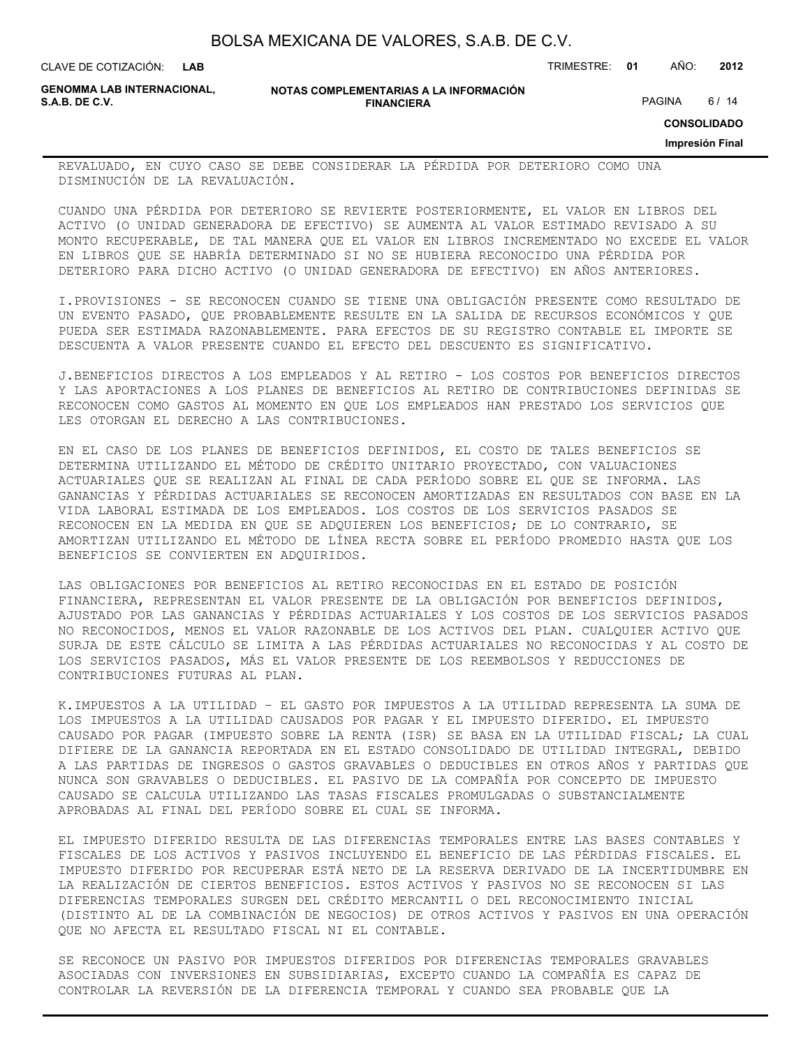REVALUADO, EN CUYO CASO SE DEBE CONSIDERAR LA PÉRDIDA POR DETERIORO COMO UNA DISMINUCIÓN DE LA REVALUACIÓN.

CUANDO UNA PÉRDIDA POR DETERIORO SE REVIERTE POSTERIORMENTE, EL VALOR EN LIBROS DEL ACTIVO (O UNIDAD GENERADORA DE EFECTIVO) SE AUMENTA AL VALOR ESTIMADO REVISADO A SU MONTO RECUPERABLE, DE TAL MANERA QUE EL VALOR EN LIBROS INCREMENTADO NO EXCEDE EL VALOR EN LIBROS QUE SE HABRÍA DETERMINADO SI NO SE HUBIERA RECONOCIDO UNA PÉRDIDA POR DETERIORO PARA DICHO ACTIVO (O UNIDAD GENERADORA DE EFECTIVO) EN AÑOS ANTERIORES.

I.PROVISIONES - SE RECONOCEN CUANDO SE TIENE UNA OBLIGACIÓN PRESENTE COMO RESULTADO DE UN EVENTO PASADO, QUE PROBABLEMENTE RESULTE EN LA SALIDA DE RECURSOS ECONÓMICOS Y QUE PUEDA SER ESTIMADA RAZONABLEMENTE. PARA EFECTOS DE SU REGISTRO CONTABLE EL IMPORTE SE DESCUENTA A VALOR PRESENTE CUANDO EL EFECTO DEL DESCUENTO ES SIGNIFICATIVO.

J.BENEFICIOS DIRECTOS A LOS EMPLEADOS Y AL RETIRO - LOS COSTOS POR BENEFICIOS DIRECTOS Y LAS APORTACIONES A LOS PLANES DE BENEFICIOS AL RETIRO DE CONTRIBUCIONES DEFINIDAS SE RECONOCEN COMO GASTOS AL MOMENTO EN QUE LOS EMPLEADOS HAN PRESTADO LOS SERVICIOS QUE LES OTORGAN EL DERECHO A LAS CONTRIBUCIONES.

EN EL CASO DE LOS PLANES DE BENEFICIOS DEFINIDOS, EL COSTO DE TALES BENEFICIOS SE DETERMINA UTILIZANDO EL MÉTODO DE CRÉDITO UNITARIO PROYECTADO, CON VALUACIONES ACTUARIALES QUE SE REALIZAN AL FINAL DE CADA PERÍODO SOBRE EL QUE SE INFORMA. LAS GANANCIAS Y PÉRDIDAS ACTUARIALES SE RECONOCEN AMORTIZADAS EN RESULTADOS CON BASE EN LA VIDA LABORAL ESTIMADA DE LOS EMPLEADOS. LOS COSTOS DE LOS SERVICIOS PASADOS SE RECONOCEN EN LA MEDIDA EN QUE SE ADQUIEREN LOS BENEFICIOS; DE LO CONTRARIO, SE AMORTIZAN UTILIZANDO EL MÉTODO DE LÍNEA RECTA SOBRE EL PERÍODO PROMEDIO HASTA QUE LOS BENEFICIOS SE CONVIERTEN EN ADQUIRIDOS.

LAS OBLIGACIONES POR BENEFICIOS AL RETIRO RECONOCIDAS EN EL ESTADO DE POSICIÓN FINANCIERA, REPRESENTAN EL VALOR PRESENTE DE LA OBLIGACIÓN POR BENEFICIOS DEFINIDOS, AJUSTADO POR LAS GANANCIAS Y PÉRDIDAS ACTUARIALES Y LOS COSTOS DE LOS SERVICIOS PASADOS NO RECONOCIDOS, MENOS EL VALOR RAZONABLE DE LOS ACTIVOS DEL PLAN. CUALQUIER ACTIVO QUE SURJA DE ESTE CÁLCULO SE LIMITA A LAS PÉRDIDAS ACTUARIALES NO RECONOCIDAS Y AL COSTO DE LOS SERVICIOS PASADOS, MÁS EL VALOR PRESENTE DE LOS REEMBOLSOS Y REDUCCIONES DE CONTRIBUCIONES FUTURAS AL PLAN.

K.IMPUESTOS A LA UTILIDAD – EL GASTO POR IMPUESTOS A LA UTILIDAD REPRESENTA LA SUMA DE LOS IMPUESTOS A LA UTILIDAD CAUSADOS POR PAGAR Y EL IMPUESTO DIFERIDO. EL IMPUESTO CAUSADO POR PAGAR (IMPUESTO SOBRE LA RENTA (ISR) SE BASA EN LA UTILIDAD FISCAL; LA CUAL DIFIERE DE LA GANANCIA REPORTADA EN EL ESTADO CONSOLIDADO DE UTILIDAD INTEGRAL, DEBIDO A LAS PARTIDAS DE INGRESOS O GASTOS GRAVABLES O DEDUCIBLES EN OTROS AÑOS Y PARTIDAS QUE NUNCA SON GRAVABLES O DEDUCIBLES. EL PASIVO DE LA COMPAÑÍA POR CONCEPTO DE IMPUESTO CAUSADO SE CALCULA UTILIZANDO LAS TASAS FISCALES PROMULGADAS O SUBSTANCIALMENTE APROBADAS AL FINAL DEL PERÍODO SOBRE EL CUAL SE INFORMA.

EL IMPUESTO DIFERIDO RESULTA DE LAS DIFERENCIAS TEMPORALES ENTRE LAS BASES CONTABLES Y FISCALES DE LOS ACTIVOS Y PASIVOS INCLUYENDO EL BENEFICIO DE LAS PÉRDIDAS FISCALES. EL IMPUESTO DIFERIDO POR RECUPERAR ESTÁ NETO DE LA RESERVA DERIVADO DE LA INCERTIDUMBRE EN LA REALIZACIÓN DE CIERTOS BENEFICIOS. ESTOS ACTIVOS Y PASIVOS NO SE RECONOCEN SI LAS DIFERENCIAS TEMPORALES SURGEN DEL CRÉDITO MERCANTIL O DEL RECONOCIMIENTO INICIAL (DISTINTO AL DE LA COMBINACIÓN DE NEGOCIOS) DE OTROS ACTIVOS Y PASIVOS EN UNA OPERACIÓN QUE NO AFECTA EL RESULTADO FISCAL NI EL CONTABLE.

SE RECONOCE UN PASIVO POR IMPUESTOS DIFERIDOS POR DIFERENCIAS TEMPORALES GRAVABLES ASOCIADAS CON INVERSIONES EN SUBSIDIARIAS, EXCEPTO CUANDO LA COMPAÑÍA ES CAPAZ DE CONTROLAR LA REVERSIÓN DE LA DIFERENCIA TEMPORAL Y CUANDO SEA PROBABLE QUE LA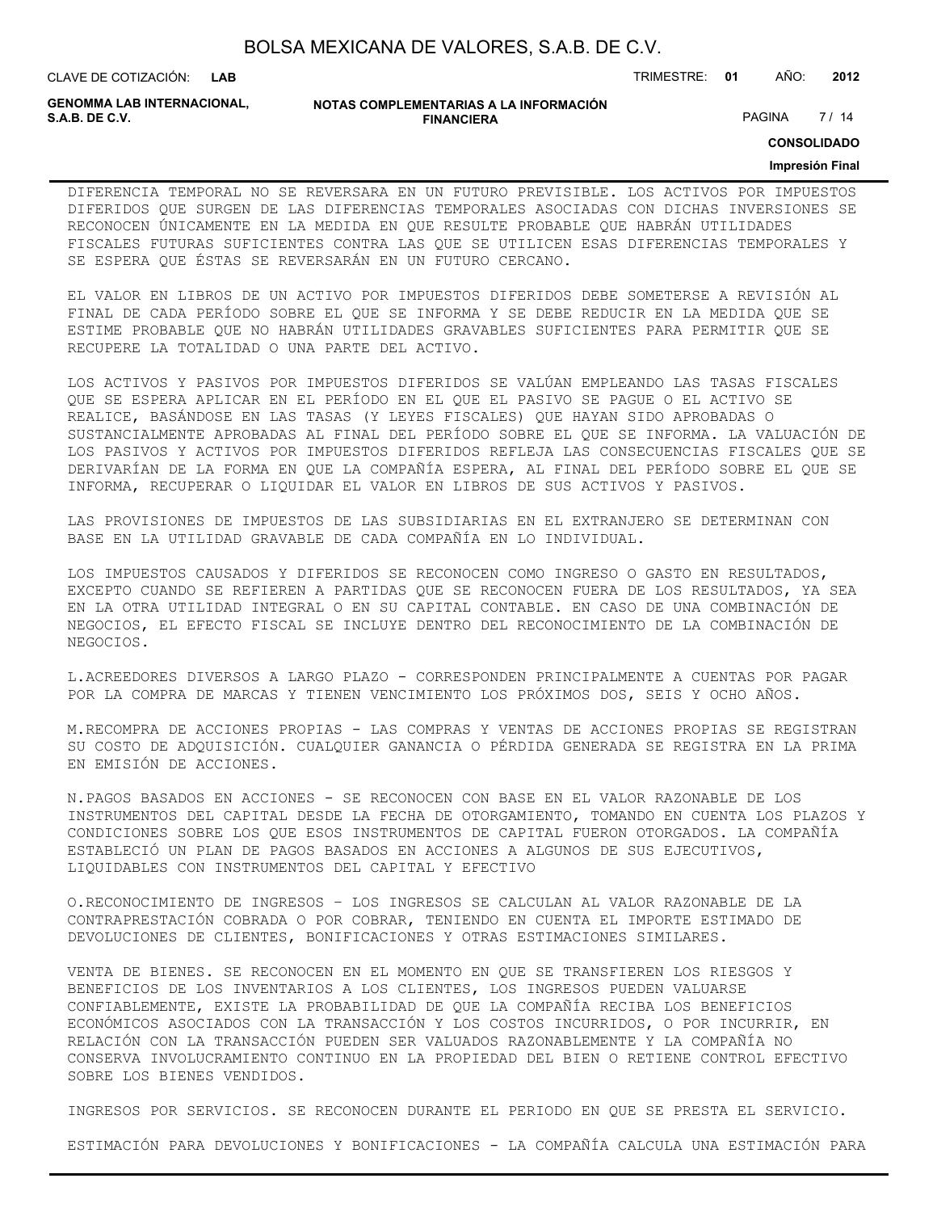DIFERENCIA TEMPORAL NO SE REVERSARA EN UN FUTURO PREVISIBLE. LOS ACTIVOS POR IMPUESTOS DIFERIDOS QUE SURGEN DE LAS DIFERENCIAS TEMPORALES ASOCIADAS CON DICHAS INVERSIONES SE RECONOCEN ÚNICAMENTE EN LA MEDIDA EN QUE RESULTE PROBABLE QUE HABRÁN UTILIDADES FISCALES FUTURAS SUFICIENTES CONTRA LAS QUE SE UTILICEN ESAS DIFERENCIAS TEMPORALES Y SE ESPERA QUE ÉSTAS SE REVERSARÁN EN UN FUTURO CERCANO.

EL VALOR EN LIBROS DE UN ACTIVO POR IMPUESTOS DIFERIDOS DEBE SOMETERSE A REVISIÓN AL FINAL DE CADA PERÍODO SOBRE EL QUE SE INFORMA Y SE DEBE REDUCIR EN LA MEDIDA QUE SE ESTIME PROBABLE QUE NO HABRÁN UTILIDADES GRAVABLES SUFICIENTES PARA PERMITIR QUE SE RECUPERE LA TOTALIDAD O UNA PARTE DEL ACTIVO.

LOS ACTIVOS Y PASIVOS POR IMPUESTOS DIFERIDOS SE VALÚAN EMPLEANDO LAS TASAS FISCALES QUE SE ESPERA APLICAR EN EL PERÍODO EN EL QUE EL PASIVO SE PAGUE O EL ACTIVO SE REALICE, BASÁNDOSE EN LAS TASAS (Y LEYES FISCALES) QUE HAYAN SIDO APROBADAS O SUSTANCIALMENTE APROBADAS AL FINAL DEL PERÍODO SOBRE EL QUE SE INFORMA. LA VALUACIÓN DE LOS PASIVOS Y ACTIVOS POR IMPUESTOS DIFERIDOS REFLEJA LAS CONSECUENCIAS FISCALES QUE SE DERIVARÍAN DE LA FORMA EN QUE LA COMPAÑÍA ESPERA, AL FINAL DEL PERÍODO SOBRE EL QUE SE INFORMA, RECUPERAR O LIQUIDAR EL VALOR EN LIBROS DE SUS ACTIVOS Y PASIVOS.

LAS PROVISIONES DE IMPUESTOS DE LAS SUBSIDIARIAS EN EL EXTRANJERO SE DETERMINAN CON BASE EN LA UTILIDAD GRAVABLE DE CADA COMPAÑÍA EN LO INDIVIDUAL.

LOS IMPUESTOS CAUSADOS Y DIFERIDOS SE RECONOCEN COMO INGRESO O GASTO EN RESULTADOS, EXCEPTO CUANDO SE REFIEREN A PARTIDAS QUE SE RECONOCEN FUERA DE LOS RESULTADOS, YA SEA EN LA OTRA UTILIDAD INTEGRAL O EN SU CAPITAL CONTABLE. EN CASO DE UNA COMBINACIÓN DE NEGOCIOS, EL EFECTO FISCAL SE INCLUYE DENTRO DEL RECONOCIMIENTO DE LA COMBINACIÓN DE NEGOCIOS.

L.ACREEDORES DIVERSOS A LARGO PLAZO - CORRESPONDEN PRINCIPALMENTE A CUENTAS POR PAGAR POR LA COMPRA DE MARCAS Y TIENEN VENCIMIENTO LOS PRÓXIMOS DOS, SEIS Y OCHO AÑOS.

M.RECOMPRA DE ACCIONES PROPIAS - LAS COMPRAS Y VENTAS DE ACCIONES PROPIAS SE REGISTRAN SU COSTO DE ADQUISICIÓN. CUALQUIER GANANCIA O PÉRDIDA GENERADA SE REGISTRA EN LA PRIMA EN EMISIÓN DE ACCIONES.

N.PAGOS BASADOS EN ACCIONES - SE RECONOCEN CON BASE EN EL VALOR RAZONABLE DE LOS INSTRUMENTOS DEL CAPITAL DESDE LA FECHA DE OTORGAMIENTO, TOMANDO EN CUENTA LOS PLAZOS Y CONDICIONES SOBRE LOS QUE ESOS INSTRUMENTOS DE CAPITAL FUERON OTORGADOS. LA COMPAÑÍA ESTABLECIÓ UN PLAN DE PAGOS BASADOS EN ACCIONES A ALGUNOS DE SUS EJECUTIVOS, LIQUIDABLES CON INSTRUMENTOS DEL CAPITAL Y EFECTIVO

O.RECONOCIMIENTO DE INGRESOS – LOS INGRESOS SE CALCULAN AL VALOR RAZONABLE DE LA CONTRAPRESTACIÓN COBRADA O POR COBRAR, TENIENDO EN CUENTA EL IMPORTE ESTIMADO DE DEVOLUCIONES DE CLIENTES, BONIFICACIONES Y OTRAS ESTIMACIONES SIMILARES.

VENTA DE BIENES. SE RECONOCEN EN EL MOMENTO EN QUE SE TRANSFIEREN LOS RIESGOS Y BENEFICIOS DE LOS INVENTARIOS A LOS CLIENTES, LOS INGRESOS PUEDEN VALUARSE CONFIABLEMENTE, EXISTE LA PROBABILIDAD DE QUE LA COMPAÑÍA RECIBA LOS BENEFICIOS ECONÓMICOS ASOCIADOS CON LA TRANSACCIÓN Y LOS COSTOS INCURRIDOS, O POR INCURRIR, EN RELACIÓN CON LA TRANSACCIÓN PUEDEN SER VALUADOS RAZONABLEMENTE Y LA COMPAÑÍA NO CONSERVA INVOLUCRAMIENTO CONTINUO EN LA PROPIEDAD DEL BIEN O RETIENE CONTROL EFECTIVO SOBRE LOS BIENES VENDIDOS.

INGRESOS POR SERVICIOS. SE RECONOCEN DURANTE EL PERIODO EN QUE SE PRESTA EL SERVICIO.

ESTIMACIÓN PARA DEVOLUCIONES Y BONIFICACIONES - LA COMPAÑÍA CALCULA UNA ESTIMACIÓN PARA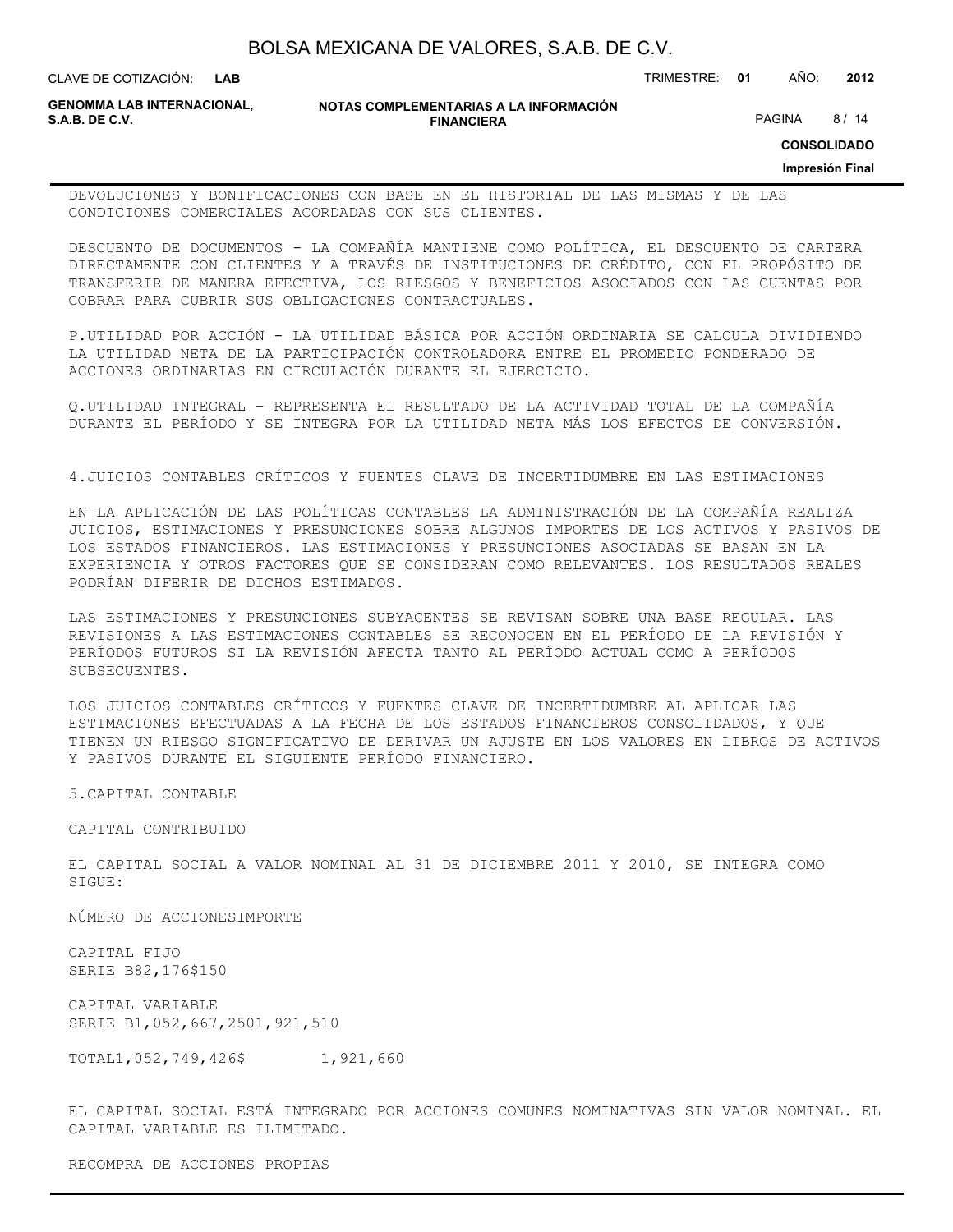DEVOLUCIONES Y BONIFICACIONES CON BASE EN EL HISTORIAL DE LAS MISMAS Y DE LAS CONDICIONES COMERCIALES ACORDADAS CON SUS CLIENTES.

DESCUENTO DE DOCUMENTOS - LA COMPAÑÍA MANTIENE COMO POLÍTICA, EL DESCUENTO DE CARTERA DIRECTAMENTE CON CLIENTES Y A TRAVÉS DE INSTITUCIONES DE CRÉDITO, CON EL PROPÓSITO DE TRANSFERIR DE MANERA EFECTIVA, LOS RIESGOS Y BENEFICIOS ASOCIADOS CON LAS CUENTAS POR COBRAR PARA CUBRIR SUS OBLIGACIONES CONTRACTUALES.

P.UTILIDAD POR ACCIÓN - LA UTILIDAD BÁSICA POR ACCIÓN ORDINARIA SE CALCULA DIVIDIENDO LA UTILIDAD NETA DE LA PARTICIPACIÓN CONTROLADORA ENTRE EL PROMEDIO PONDERADO DE ACCIONES ORDINARIAS EN CIRCULACIÓN DURANTE EL EJERCICIO.

Q.UTILIDAD INTEGRAL – REPRESENTA EL RESULTADO DE LA ACTIVIDAD TOTAL DE LA COMPAÑÍA DURANTE EL PERÍODO Y SE INTEGRA POR LA UTILIDAD NETA MÁS LOS EFECTOS DE CONVERSIÓN.

4.JUICIOS CONTABLES CRÍTICOS Y FUENTES CLAVE DE INCERTIDUMBRE EN LAS ESTIMACIONES

EN LA APLICACIÓN DE LAS POLÍTICAS CONTABLES LA ADMINISTRACIÓN DE LA COMPAÑÍA REALIZA JUICIOS, ESTIMACIONES Y PRESUNCIONES SOBRE ALGUNOS IMPORTES DE LOS ACTIVOS Y PASIVOS DE LOS ESTADOS FINANCIEROS. LAS ESTIMACIONES Y PRESUNCIONES ASOCIADAS SE BASAN EN LA EXPERIENCIA Y OTROS FACTORES QUE SE CONSIDERAN COMO RELEVANTES. LOS RESULTADOS REALES PODRÍAN DIFERIR DE DICHOS ESTIMADOS.

LAS ESTIMACIONES Y PRESUNCIONES SUBYACENTES SE REVISAN SOBRE UNA BASE REGULAR. LAS REVISIONES A LAS ESTIMACIONES CONTABLES SE RECONOCEN EN EL PERÍODO DE LA REVISIÓN Y PERÍODOS FUTUROS SI LA REVISIÓN AFECTA TANTO AL PERÍODO ACTUAL COMO A PERÍODOS SUBSECUENTES.

LOS JUICIOS CONTABLES CRÍTICOS Y FUENTES CLAVE DE INCERTIDUMBRE AL APLICAR LAS ESTIMACIONES EFECTUADAS A LA FECHA DE LOS ESTADOS FINANCIEROS CONSOLIDADOS, Y QUE TIENEN UN RIESGO SIGNIFICATIVO DE DERIVAR UN AJUSTE EN LOS VALORES EN LIBROS DE ACTIVOS Y PASIVOS DURANTE EL SIGUIENTE PERÍODO FINANCIERO.

5.CAPITAL CONTABLE

CAPITAL CONTRIBUIDO

EL CAPITAL SOCIAL A VALOR NOMINAL AL 31 DE DICIEMBRE 2011 Y 2010, SE INTEGRA COMO SIGUE:

| | NÚMERO DE ACCIONES | IMPORTE |
|---|---|---|
| CAPITAL FIJO | | |
| SERIE B | 82,176 | $150 |
| CAPITAL VARIABLE | | |
| SERIE B | 1,052,667,250 | 1,921,510 |
| TOTAL | 1,052,749,426 | $ 1,921,660 |

EL CAPITAL SOCIAL ESTÁ INTEGRADO POR ACCIONES COMUNES NOMINATIVAS SIN VALOR NOMINAL. EL CAPITAL VARIABLE ES ILIMITADO.

RECOMPRA DE ACCIONES PROPIAS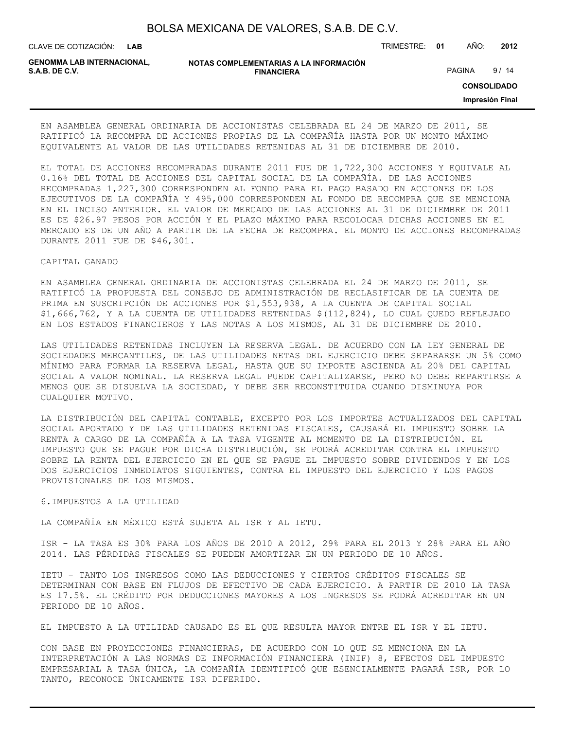EN ASAMBLEA GENERAL ORDINARIA DE ACCIONISTAS CELEBRADA EL 24 DE MARZO DE 2011, SE RATIFICÓ LA RECOMPRA DE ACCIONES PROPIAS DE LA COMPAÑÍA HASTA POR UN MONTO MÁXIMO EQUIVALENTE AL VALOR DE LAS UTILIDADES RETENIDAS AL 31 DE DICIEMBRE DE 2010.

EL TOTAL DE ACCIONES RECOMPRADAS DURANTE 2011 FUE DE 1,722,300 ACCIONES Y EQUIVALE AL 0.16% DEL TOTAL DE ACCIONES DEL CAPITAL SOCIAL DE LA COMPAÑÍA. DE LAS ACCIONES RECOMPRADAS 1,227,300 CORRESPONDEN AL FONDO PARA EL PAGO BASADO EN ACCIONES DE LOS EJECUTIVOS DE LA COMPAÑÍA Y 495,000 CORRESPONDEN AL FONDO DE RECOMPRA QUE SE MENCIONA EN EL INCISO ANTERIOR. EL VALOR DE MERCADO DE LAS ACCIONES AL 31 DE DICIEMBRE DE 2011 ES DE $26.97 PESOS POR ACCIÓN Y EL PLAZO MÁXIMO PARA RECOLOCAR DICHAS ACCIONES EN EL MERCADO ES DE UN AÑO A PARTIR DE LA FECHA DE RECOMPRA. EL MONTO DE ACCIONES RECOMPRADAS DURANTE 2011 FUE DE $46,301.

CAPITAL GANADO

EN ASAMBLEA GENERAL ORDINARIA DE ACCIONISTAS CELEBRADA EL 24 DE MARZO DE 2011, SE RATIFICÓ LA PROPUESTA DEL CONSEJO DE ADMINISTRACIÓN DE RECLASIFICAR DE LA CUENTA DE PRIMA EN SUSCRIPCIÓN DE ACCIONES POR $1,553,938, A LA CUENTA DE CAPITAL SOCIAL $1,666,762, Y A LA CUENTA DE UTILIDADES RETENIDAS $(112,824), LO CUAL QUEDO REFLEJADO EN LOS ESTADOS FINANCIEROS Y LAS NOTAS A LOS MISMOS, AL 31 DE DICIEMBRE DE 2010.

LAS UTILIDADES RETENIDAS INCLUYEN LA RESERVA LEGAL. DE ACUERDO CON LA LEY GENERAL DE SOCIEDADES MERCANTILES, DE LAS UTILIDADES NETAS DEL EJERCICIO DEBE SEPARARSE UN 5% COMO MÍNIMO PARA FORMAR LA RESERVA LEGAL, HASTA QUE SU IMPORTE ASCIENDA AL 20% DEL CAPITAL SOCIAL A VALOR NOMINAL. LA RESERVA LEGAL PUEDE CAPITALIZARSE, PERO NO DEBE REPARTIRSE A MENOS QUE SE DISUELVA LA SOCIEDAD, Y DEBE SER RECONSTITUIDA CUANDO DISMINUYA POR CUALQUIER MOTIVO.

LA DISTRIBUCIÓN DEL CAPITAL CONTABLE, EXCEPTO POR LOS IMPORTES ACTUALIZADOS DEL CAPITAL SOCIAL APORTADO Y DE LAS UTILIDADES RETENIDAS FISCALES, CAUSARÁ EL IMPUESTO SOBRE LA RENTA A CARGO DE LA COMPAÑÍA A LA TASA VIGENTE AL MOMENTO DE LA DISTRIBUCIÓN. EL IMPUESTO QUE SE PAGUE POR DICHA DISTRIBUCIÓN, SE PODRÁ ACREDITAR CONTRA EL IMPUESTO SOBRE LA RENTA DEL EJERCICIO EN EL QUE SE PAGUE EL IMPUESTO SOBRE DIVIDENDOS Y EN LOS DOS EJERCICIOS INMEDIATOS SIGUIENTES, CONTRA EL IMPUESTO DEL EJERCICIO Y LOS PAGOS PROVISIONALES DE LOS MISMOS.

6.IMPUESTOS A LA UTILIDAD

LA COMPAÑÍA EN MÉXICO ESTÁ SUJETA AL ISR Y AL IETU.

ISR - LA TASA ES 30% PARA LOS AÑOS DE 2010 A 2012, 29% PARA EL 2013 Y 28% PARA EL AÑO 2014. LAS PÉRDIDAS FISCALES SE PUEDEN AMORTIZAR EN UN PERIODO DE 10 AÑOS.

IETU - TANTO LOS INGRESOS COMO LAS DEDUCCIONES Y CIERTOS CRÉDITOS FISCALES SE DETERMINAN CON BASE EN FLUJOS DE EFECTIVO DE CADA EJERCICIO. A PARTIR DE 2010 LA TASA ES 17.5%. EL CRÉDITO POR DEDUCCIONES MAYORES A LOS INGRESOS SE PODRÁ ACREDITAR EN UN PERIODO DE 10 AÑOS.

EL IMPUESTO A LA UTILIDAD CAUSADO ES EL QUE RESULTA MAYOR ENTRE EL ISR Y EL IETU.

CON BASE EN PROYECCIONES FINANCIERAS, DE ACUERDO CON LO QUE SE MENCIONA EN LA INTERPRETACIÓN A LAS NORMAS DE INFORMACIÓN FINANCIERA (INIF) 8, EFECTOS DEL IMPUESTO EMPRESARIAL A TASA ÚNICA, LA COMPAÑÍA IDENTIFICÓ QUE ESENCIALMENTE PAGARÁ ISR, POR LO TANTO, RECONOCE ÚNICAMENTE ISR DIFERIDO.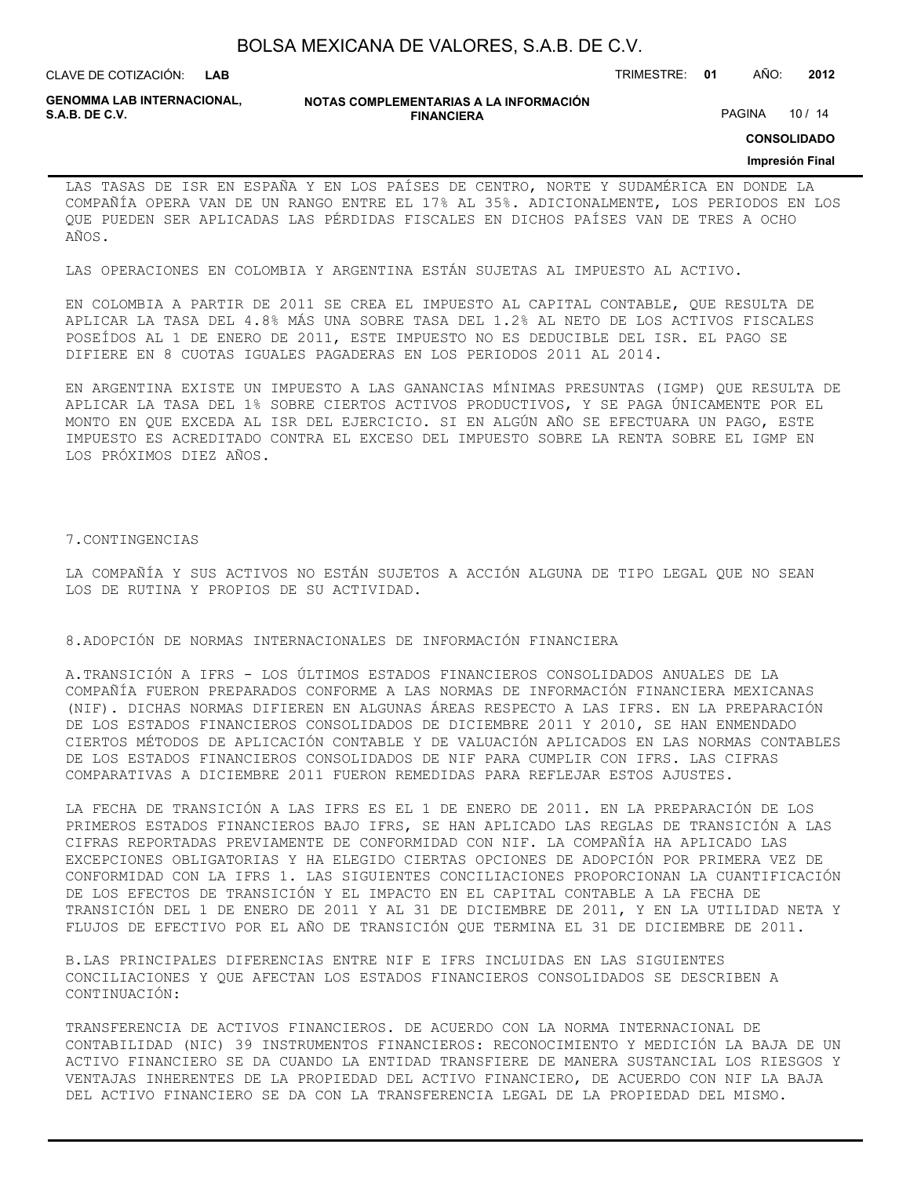LAS TASAS DE ISR EN ESPAÑA Y EN LOS PAÍSES DE CENTRO, NORTE Y SUDAMÉRICA EN DONDE LA COMPAÑÍA OPERA VAN DE UN RANGO ENTRE EL 17% AL 35%. ADICIONALMENTE, LOS PERIODOS EN LOS QUE PUEDEN SER APLICADAS LAS PÉRDIDAS FISCALES EN DICHOS PAÍSES VAN DE TRES A OCHO AÑOS.

LAS OPERACIONES EN COLOMBIA Y ARGENTINA ESTÁN SUJETAS AL IMPUESTO AL ACTIVO.

EN COLOMBIA A PARTIR DE 2011 SE CREA EL IMPUESTO AL CAPITAL CONTABLE, QUE RESULTA DE APLICAR LA TASA DEL 4.8% MÁS UNA SOBRE TASA DEL 1.2% AL NETO DE LOS ACTIVOS FISCALES POSEÍDOS AL 1 DE ENERO DE 2011, ESTE IMPUESTO NO ES DEDUCIBLE DEL ISR. EL PAGO SE DIFIERE EN 8 CUOTAS IGUALES PAGADERAS EN LOS PERIODOS 2011 AL 2014.

EN ARGENTINA EXISTE UN IMPUESTO A LAS GANANCIAS MÍNIMAS PRESUNTAS (IGMP) QUE RESULTA DE APLICAR LA TASA DEL 1% SOBRE CIERTOS ACTIVOS PRODUCTIVOS, Y SE PAGA ÚNICAMENTE POR EL MONTO EN QUE EXCEDA AL ISR DEL EJERCICIO. SI EN ALGÚN AÑO SE EFECTUARA UN PAGO, ESTE IMPUESTO ES ACREDITADO CONTRA EL EXCESO DEL IMPUESTO SOBRE LA RENTA SOBRE EL IGMP EN LOS PRÓXIMOS DIEZ AÑOS.

## 7.CONTINGENCIAS

LA COMPAÑÍA Y SUS ACTIVOS NO ESTÁN SUJETOS A ACCIÓN ALGUNA DE TIPO LEGAL QUE NO SEAN LOS DE RUTINA Y PROPIOS DE SU ACTIVIDAD.

## 8.ADOPCIÓN DE NORMAS INTERNACIONALES DE INFORMACIÓN FINANCIERA

A.TRANSICIÓN A IFRS - LOS ÚLTIMOS ESTADOS FINANCIEROS CONSOLIDADOS ANUALES DE LA COMPAÑÍA FUERON PREPARADOS CONFORME A LAS NORMAS DE INFORMACIÓN FINANCIERA MEXICANAS (NIF). DICHAS NORMAS DIFIEREN EN ALGUNAS ÁREAS RESPECTO A LAS IFRS. EN LA PREPARACIÓN DE LOS ESTADOS FINANCIEROS CONSOLIDADOS DE DICIEMBRE 2011 Y 2010, SE HAN ENMENDADO CIERTOS MÉTODOS DE APLICACIÓN CONTABLE Y DE VALUACIÓN APLICADOS EN LAS NORMAS CONTABLES DE LOS ESTADOS FINANCIEROS CONSOLIDADOS DE NIF PARA CUMPLIR CON IFRS. LAS CIFRAS COMPARATIVAS A DICIEMBRE 2011 FUERON REMEDIDAS PARA REFLEJAR ESTOS AJUSTES.

LA FECHA DE TRANSICIÓN A LAS IFRS ES EL 1 DE ENERO DE 2011. EN LA PREPARACIÓN DE LOS PRIMEROS ESTADOS FINANCIEROS BAJO IFRS, SE HAN APLICADO LAS REGLAS DE TRANSICIÓN A LAS CIFRAS REPORTADAS PREVIAMENTE DE CONFORMIDAD CON NIF. LA COMPAÑÍA HA APLICADO LAS EXCEPCIONES OBLIGATORIAS Y HA ELEGIDO CIERTAS OPCIONES DE ADOPCIÓN POR PRIMERA VEZ DE CONFORMIDAD CON LA IFRS 1. LAS SIGUIENTES CONCILIACIONES PROPORCIONAN LA CUANTIFICACIÓN DE LOS EFECTOS DE TRANSICIÓN Y EL IMPACTO EN EL CAPITAL CONTABLE A LA FECHA DE TRANSICIÓN DEL 1 DE ENERO DE 2011 Y AL 31 DE DICIEMBRE DE 2011, Y EN LA UTILIDAD NETA Y FLUJOS DE EFECTIVO POR EL AÑO DE TRANSICIÓN QUE TERMINA EL 31 DE DICIEMBRE DE 2011.

B.LAS PRINCIPALES DIFERENCIAS ENTRE NIF E IFRS INCLUIDAS EN LAS SIGUIENTES CONCILIACIONES Y QUE AFECTAN LOS ESTADOS FINANCIEROS CONSOLIDADOS SE DESCRIBEN A CONTINUACIÓN:

TRANSFERENCIA DE ACTIVOS FINANCIEROS. DE ACUERDO CON LA NORMA INTERNACIONAL DE CONTABILIDAD (NIC) 39 INSTRUMENTOS FINANCIEROS: RECONOCIMIENTO Y MEDICIÓN LA BAJA DE UN ACTIVO FINANCIERO SE DA CUANDO LA ENTIDAD TRANSFIERE DE MANERA SUSTANCIAL LOS RIESGOS Y VENTAJAS INHERENTES DE LA PROPIEDAD DEL ACTIVO FINANCIERO, DE ACUERDO CON NIF LA BAJA DEL ACTIVO FINANCIERO SE DA CON LA TRANSFERENCIA LEGAL DE LA PROPIEDAD DEL MISMO.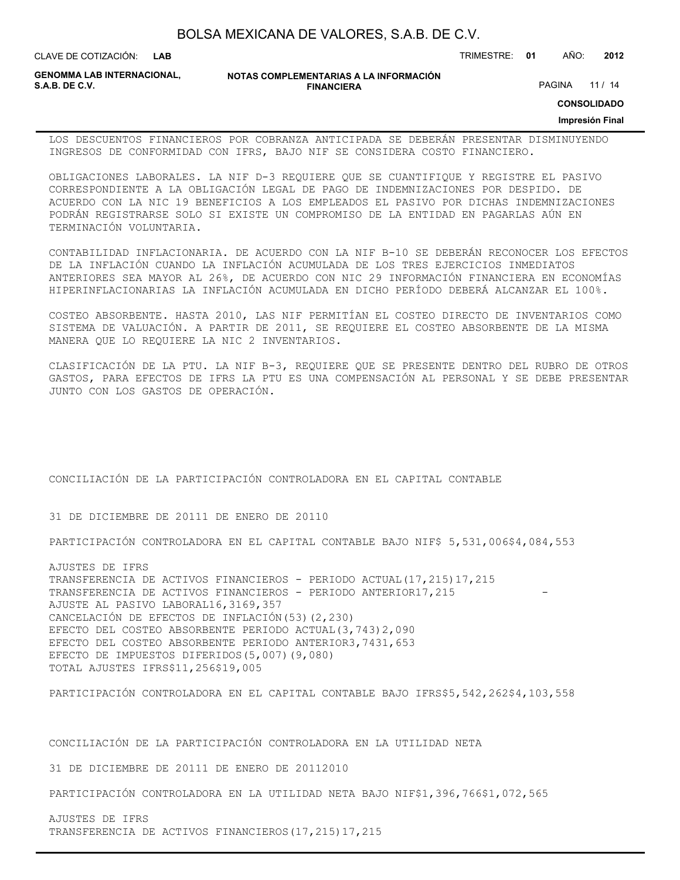LOS DESCUENTOS FINANCIEROS POR COBRANZA ANTICIPADA SE DEBERÁN PRESENTAR DISMINUYENDO INGRESOS DE CONFORMIDAD CON IFRS, BAJO NIF SE CONSIDERA COSTO FINANCIERO.

OBLIGACIONES LABORALES. LA NIF D-3 REQUIERE QUE SE CUANTIFIQUE Y REGISTRE EL PASIVO CORRESPONDIENTE A LA OBLIGACIÓN LEGAL DE PAGO DE INDEMNIZACIONES POR DESPIDO. DE ACUERDO CON LA NIC 19 BENEFICIOS A LOS EMPLEADOS EL PASIVO POR DICHAS INDEMNIZACIONES PODRÁN REGISTRARSE SOLO SI EXISTE UN COMPROMISO DE LA ENTIDAD EN PAGARLAS AÚN EN TERMINACIÓN VOLUNTARIA.

CONTABILIDAD INFLACIONARIA. DE ACUERDO CON LA NIF B-10 SE DEBERÁN RECONOCER LOS EFECTOS DE LA INFLACIÓN CUANDO LA INFLACIÓN ACUMULADA DE LOS TRES EJERCICIOS INMEDIATOS ANTERIORES SEA MAYOR AL 26%, DE ACUERDO CON NIC 29 INFORMACIÓN FINANCIERA EN ECONOMÍAS HIPERINFLACIONARIAS LA INFLACIÓN ACUMULADA EN DICHO PERÍODO DEBERÁ ALCANZAR EL 100%.

COSTEO ABSORBENTE. HASTA 2010, LAS NIF PERMITÍAN EL COSTEO DIRECTO DE INVENTARIOS COMO SISTEMA DE VALUACIÓN. A PARTIR DE 2011, SE REQUIERE EL COSTEO ABSORBENTE DE LA MISMA MANERA QUE LO REQUIERE LA NIC 2 INVENTARIOS.

CLASIFICACIÓN DE LA PTU. LA NIF B-3, REQUIERE QUE SE PRESENTE DENTRO DEL RUBRO DE OTROS GASTOS, PARA EFECTOS DE IFRS LA PTU ES UNA COMPENSACIÓN AL PERSONAL Y SE DEBE PRESENTAR JUNTO CON LOS GASTOS DE OPERACIÓN.

CONCILIACIÓN DE LA PARTICIPACIÓN CONTROLADORA EN EL CAPITAL CONTABLE

| | 31 DE DICIEMBRE DE 2011 | 1 DE ENERO DE 2011 |
|---|---|---|
| PARTICIPACIÓN CONTROLADORA EN EL CAPITAL CONTABLE BAJO NIF | $ 5,531,006 | $4,084,553 |
| AJUSTES DE IFRS | | |
| TRANSFERENCIA DE ACTIVOS FINANCIEROS - PERIODO ACTUAL | (17,215) | 17,215 |
| TRANSFERENCIA DE ACTIVOS FINANCIEROS - PERIODO ANTERIOR | 17,215 | - |
| AJUSTE AL PASIVO LABORAL | 16,316 | 9,357 |
| CANCELACIÓN DE EFECTOS DE INFLACIÓN | (53) | (2,230) |
| EFECTO DEL COSTEO ABSORBENTE PERIODO ACTUAL | (3,743) | 2,090 |
| EFECTO DEL COSTEO ABSORBENTE PERIODO ANTERIOR | 3,743 | 1,653 |
| EFECTO DE IMPUESTOS DIFERIDOS | (5,007) | (9,080) |
| TOTAL AJUSTES IFRS | $11,256 | $19,005 |
| PARTICIPACIÓN CONTROLADORA EN EL CAPITAL CONTABLE BAJO IFRS | $5,542,262 | $4,103,558 |

CONCILIACIÓN DE LA PARTICIPACIÓN CONTROLADORA EN LA UTILIDAD NETA

| | 31 DE DICIEMBRE DE 2011 | 1 DE ENERO DE 2011 2010 |
|---|---|---|
| PARTICIPACIÓN CONTROLADORA EN LA UTILIDAD NETA BAJO NIF | $1,396,766 | $1,072,565 |
| AJUSTES DE IFRS | | |
| TRANSFERENCIA DE ACTIVOS FINANCIEROS | (17,215) | 17,215 |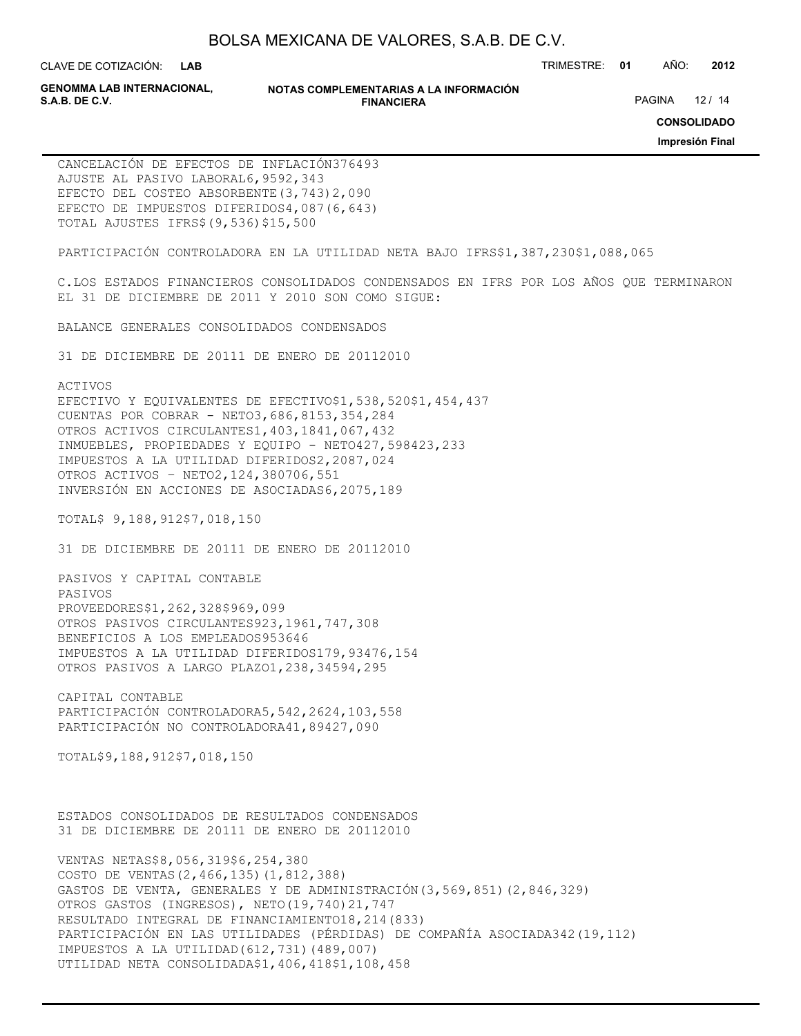| | | |
|---|---|---|
| CANCELACIÓN DE EFECTOS DE INFLACIÓN | 376 | 493 |
| AJUSTE AL PASIVO LABORAL | 6,959 | 2,343 |
| EFECTO DEL COSTEO ABSORBENTE | (3,743) | 2,090 |
| EFECTO DE IMPUESTOS DIFERIDOS | 4,087 | (6,643) |
| TOTAL AJUSTES IFRS | $(9,536) | $15,500 |

| | | |
|---|---|---|
| PARTICIPACIÓN CONTROLADORA EN LA UTILIDAD NETA BAJO IFRS | $1,387,230 | $1,088,065 |

C.LOS ESTADOS FINANCIEROS CONSOLIDADOS CONDENSADOS EN IFRS POR LOS AÑOS QUE TERMINARON EL 31 DE DICIEMBRE DE 2011 Y 2010 SON COMO SIGUE:

BALANCE GENERALES CONSOLIDADOS CONDENSADOS

| | 31 DE DICIEMBRE DE 2011 | 1 DE ENERO DE 2011 2010 |
|---|---|---|
| **ACTIVOS** | | |
| EFECTIVO Y EQUIVALENTES DE EFECTIVO | $1,538,520 | $1,454,437 |
| CUENTAS POR COBRAR - NETO | 3,686,815 | 3,354,284 |
| OTROS ACTIVOS CIRCULANTES | 1,403,184 | 1,067,432 |
| INMUEBLES, PROPIEDADES Y EQUIPO - NETO | 427,598 | 423,233 |
| IMPUESTOS A LA UTILIDAD DIFERIDOS | 2,208 | 7,024 |
| OTROS ACTIVOS – NETO | 2,124,380 | 706,551 |
| INVERSIÓN EN ACCIONES DE ASOCIADAS | 6,207 | 5,189 |
| TOTAL | $ 9,188,912 | $7,018,150 |

| | 31 DE DICIEMBRE DE 2011 | 1 DE ENERO DE 2011 2010 |
|---|---|---|
| **PASIVOS Y CAPITAL CONTABLE** | | |
| **PASIVOS** | | |
| PROVEEDORES | $1,262,328 | $969,099 |
| OTROS PASIVOS CIRCULANTES | 923,196 | 1,747,308 |
| BENEFICIOS A LOS EMPLEADOS | 953 | 646 |
| IMPUESTOS A LA UTILIDAD DIFERIDOS | 179,934 | 76,154 |
| OTROS PASIVOS A LARGO PLAZO | 1,238,345 | 94,295 |
| **CAPITAL CONTABLE** | | |
| PARTICIPACIÓN CONTROLADORA | 5,542,262 | 4,103,558 |
| PARTICIPACIÓN NO CONTROLADORA | 41,894 | 27,090 |
| TOTAL | $9,188,912 | $7,018,150 |

ESTADOS CONSOLIDADOS DE RESULTADOS CONDENSADOS

| | 31 DE DICIEMBRE DE 2011 | 1 DE ENERO DE 2011 2010 |
|---|---|---|
| VENTAS NETAS | $8,056,319 | $6,254,380 |
| COSTO DE VENTAS | (2,466,135) | (1,812,388) |
| GASTOS DE VENTA, GENERALES Y DE ADMINISTRACIÓN | (3,569,851) | (2,846,329) |
| OTROS GASTOS (INGRESOS), NETO | (19,740) | 21,747 |
| RESULTADO INTEGRAL DE FINANCIAMIENTO | 18,214 | (833) |
| PARTICIPACIÓN EN LAS UTILIDADES (PÉRDIDAS) DE COMPAÑÍA ASOCIADA | 342 | (19,112) |
| IMPUESTOS A LA UTILIDAD | (612,731) | (489,007) |
| UTILIDAD NETA CONSOLIDADA | $1,406,418 | $1,108,458 |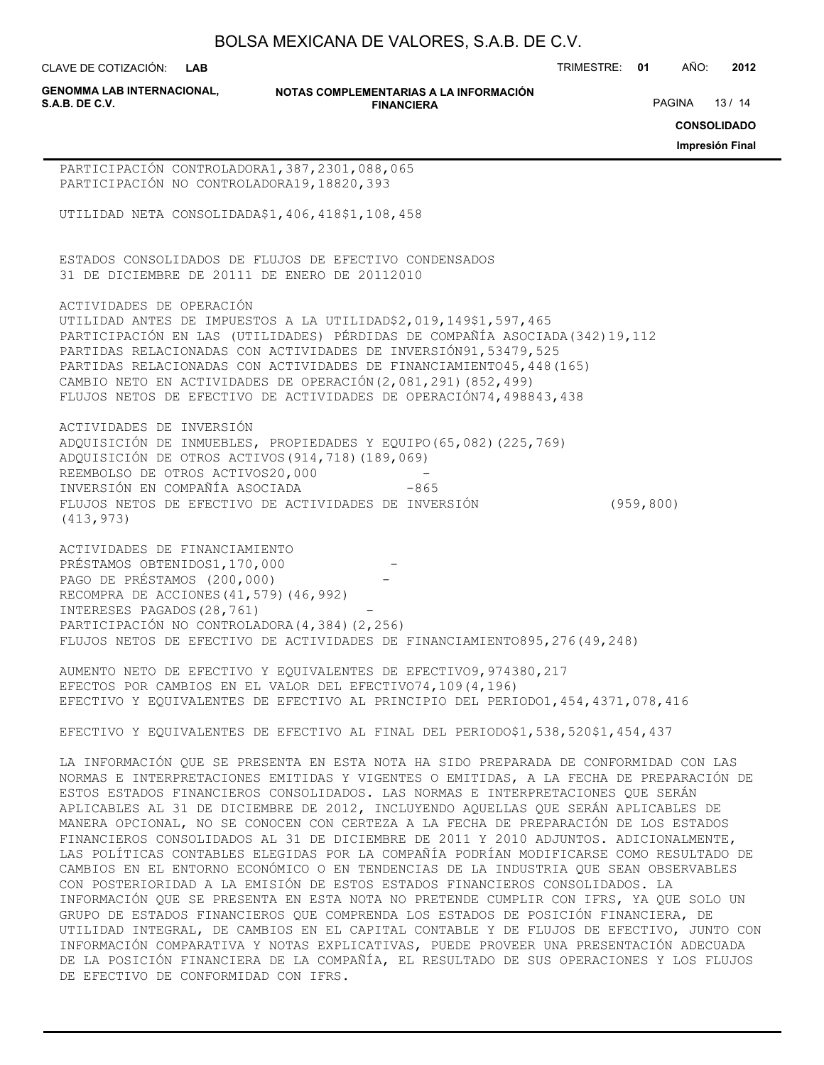| | | |
|---|---|---|
| PARTICIPACIÓN CONTROLADORA | 1,387,230 | 1,088,065 |
| PARTICIPACIÓN NO CONTROLADORA | 19,188 | 20,393 |
| UTILIDAD NETA CONSOLIDADA | $1,406,418 | $1,108,458 |

ESTADOS CONSOLIDADOS DE FLUJOS DE EFECTIVO CONDENSADOS

| | 31 DE DICIEMBRE DE 2011 | 1 DE ENERO DE 2011 2010 |
|---|---|---|
| **ACTIVIDADES DE OPERACIÓN** | | |
| UTILIDAD ANTES DE IMPUESTOS A LA UTILIDAD | $2,019,149 | $1,597,465 |
| PARTICIPACIÓN EN LAS (UTILIDADES) PÉRDIDAS DE COMPAÑÍA ASOCIADA | (342) | 19,112 |
| PARTIDAS RELACIONADAS CON ACTIVIDADES DE INVERSIÓN | 91,534 | 79,525 |
| PARTIDAS RELACIONADAS CON ACTIVIDADES DE FINANCIAMIENTO | 45,448 | (165) |
| CAMBIO NETO EN ACTIVIDADES DE OPERACIÓN | (2,081,291) | (852,499) |
| FLUJOS NETOS DE EFECTIVO DE ACTIVIDADES DE OPERACIÓN | 74,498 | 843,438 |
| **ACTIVIDADES DE INVERSIÓN** | | |
| ADQUISICIÓN DE INMUEBLES, PROPIEDADES Y EQUIPO | (65,082) | (225,769) |
| ADQUISICIÓN DE OTROS ACTIVOS | (914,718) | (189,069) |
| REEMBOLSO DE OTROS ACTIVOS | 20,000 | - |
| INVERSIÓN EN COMPAÑÍA ASOCIADA | - | 865 |
| FLUJOS NETOS DE EFECTIVO DE ACTIVIDADES DE INVERSIÓN | (959,800) | (413,973) |
| **ACTIVIDADES DE FINANCIAMIENTO** | | |
| PRÉSTAMOS OBTENIDOS | 1,170,000 | - |
| PAGO DE PRÉSTAMOS | (200,000) | - |
| RECOMPRA DE ACCIONES | (41,579) | (46,992) |
| INTERESES PAGADOS | (28,761) | - |
| PARTICIPACIÓN NO CONTROLADORA | (4,384) | (2,256) |
| FLUJOS NETOS DE EFECTIVO DE ACTIVIDADES DE FINANCIAMIENTO | 895,276 | (49,248) |
| AUMENTO NETO DE EFECTIVO Y EQUIVALENTES DE EFECTIVO | 9,974 | 380,217 |
| EFECTOS POR CAMBIOS EN EL VALOR DEL EFECTIVO | 74,109 | (4,196) |
| EFECTIVO Y EQUIVALENTES DE EFECTIVO AL PRINCIPIO DEL PERIODO | 1,454,437 | 1,078,416 |
| EFECTIVO Y EQUIVALENTES DE EFECTIVO AL FINAL DEL PERIODO | $1,538,520 | $1,454,437 |

LA INFORMACIÓN QUE SE PRESENTA EN ESTA NOTA HA SIDO PREPARADA DE CONFORMIDAD CON LAS NORMAS E INTERPRETACIONES EMITIDAS Y VIGENTES O EMITIDAS, A LA FECHA DE PREPARACIÓN DE ESTOS ESTADOS FINANCIEROS CONSOLIDADOS. LAS NORMAS E INTERPRETACIONES QUE SERÁN APLICABLES AL 31 DE DICIEMBRE DE 2012, INCLUYENDO AQUELLAS QUE SERÁN APLICABLES DE MANERA OPCIONAL, NO SE CONOCEN CON CERTEZA A LA FECHA DE PREPARACIÓN DE LOS ESTADOS FINANCIEROS CONSOLIDADOS AL 31 DE DICIEMBRE DE 2011 Y 2010 ADJUNTOS. ADICIONALMENTE, LAS POLÍTICAS CONTABLES ELEGIDAS POR LA COMPAÑÍA PODRÍAN MODIFICARSE COMO RESULTADO DE CAMBIOS EN EL ENTORNO ECONÓMICO O EN TENDENCIAS DE LA INDUSTRIA QUE SEAN OBSERVABLES CON POSTERIORIDAD A LA EMISIÓN DE ESTOS ESTADOS FINANCIEROS CONSOLIDADOS. LA INFORMACIÓN QUE SE PRESENTA EN ESTA NOTA NO PRETENDE CUMPLIR CON IFRS, YA QUE SOLO UN GRUPO DE ESTADOS FINANCIEROS QUE COMPRENDA LOS ESTADOS DE POSICIÓN FINANCIERA, DE UTILIDAD INTEGRAL, DE CAMBIOS EN EL CAPITAL CONTABLE Y DE FLUJOS DE EFECTIVO, JUNTO CON INFORMACIÓN COMPARATIVA Y NOTAS EXPLICATIVAS, PUEDE PROVEER UNA PRESENTACIÓN ADECUADA DE LA POSICIÓN FINANCIERA DE LA COMPAÑÍA, EL RESULTADO DE SUS OPERACIONES Y LOS FLUJOS DE EFECTIVO DE CONFORMIDAD CON IFRS.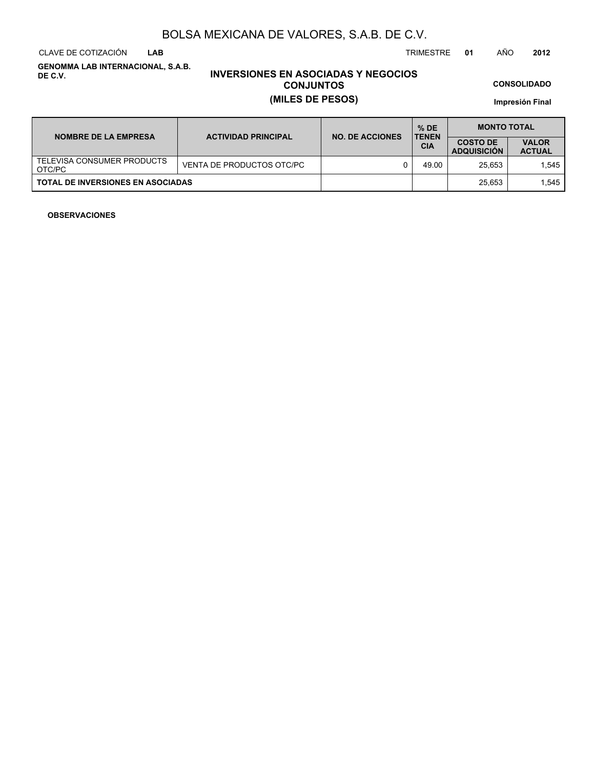# BOLSA MEXICANA DE VALORES, S.A.B. DE C.V.

CLAVE DE COTIZACIÓN **LAB** TRIMESTRE **01** AÑO **2012**

**GENOMMA LAB INTERNACIONAL, S.A.B. DE C.V.**

## INVERSIONES EN ASOCIADAS Y NEGOCIOS CONJUNTOS
## (MILES DE PESOS)

**CONSOLIDADO**

**Impresión Final**

| NOMBRE DE LA EMPRESA | ACTIVIDAD PRINCIPAL | NO. DE ACCIONES | % DE TENENCIA | MONTO TOTAL | |
|---|---|---|---|---|---|
| | | | | COSTO DE ADQUISICIÓN | VALOR ACTUAL |
| TELEVISA CONSUMER PRODUCTS OTC/PC | VENTA DE PRODUCTOS OTC/PC | 0 | 49.00 | 25,653 | 1,545 |
| **TOTAL DE INVERSIONES EN ASOCIADAS** | | | | 25,653 | 1,545 |

**OBSERVACIONES**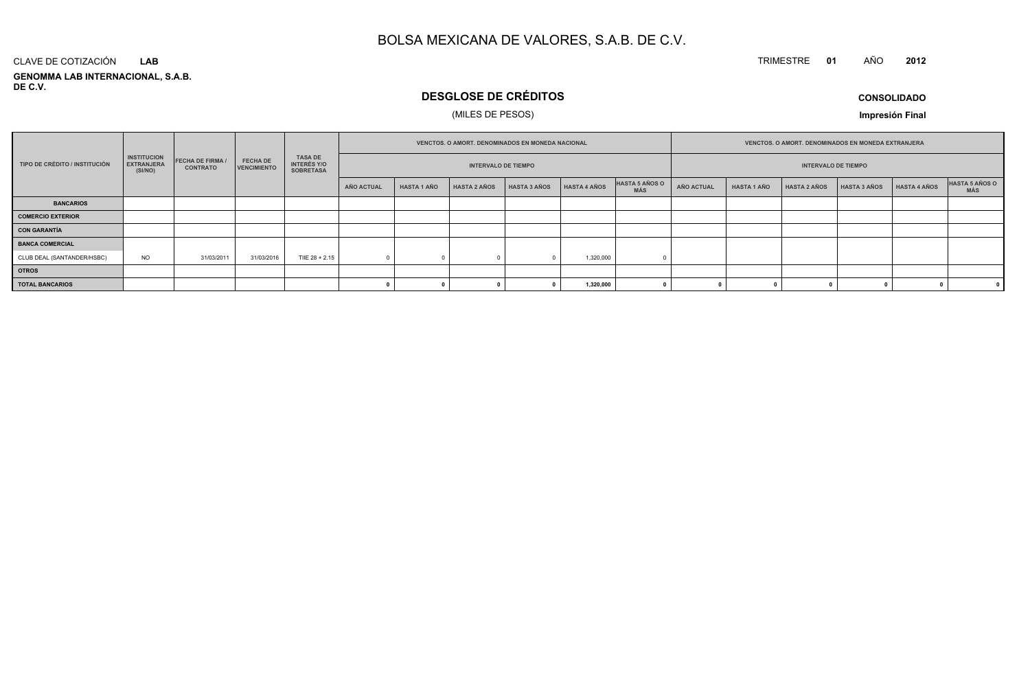# BOLSA MEXICANA DE VALORES, S.A.B. DE C.V.

CLAVE DE COTIZACIÓN **LAB**

**GENOMMA LAB INTERNACIONAL, S.A.B. DE C.V.**

TRIMESTRE **01** AÑO **2012**

## DESGLOSE DE CRÉDITOS

(MILES DE PESOS)

**CONSOLIDADO**

**Impresión Final**

| TIPO DE CRÉDITO / INSTITUCIÓN | INSTITUCION EXTRANJERA (SI/NO) | FECHA DE FIRMA / CONTRATO | FECHA DE VENCIMIENTO | TASA DE INTERÉS Y/O SOBRETASA | VENCTOS. O AMORT. DENOMINADOS EN MONEDA NACIONAL | | | | | | VENCTOS. O AMORT. DENOMINADOS EN MONEDA EXTRANJERA | | | | | |
|---|---|---|---|---|---|---|---|---|---|---|---|---|---|---|---|---|
| | | | | | INTERVALO DE TIEMPO | | | | | | INTERVALO DE TIEMPO | | | | | |
| | | | | | AÑO ACTUAL | HASTA 1 AÑO | HASTA 2 AÑOS | HASTA 3 AÑOS | HASTA 4 AÑOS | HASTA 5 AÑOS O MÁS | AÑO ACTUAL | HASTA 1 AÑO | HASTA 2 AÑOS | HASTA 3 AÑOS | HASTA 4 AÑOS | HASTA 5 AÑOS O MÁS |
| **BANCARIOS** | | | | | | | | | | | | | | | | |
| **COMERCIO EXTERIOR** | | | | | | | | | | | | | | | | |
| **CON GARANTÍA** | | | | | | | | | | | | | | | | |
| **BANCA COMERCIAL** | | | | | | | | | | | | | | | | |
| CLUB DEAL (SANTANDER/HSBC) | NO | 31/03/2011 | 31/03/2016 | TIIE 28 + 2.15 | 0 | 0 | 0 | 0 | 1,320,000 | 0 | | | | | | |
| **OTROS** | | | | | | | | | | | | | | | | |
| **TOTAL BANCARIOS** | | | | | **0** | **0** | **0** | **0** | **1,320,000** | **0** | **0** | **0** | **0** | **0** | **0** | **0** |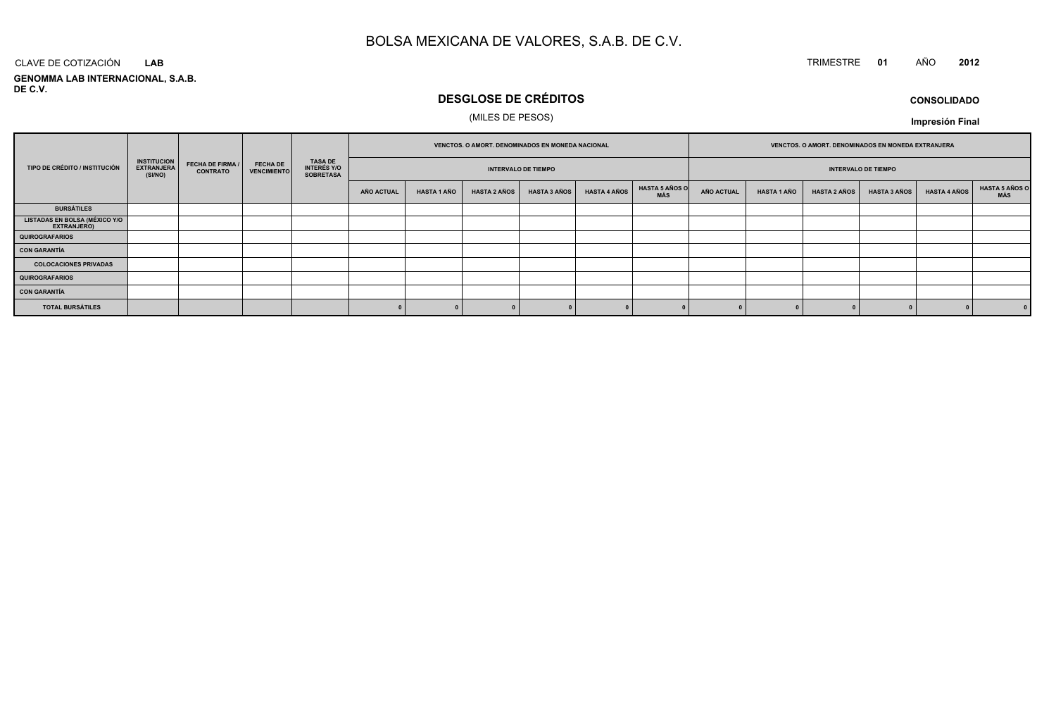# BOLSA MEXICANA DE VALORES, S.A.B. DE C.V.

CLAVE DE COTIZACIÓN **LAB**

**GENOMMA LAB INTERNACIONAL, S.A.B. DE C.V.**

TRIMESTRE **01** AÑO **2012**

## DESGLOSE DE CRÉDITOS

(MILES DE PESOS)

**CONSOLIDADO**

**Impresión Final**

| TIPO DE CRÉDITO / INSTITUCIÓN | INSTITUCION EXTRANJERA (SI/NO) | FECHA DE FIRMA / CONTRATO | FECHA DE VENCIMIENTO | TASA DE INTERÉS Y/O SOBRETASA | VENCTOS. O AMORT. DENOMINADOS EN MONEDA NACIONAL | | | | | | VENCTOS. O AMORT. DENOMINADOS EN MONEDA EXTRANJERA | | | | | |
|---|---|---|---|---|---|---|---|---|---|---|---|---|---|---|---|---|
| | | | | | INTERVALO DE TIEMPO | | | | | | INTERVALO DE TIEMPO | | | | | |
| | | | | | AÑO ACTUAL | HASTA 1 AÑO | HASTA 2 AÑOS | HASTA 3 AÑOS | HASTA 4 AÑOS | HASTA 5 AÑOS O MÁS | AÑO ACTUAL | HASTA 1 AÑO | HASTA 2 AÑOS | HASTA 3 AÑOS | HASTA 4 AÑOS | HASTA 5 AÑOS O MÁS |
| **BURSÁTILES** | | | | | | | | | | | | | | | | |
| **LISTADAS EN BOLSA (MÉXICO Y/O EXTRANJERO)** | | | | | | | | | | | | | | | | |
| **QUIROGRAFARIOS** | | | | | | | | | | | | | | | | |
| **CON GARANTÍA** | | | | | | | | | | | | | | | | |
| **COLOCACIONES PRIVADAS** | | | | | | | | | | | | | | | | |
| **QUIROGRAFARIOS** | | | | | | | | | | | | | | | | |
| **CON GARANTÍA** | | | | | | | | | | | | | | | | |
| **TOTAL BURSÁTILES** | | | | | 0 | 0 | 0 | 0 | 0 | 0 | 0 | 0 | 0 | 0 | 0 | 0 |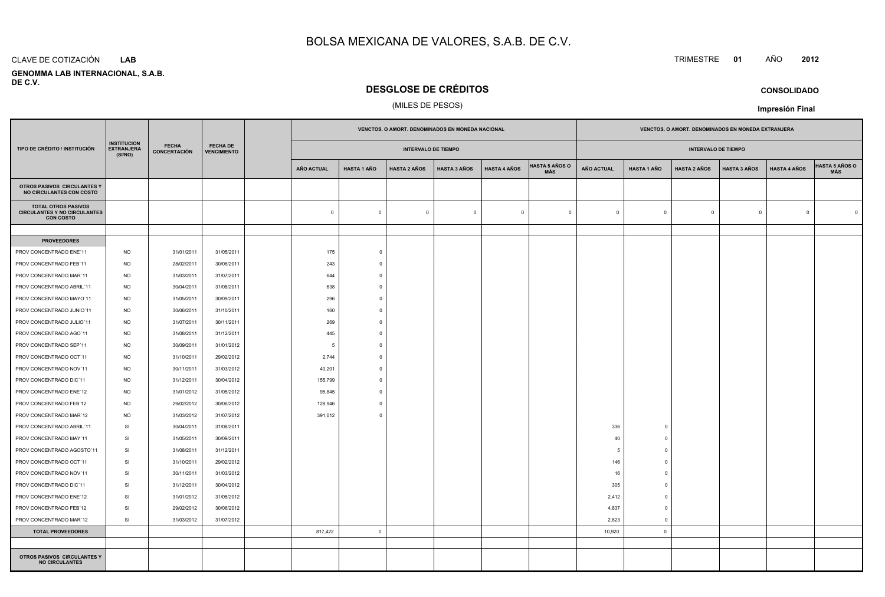# BOLSA MEXICANA DE VALORES, S.A.B. DE C.V.

CLAVE DE COTIZACIÓN **LAB**

TRIMESTRE **01** AÑO **2012**

**GENOMMA LAB INTERNACIONAL, S.A.B. DE C.V.**

## DESGLOSE DE CRÉDITOS

(MILES DE PESOS)

**CONSOLIDADO**

**Impresión Final**

| TIPO DE CRÉDITO / INSTITUCIÓN | INSTITUCION EXTRANJERA (SI/NO) | FECHA CONCERTACIÓN | FECHA DE VENCIMIENTO | | VENCTOS. O AMORT. DENOMINADOS EN MONEDA NACIONAL | | | | | | VENCTOS. O AMORT. DENOMINADOS EN MONEDA EXTRANJERA | | | | | |
|---|---|---|---|---|---|---|---|---|---|---|---|---|---|---|---|---|
| | | | | | INTERVALO DE TIEMPO | | | | | | INTERVALO DE TIEMPO | | | | | |
| | | | | | AÑO ACTUAL | HASTA 1 AÑO | HASTA 2 AÑOS | HASTA 3 AÑOS | HASTA 4 AÑOS | HASTA 5 AÑOS O MÁS | AÑO ACTUAL | HASTA 1 AÑO | HASTA 2 AÑOS | HASTA 3 AÑOS | HASTA 4 AÑOS | HASTA 5 AÑOS O MÁS |
| **OTROS PASIVOS CIRCULANTES Y NO CIRCULANTES CON COSTO** | | | | | | | | | | | | | | | | |
| **TOTAL OTROS PASIVOS CIRCULANTES Y NO CIRCULANTES CON COSTO** | | | | | 0 | 0 | 0 | 0 | 0 | 0 | 0 | 0 | 0 | 0 | 0 | 0 |
| | | | | | | | | | | | | | | | | |
| **PROVEEDORES** | | | | | | | | | | | | | | | | |
| PROV CONCENTRADO ENE´11 | NO | 31/01/2011 | 31/05/2011 | | 175 | 0 | | | | | | | | | | |
| PROV CONCENTRADO FEB´11 | NO | 28/02/2011 | 30/06/2011 | | 243 | 0 | | | | | | | | | | |
| PROV CONCENTRADO MAR´11 | NO | 31/03/2011 | 31/07/2011 | | 644 | 0 | | | | | | | | | | |
| PROV CONCENTRADO ABRIL´11 | NO | 30/04/2011 | 31/08/2011 | | 638 | 0 | | | | | | | | | | |
| PROV CONCENTRADO MAYO´11 | NO | 31/05/2011 | 30/09/2011 | | 296 | 0 | | | | | | | | | | |
| PROV CONCENTRADO JUNIO´11 | NO | 30/06/2011 | 31/10/2011 | | 160 | 0 | | | | | | | | | | |
| PROV CONCENTRADO JULIO´11 | NO | 31/07/2011 | 30/11/2011 | | 269 | 0 | | | | | | | | | | |
| PROV CONCENTRADO AGO´11 | NO | 31/08/2011 | 31/12/2011 | | 445 | 0 | | | | | | | | | | |
| PROV CONCENTRADO SEP´11 | NO | 30/09/2011 | 31/01/2012 | | 5 | 0 | | | | | | | | | | |
| PROV CONCENTRADO OCT´11 | NO | 31/10/2011 | 29/02/2012 | | 2,744 | 0 | | | | | | | | | | |
| PROV CONCENTRADO NOV´11 | NO | 30/11/2011 | 31/03/2012 | | 40,201 | 0 | | | | | | | | | | |
| PROV CONCENTRADO DIC´11 | NO | 31/12/2011 | 30/04/2012 | | 155,799 | 0 | | | | | | | | | | |
| PROV CONCENTRADO ENE´12 | NO | 31/01/2012 | 31/05/2012 | | 95,845 | 0 | | | | | | | | | | |
| PROV CONCENTRADO FEB´12 | NO | 29/02/2012 | 30/06/2012 | | 128,946 | 0 | | | | | | | | | | |
| PROV CONCENTRADO MAR´12 | NO | 31/03/2012 | 31/07/2012 | | 391,012 | 0 | | | | | | | | | | |
| PROV CONCENTRADO ABRIL´11 | SI | 30/04/2011 | 31/08/2011 | | | | | | | | 336 | 0 | | | | |
| PROV CONCENTRADO MAY´11 | SI | 31/05/2011 | 30/09/2011 | | | | | | | | 40 | 0 | | | | |
| PROV CONCENTRADO AGOSTO´11 | SI | 31/08/2011 | 31/12/2011 | | | | | | | | 5 | 0 | | | | |
| PROV CONCENTRADO OCT´11 | SI | 31/10/2011 | 29/02/2012 | | | | | | | | 146 | 0 | | | | |
| PROV CONCENTRADO NOV´11 | SI | 30/11/2011 | 31/03/2012 | | | | | | | | 16 | 0 | | | | |
| PROV CONCENTRADO DIC´11 | SI | 31/12/2011 | 30/04/2012 | | | | | | | | 305 | 0 | | | | |
| PROV CONCENTRADO ENE´12 | SI | 31/01/2012 | 31/05/2012 | | | | | | | | 2,412 | 0 | | | | |
| PROV CONCENTRADO FEB´12 | SI | 29/02/2012 | 30/06/2012 | | | | | | | | 4,837 | 0 | | | | |
| PROV CONCENTRADO MAR´12 | SI | 31/03/2012 | 31/07/2012 | | | | | | | | 2,823 | 0 | | | | |
| **TOTAL PROVEEDORES** | | | | | 817,422 | 0 | | | | | 10,920 | 0 | | | | |
| | | | | | | | | | | | | | | | | |
| **OTROS PASIVOS CIRCULANTES Y NO CIRCULANTES** | | | | | | | | | | | | | | | | |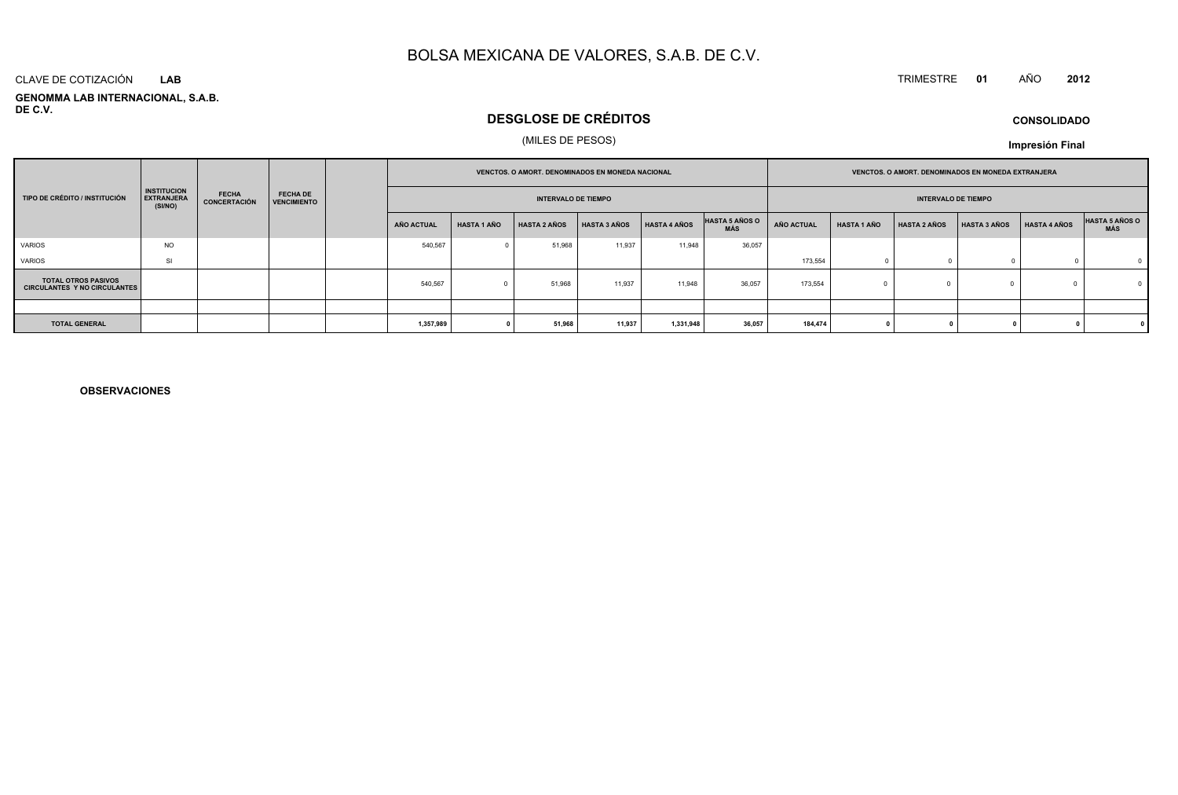# BOLSA MEXICANA DE VALORES, S.A.B. DE C.V.

CLAVE DE COTIZACIÓN **LAB**

TRIMESTRE **01** AÑO **2012**

**GENOMMA LAB INTERNACIONAL, S.A.B. DE C.V.**

## DESGLOSE DE CRÉDITOS

(MILES DE PESOS)

**CONSOLIDADO**

**Impresión Final**

| TIPO DE CRÉDITO / INSTITUCIÓN | INSTITUCION EXTRANJERA (SI/NO) | FECHA CONCERTACIÓN | FECHA DE VENCIMIENTO | | VENCTOS. O AMORT. DENOMINADOS EN MONEDA NACIONAL | | | | | | VENCTOS. O AMORT. DENOMINADOS EN MONEDA EXTRANJERA | | | | | |
|---|---|---|---|---|---|---|---|---|---|---|---|---|---|---|---|---|
| | | | | | INTERVALO DE TIEMPO | | | | | | INTERVALO DE TIEMPO | | | | | |
| | | | | | AÑO ACTUAL | HASTA 1 AÑO | HASTA 2 AÑOS | HASTA 3 AÑOS | HASTA 4 AÑOS | HASTA 5 AÑOS O MÁS | AÑO ACTUAL | HASTA 1 AÑO | HASTA 2 AÑOS | HASTA 3 AÑOS | HASTA 4 AÑOS | HASTA 5 AÑOS O MÁS |
| VARIOS | NO | | | | 540,567 | 0 | 51,968 | 11,937 | 11,948 | 36,057 | | | | | | |
| VARIOS | SI | | | | | | | | | | 173,554 | 0 | 0 | 0 | 0 | 0 |
| **TOTAL OTROS PASIVOS CIRCULANTES Y NO CIRCULANTES** | | | | | 540,567 | 0 | 51,968 | 11,937 | 11,948 | 36,057 | 173,554 | 0 | 0 | 0 | 0 | 0 |
| | | | | | | | | | | | | | | | | |
| **TOTAL GENERAL** | | | | | **1,357,989** | **0** | **51,968** | **11,937** | **1,331,948** | **36,057** | **184,474** | **0** | **0** | **0** | **0** | **0** |

**OBSERVACIONES**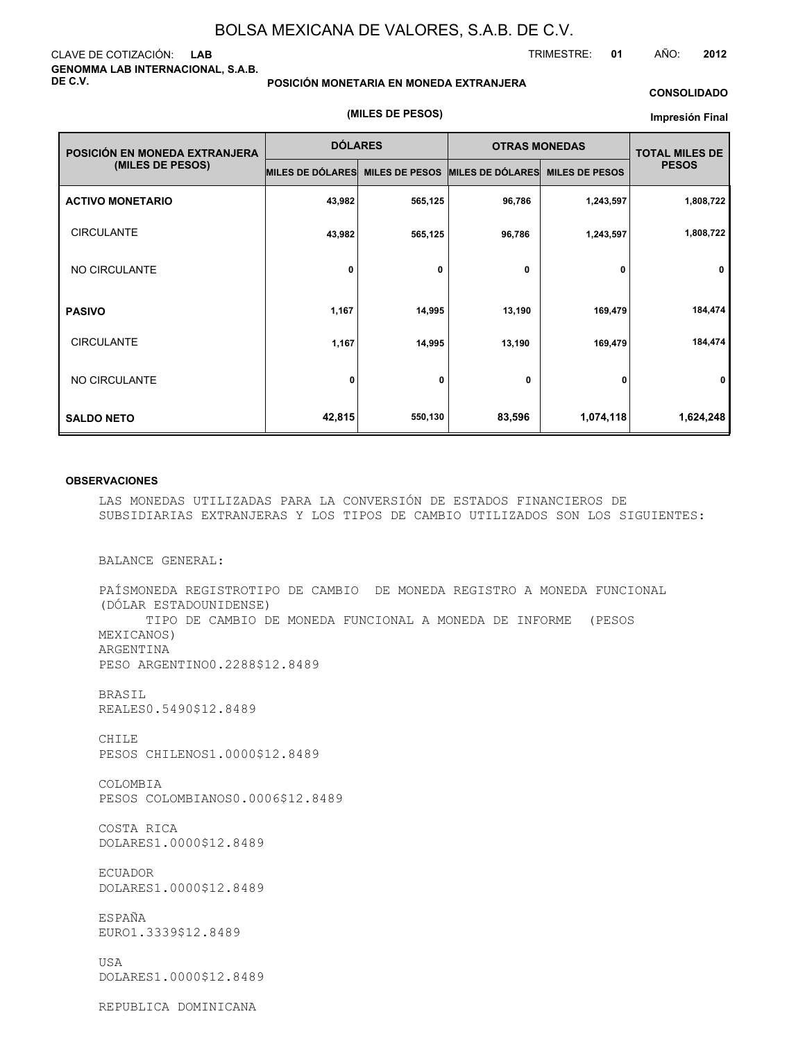# BOLSA MEXICANA DE VALORES, S.A.B. DE C.V.

CLAVE DE COTIZACIÓN: **LAB**

TRIMESTRE: **01** AÑO: **2012**

**GENOMMA LAB INTERNACIONAL, S.A.B. DE C.V.**

**POSICIÓN MONETARIA EN MONEDA EXTRANJERA**

**(MILES DE PESOS)**

**CONSOLIDADO**

**Impresión Final**

| POSICIÓN EN MONEDA EXTRANJERA (MILES DE PESOS) | DÓLARES | | OTRAS MONEDAS | | TOTAL MILES DE PESOS |
|---|---|---|---|---|---|
| | MILES DE DÓLARES | MILES DE PESOS | MILES DE DÓLARES | MILES DE PESOS | |
| **ACTIVO MONETARIO** | 43,982 | 565,125 | 96,786 | 1,243,597 | 1,808,722 |
| CIRCULANTE | 43,982 | 565,125 | 96,786 | 1,243,597 | 1,808,722 |
| NO CIRCULANTE | 0 | 0 | 0 | 0 | 0 |
| **PASIVO** | 1,167 | 14,995 | 13,190 | 169,479 | 184,474 |
| CIRCULANTE | 1,167 | 14,995 | 13,190 | 169,479 | 184,474 |
| NO CIRCULANTE | 0 | 0 | 0 | 0 | 0 |
| **SALDO NETO** | 42,815 | 550,130 | 83,596 | 1,074,118 | 1,624,248 |

**OBSERVACIONES**

LAS MONEDAS UTILIZADAS PARA LA CONVERSIÓN DE ESTADOS FINANCIEROS DE SUBSIDIARIAS EXTRANJERAS Y LOS TIPOS DE CAMBIO UTILIZADOS SON LOS SIGUIENTES:

BALANCE GENERAL:

PAÍSMONEDA REGISTROTIPO DE CAMBIO DE MONEDA REGISTRO A MONEDA FUNCIONAL (DÓLAR ESTADOUNIDENSE)
TIPO DE CAMBIO DE MONEDA FUNCIONAL A MONEDA DE INFORME (PESOS MEXICANOS)
ARGENTINA
PESO ARGENTINO0.2288$12.8489

BRASIL
REALES0.5490$12.8489

CHILE
PESOS CHILENOS1.0000$12.8489

COLOMBIA
PESOS COLOMBIANOS0.0006$12.8489

COSTA RICA
DOLARES1.0000$12.8489

ECUADOR
DOLARES1.0000$12.8489

ESPAÑA
EURO1.3339$12.8489

USA
DOLARES1.0000$12.8489

REPUBLICA DOMINICANA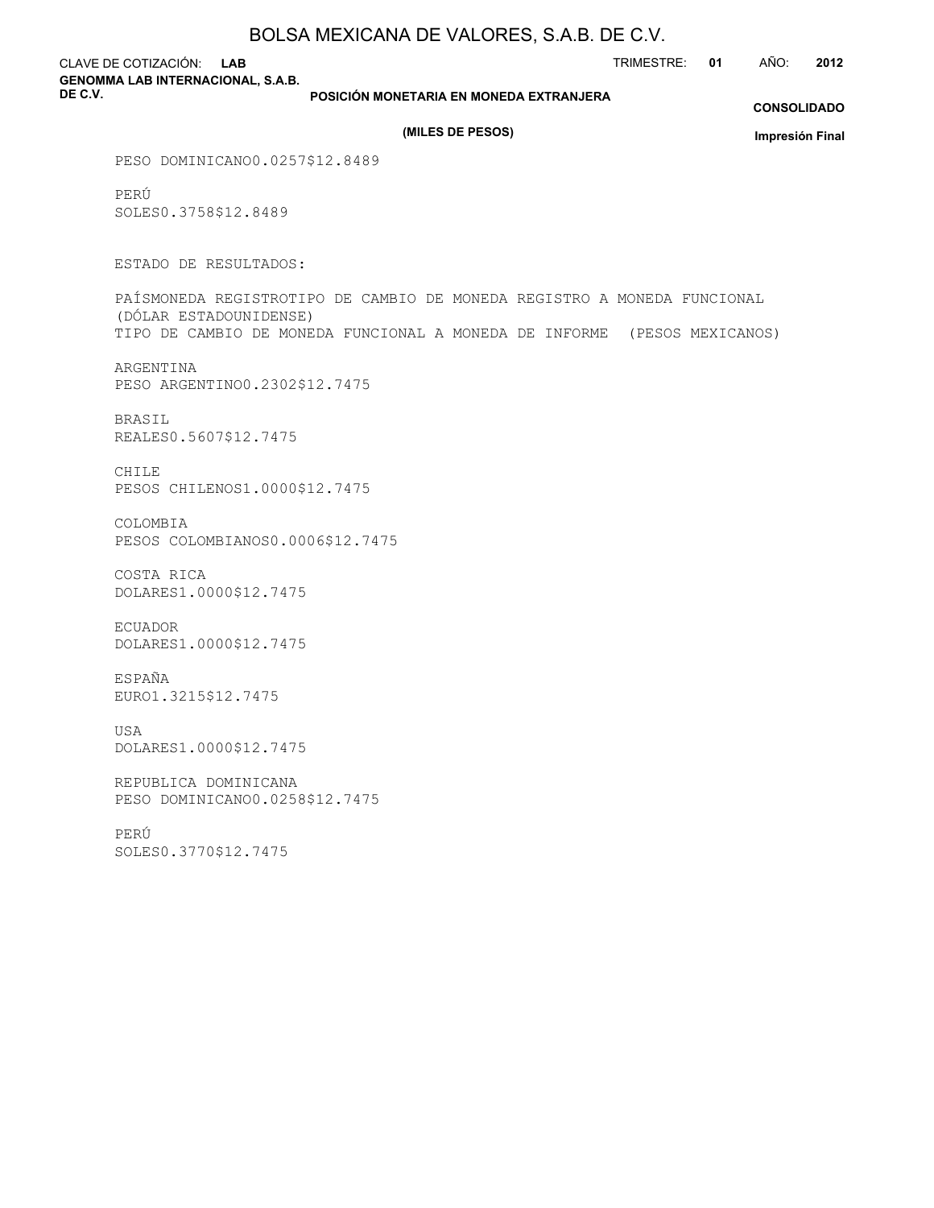PESO DOMINICANO0.0257$12.8489

PERÚ
SOLES0.3758$12.8489

ESTADO DE RESULTADOS:

PAÍSMONEDA REGISTROTIPO DE CAMBIO DE MONEDA REGISTRO A MONEDA FUNCIONAL (DÓLAR ESTADOUNIDENSE)
TIPO DE CAMBIO DE MONEDA FUNCIONAL A MONEDA DE INFORME (PESOS MEXICANOS)

ARGENTINA
PESO ARGENTINO0.2302$12.7475

BRASIL
REALES0.5607$12.7475

CHILE
PESOS CHILENOS1.0000$12.7475

COLOMBIA
PESOS COLOMBIANOS0.0006$12.7475

COSTA RICA
DOLARES1.0000$12.7475

ECUADOR
DOLARES1.0000$12.7475

ESPAÑA
EURO1.3215$12.7475

USA
DOLARES1.0000$12.7475

REPUBLICA DOMINICANA
PESO DOMINICANO0.0258$12.7475

PERÚ
SOLES0.3770$12.7475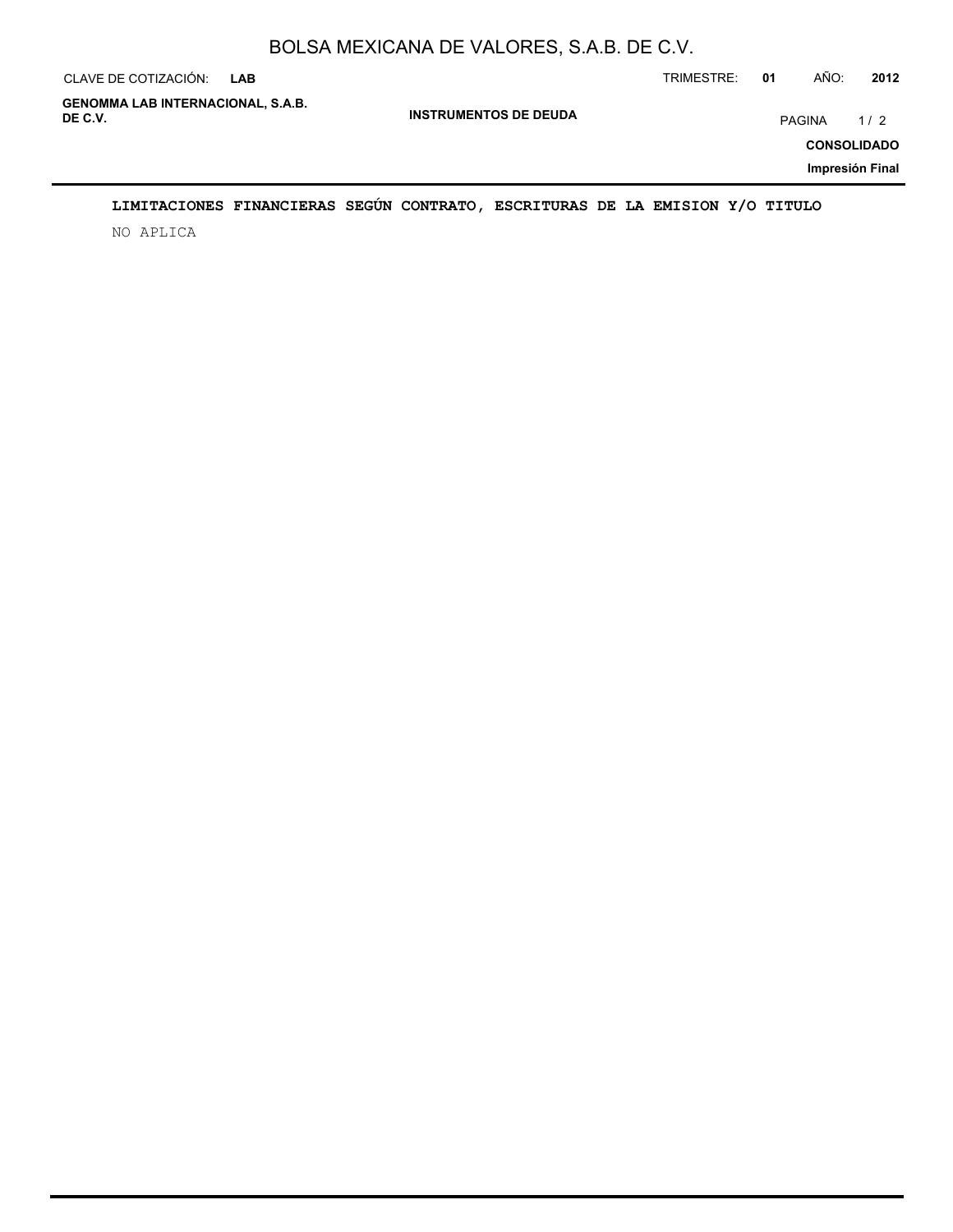## LIMITACIONES FINANCIERAS SEGÚN CONTRATO, ESCRITURAS DE LA EMISION Y/O TITULO

NO APLICA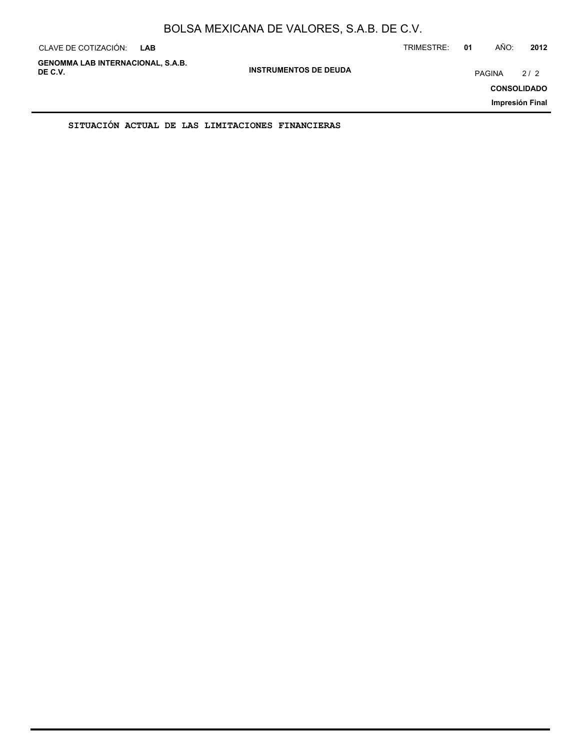**SITUACIÓN ACTUAL DE LAS LIMITACIONES FINANCIERAS**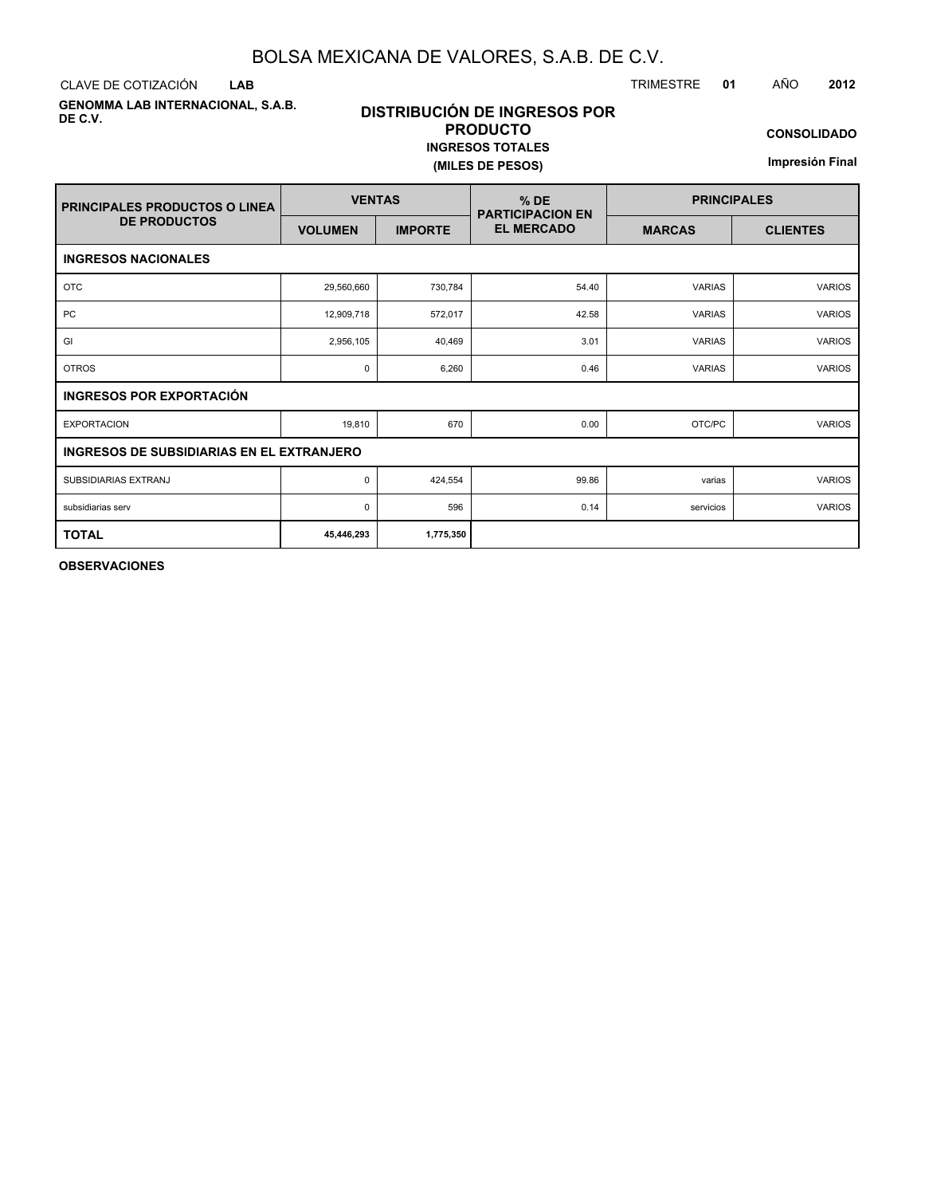# BOLSA MEXICANA DE VALORES, S.A.B. DE C.V.

CLAVE DE COTIZACIÓN **LAB**

TRIMESTRE **01** AÑO **2012**

**GENOMMA LAB INTERNACIONAL, S.A.B. DE C.V.**

## DISTRIBUCIÓN DE INGRESOS POR PRODUCTO

**INGRESOS TOTALES**

**(MILES DE PESOS)**

**CONSOLIDADO**

**Impresión Final**

| PRINCIPALES PRODUCTOS O LINEA DE PRODUCTOS | VENTAS | | % DE PARTICIPACION EN EL MERCADO | PRINCIPALES | |
|---|---|---|---|---|---|
| | VOLUMEN | IMPORTE | | MARCAS | CLIENTES |
| **INGRESOS NACIONALES** | | | | | |
| OTC | 29,560,660 | 730,784 | 54.40 | VARIAS | VARIOS |
| PC | 12,909,718 | 572,017 | 42.58 | VARIAS | VARIOS |
| GI | 2,956,105 | 40,469 | 3.01 | VARIAS | VARIOS |
| OTROS | 0 | 6,260 | 0.46 | VARIAS | VARIOS |
| **INGRESOS POR EXPORTACIÓN** | | | | | |
| EXPORTACION | 19,810 | 670 | 0.00 | OTC/PC | VARIOS |
| **INGRESOS DE SUBSIDIARIAS EN EL EXTRANJERO** | | | | | |
| SUBSIDIARIAS EXTRANJ | 0 | 424,554 | 99.86 | varias | VARIOS |
| subsidiarias serv | 0 | 596 | 0.14 | servicios | VARIOS |
| **TOTAL** | **45,446,293** | **1,775,350** | | | |

**OBSERVACIONES**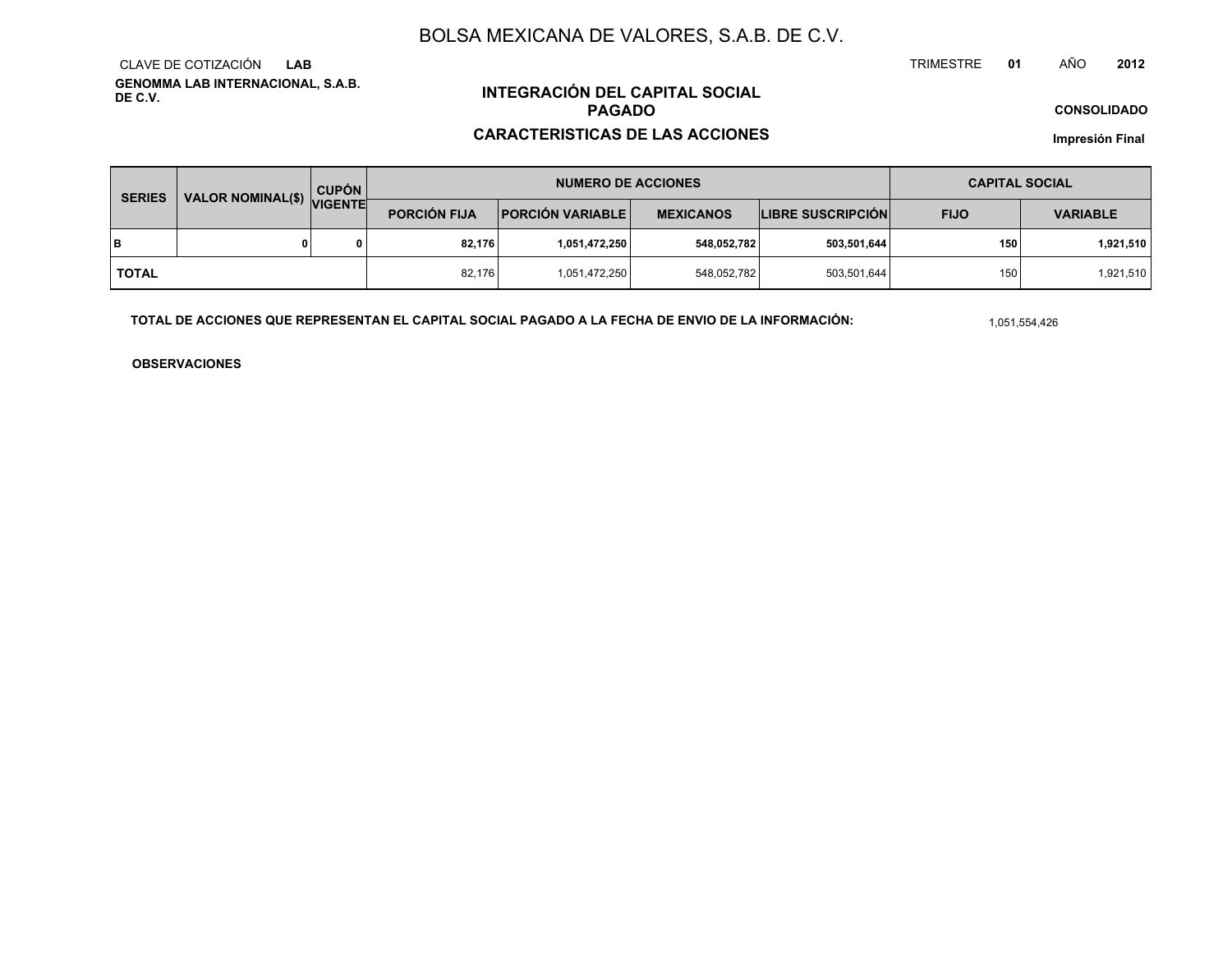# BOLSA MEXICANA DE VALORES, S.A.B. DE C.V.

CLAVE DE COTIZACIÓN **LAB**

**GENOMMA LAB INTERNACIONAL, S.A.B. DE C.V.**

TRIMESTRE **01** AÑO **2012**

## INTEGRACIÓN DEL CAPITAL SOCIAL PAGADO

## CARACTERISTICAS DE LAS ACCIONES

**CONSOLIDADO**

**Impresión Final**

| SERIES | VALOR NOMINAL($) | CUPÓN VIGENTE | NUMERO DE ACCIONES | | | | CAPITAL SOCIAL | |
|---|---|---|---|---|---|---|---|---|
| | | | PORCIÓN FIJA | PORCIÓN VARIABLE | MEXICANOS | LIBRE SUSCRIPCIÓN | FIJO | VARIABLE |
| **B** | **0** | **0** | **82,176** | **1,051,472,250** | **548,052,782** | **503,501,644** | **150** | **1,921,510** |
| **TOTAL** | | | 82,176 | 1,051,472,250 | 548,052,782 | 503,501,644 | 150 | 1,921,510 |

**TOTAL DE ACCIONES QUE REPRESENTAN EL CAPITAL SOCIAL PAGADO A LA FECHA DE ENVIO DE LA INFORMACIÓN:** 1,051,554,426

**OBSERVACIONES**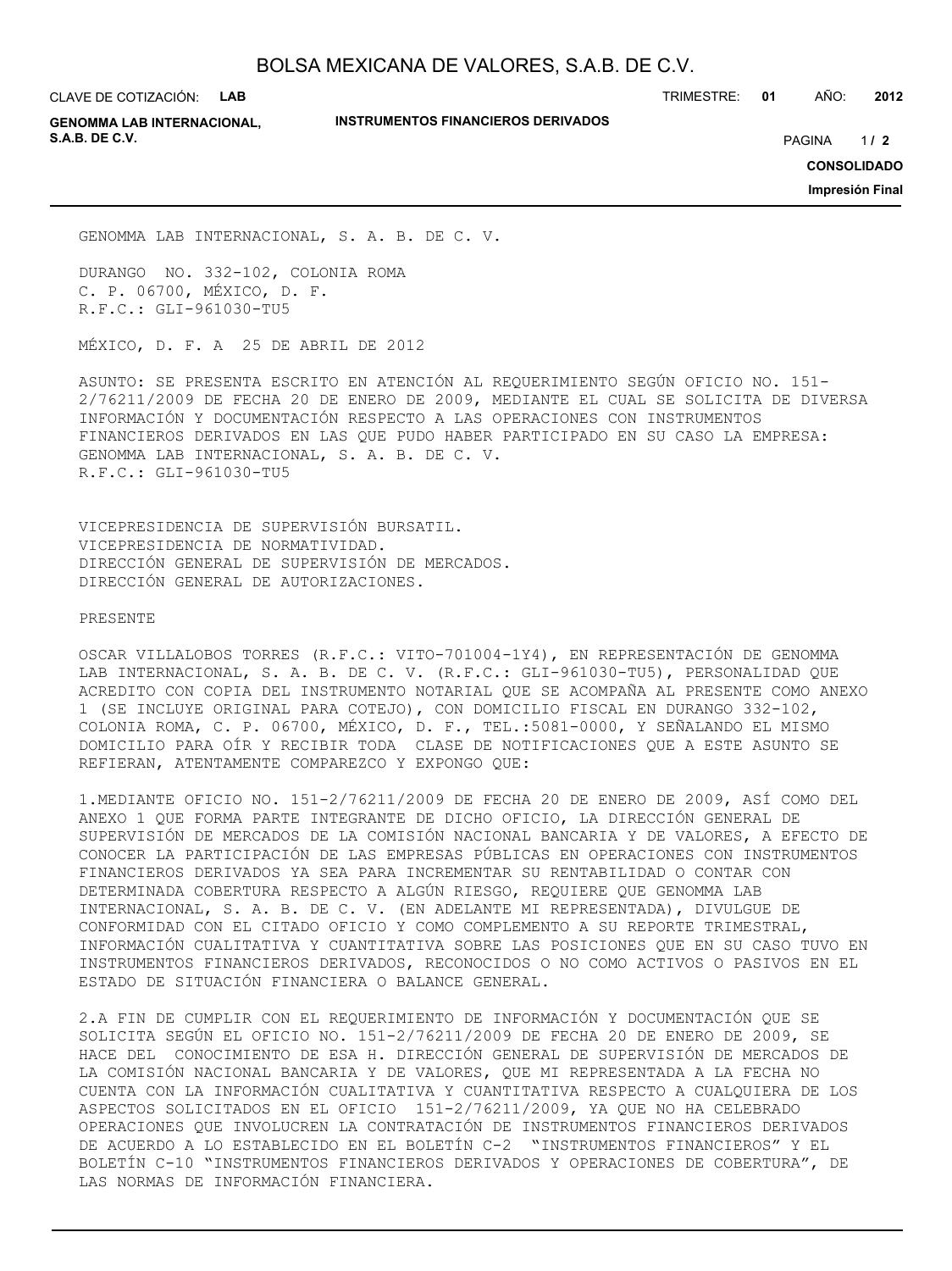GENOMMA LAB INTERNACIONAL, S. A. B. DE C. V.

DURANGO NO. 332-102, COLONIA ROMA
C. P. 06700, MÉXICO, D. F.
R.F.C.: GLI-961030-TU5

MÉXICO, D. F. A 25 DE ABRIL DE 2012

ASUNTO: SE PRESENTA ESCRITO EN ATENCIÓN AL REQUERIMIENTO SEGÚN OFICIO NO. 151-2/76211/2009 DE FECHA 20 DE ENERO DE 2009, MEDIANTE EL CUAL SE SOLICITA DE DIVERSA INFORMACIÓN Y DOCUMENTACIÓN RESPECTO A LAS OPERACIONES CON INSTRUMENTOS FINANCIEROS DERIVADOS EN LAS QUE PUDO HABER PARTICIPADO EN SU CASO LA EMPRESA: GENOMMA LAB INTERNACIONAL, S. A. B. DE C. V.
R.F.C.: GLI-961030-TU5

VICEPRESIDENCIA DE SUPERVISIÓN BURSATIL.
VICEPRESIDENCIA DE NORMATIVIDAD.
DIRECCIÓN GENERAL DE SUPERVISIÓN DE MERCADOS.
DIRECCIÓN GENERAL DE AUTORIZACIONES.

PRESENTE

OSCAR VILLALOBOS TORRES (R.F.C.: VITO-701004-1Y4), EN REPRESENTACIÓN DE GENOMMA LAB INTERNACIONAL, S. A. B. DE C. V. (R.F.C.: GLI-961030-TU5), PERSONALIDAD QUE ACREDITO CON COPIA DEL INSTRUMENTO NOTARIAL QUE SE ACOMPAÑA AL PRESENTE COMO ANEXO 1 (SE INCLUYE ORIGINAL PARA COTEJO), CON DOMICILIO FISCAL EN DURANGO 332-102, COLONIA ROMA, C. P. 06700, MÉXICO, D. F., TEL.:5081-0000, Y SEÑALANDO EL MISMO DOMICILIO PARA OÍR Y RECIBIR TODA CLASE DE NOTIFICACIONES QUE A ESTE ASUNTO SE REFIERAN, ATENTAMENTE COMPAREZCO Y EXPONGO QUE:

1.MEDIANTE OFICIO NO. 151-2/76211/2009 DE FECHA 20 DE ENERO DE 2009, ASÍ COMO DEL ANEXO 1 QUE FORMA PARTE INTEGRANTE DE DICHO OFICIO, LA DIRECCIÓN GENERAL DE SUPERVISIÓN DE MERCADOS DE LA COMISIÓN NACIONAL BANCARIA Y DE VALORES, A EFECTO DE CONOCER LA PARTICIPACIÓN DE LAS EMPRESAS PÚBLICAS EN OPERACIONES CON INSTRUMENTOS FINANCIEROS DERIVADOS YA SEA PARA INCREMENTAR SU RENTABILIDAD O CONTAR CON DETERMINADA COBERTURA RESPECTO A ALGÚN RIESGO, REQUIERE QUE GENOMMA LAB INTERNACIONAL, S. A. B. DE C. V. (EN ADELANTE MI REPRESENTADA), DIVULGUE DE CONFORMIDAD CON EL CITADO OFICIO Y COMO COMPLEMENTO A SU REPORTE TRIMESTRAL, INFORMACIÓN CUALITATIVA Y CUANTITATIVA SOBRE LAS POSICIONES QUE EN SU CASO TUVO EN INSTRUMENTOS FINANCIEROS DERIVADOS, RECONOCIDOS O NO COMO ACTIVOS O PASIVOS EN EL ESTADO DE SITUACIÓN FINANCIERA O BALANCE GENERAL.

2.A FIN DE CUMPLIR CON EL REQUERIMIENTO DE INFORMACIÓN Y DOCUMENTACIÓN QUE SE SOLICITA SEGÚN EL OFICIO NO. 151-2/76211/2009 DE FECHA 20 DE ENERO DE 2009, SE HACE DEL CONOCIMIENTO DE ESA H. DIRECCIÓN GENERAL DE SUPERVISIÓN DE MERCADOS DE LA COMISIÓN NACIONAL BANCARIA Y DE VALORES, QUE MI REPRESENTADA A LA FECHA NO CUENTA CON LA INFORMACIÓN CUALITATIVA Y CUANTITATIVA RESPECTO A CUALQUIERA DE LOS ASPECTOS SOLICITADOS EN EL OFICIO 151-2/76211/2009, YA QUE NO HA CELEBRADO OPERACIONES QUE INVOLUCREN LA CONTRATACIÓN DE INSTRUMENTOS FINANCIEROS DERIVADOS DE ACUERDO A LO ESTABLECIDO EN EL BOLETÍN C-2 "INSTRUMENTOS FINANCIEROS" Y EL BOLETÍN C-10 "INSTRUMENTOS FINANCIEROS DERIVADOS Y OPERACIONES DE COBERTURA", DE LAS NORMAS DE INFORMACIÓN FINANCIERA.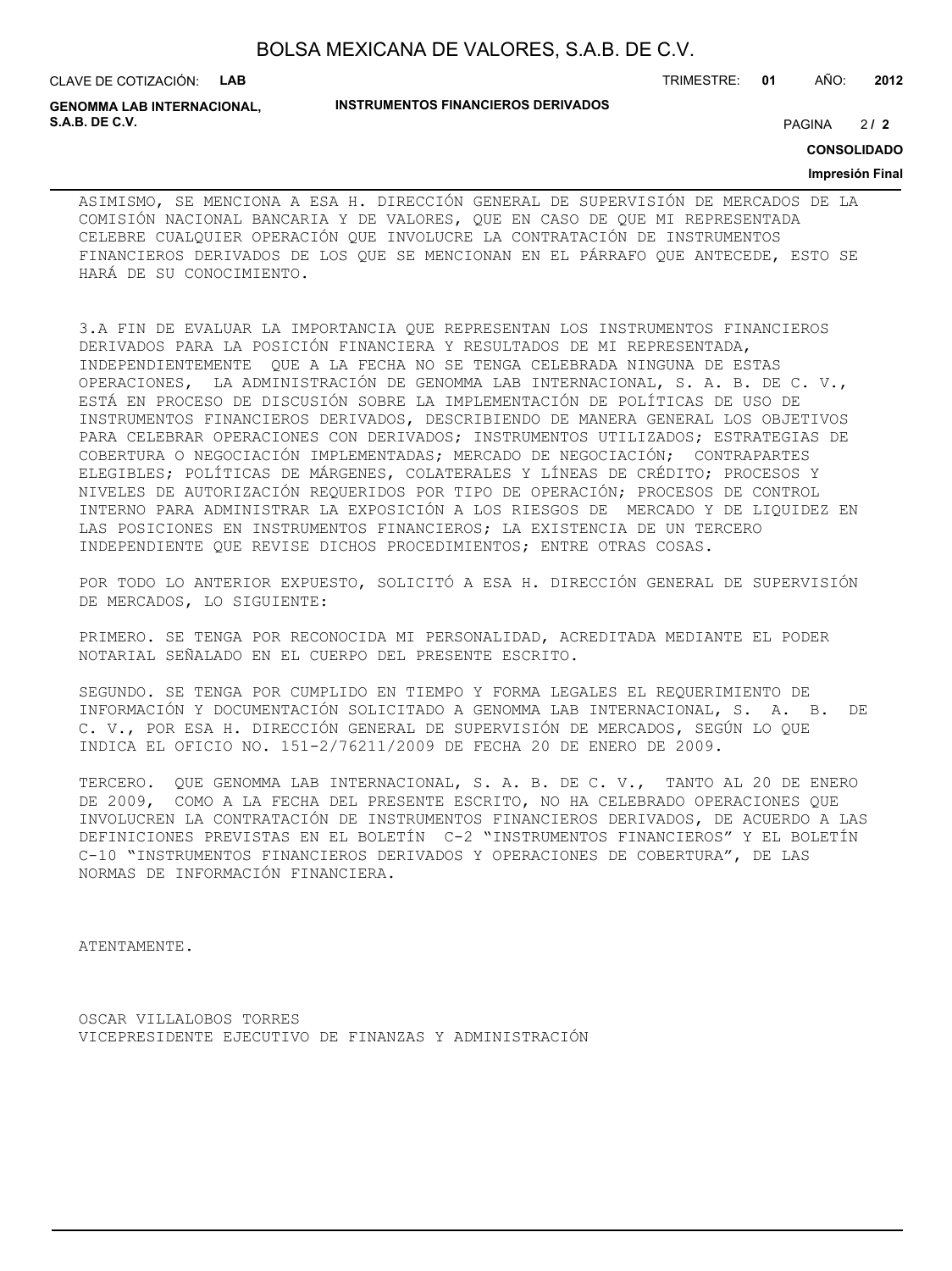ASIMISMO, SE MENCIONA A ESA H. DIRECCIÓN GENERAL DE SUPERVISIÓN DE MERCADOS DE LA COMISIÓN NACIONAL BANCARIA Y DE VALORES, QUE EN CASO DE QUE MI REPRESENTADA CELEBRE CUALQUIER OPERACIÓN QUE INVOLUCRE LA CONTRATACIÓN DE INSTRUMENTOS FINANCIEROS DERIVADOS DE LOS QUE SE MENCIONAN EN EL PÁRRAFO QUE ANTECEDE, ESTO SE HARÁ DE SU CONOCIMIENTO.

3.A FIN DE EVALUAR LA IMPORTANCIA QUE REPRESENTAN LOS INSTRUMENTOS FINANCIEROS DERIVADOS PARA LA POSICIÓN FINANCIERA Y RESULTADOS DE MI REPRESENTADA, INDEPENDIENTEMENTE QUE A LA FECHA NO SE TENGA CELEBRADA NINGUNA DE ESTAS OPERACIONES, LA ADMINISTRACIÓN DE GENOMMA LAB INTERNACIONAL, S. A. B. DE C. V., ESTÁ EN PROCESO DE DISCUSIÓN SOBRE LA IMPLEMENTACIÓN DE POLÍTICAS DE USO DE INSTRUMENTOS FINANCIEROS DERIVADOS, DESCRIBIENDO DE MANERA GENERAL LOS OBJETIVOS PARA CELEBRAR OPERACIONES CON DERIVADOS; INSTRUMENTOS UTILIZADOS; ESTRATEGIAS DE COBERTURA O NEGOCIACIÓN IMPLEMENTADAS; MERCADO DE NEGOCIACIÓN; CONTRAPARTES ELEGIBLES; POLÍTICAS DE MÁRGENES, COLATERALES Y LÍNEAS DE CRÉDITO; PROCESOS Y NIVELES DE AUTORIZACIÓN REQUERIDOS POR TIPO DE OPERACIÓN; PROCESOS DE CONTROL INTERNO PARA ADMINISTRAR LA EXPOSICIÓN A LOS RIESGOS DE MERCADO Y DE LIQUIDEZ EN LAS POSICIONES EN INSTRUMENTOS FINANCIEROS; LA EXISTENCIA DE UN TERCERO INDEPENDIENTE QUE REVISE DICHOS PROCEDIMIENTOS; ENTRE OTRAS COSAS.

POR TODO LO ANTERIOR EXPUESTO, SOLICITÓ A ESA H. DIRECCIÓN GENERAL DE SUPERVISIÓN DE MERCADOS, LO SIGUIENTE:

PRIMERO. SE TENGA POR RECONOCIDA MI PERSONALIDAD, ACREDITADA MEDIANTE EL PODER NOTARIAL SEÑALADO EN EL CUERPO DEL PRESENTE ESCRITO.

SEGUNDO. SE TENGA POR CUMPLIDO EN TIEMPO Y FORMA LEGALES EL REQUERIMIENTO DE INFORMACIÓN Y DOCUMENTACIÓN SOLICITADO A GENOMMA LAB INTERNACIONAL, S. A. B. DE C. V., POR ESA H. DIRECCIÓN GENERAL DE SUPERVISIÓN DE MERCADOS, SEGÚN LO QUE INDICA EL OFICIO NO. 151-2/76211/2009 DE FECHA 20 DE ENERO DE 2009.

TERCERO. QUE GENOMMA LAB INTERNACIONAL, S. A. B. DE C. V., TANTO AL 20 DE ENERO DE 2009, COMO A LA FECHA DEL PRESENTE ESCRITO, NO HA CELEBRADO OPERACIONES QUE INVOLUCREN LA CONTRATACIÓN DE INSTRUMENTOS FINANCIEROS DERIVADOS, DE ACUERDO A LAS DEFINICIONES PREVISTAS EN EL BOLETÍN C-2 "INSTRUMENTOS FINANCIEROS" Y EL BOLETÍN C-10 "INSTRUMENTOS FINANCIEROS DERIVADOS Y OPERACIONES DE COBERTURA", DE LAS NORMAS DE INFORMACIÓN FINANCIERA.

ATENTAMENTE.

OSCAR VILLALOBOS TORRES
VICEPRESIDENTE EJECUTIVO DE FINANZAS Y ADMINISTRACIÓN